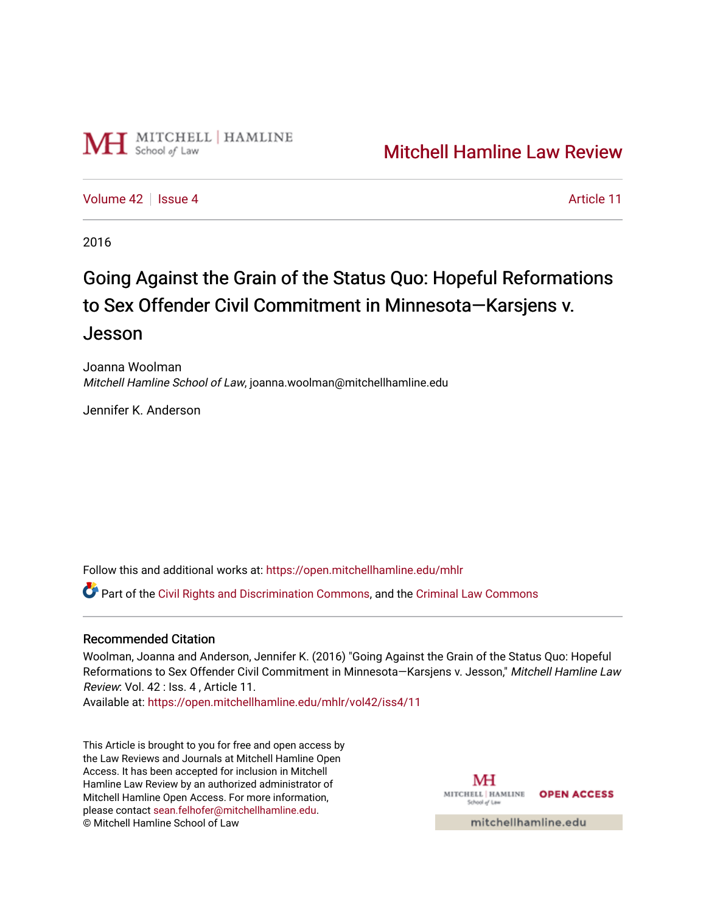Mitchell Hamline Law Review

Volume 42 | Issue 4 Article 11

2016

# Going Against the Grain of the Status Quo: Hopeful Reformations to Sex Offender Civil Commitment in Minnesota—Karsjens v. Jesson

Joanna Woolman
*Mitchell Hamline School of Law*, joanna.woolman@mitchellhamline.edu

Jennifer K. Anderson

Follow this and additional works at: https://open.mitchellhamline.edu/mhlr

Part of the Civil Rights and Discrimination Commons, and the Criminal Law Commons

## Recommended Citation

Woolman, Joanna and Anderson, Jennifer K. (2016) "Going Against the Grain of the Status Quo: Hopeful Reformations to Sex Offender Civil Commitment in Minnesota—Karsjens v. Jesson," *Mitchell Hamline Law Review*: Vol. 42 : Iss. 4 , Article 11.
Available at: https://open.mitchellhamline.edu/mhlr/vol42/iss4/11

This Article is brought to you for free and open access by the Law Reviews and Journals at Mitchell Hamline Open Access. It has been accepted for inclusion in Mitchell Hamline Law Review by an authorized administrator of Mitchell Hamline Open Access. For more information, please contact sean.felhofer@mitchellhamline.edu.
© Mitchell Hamline School of Law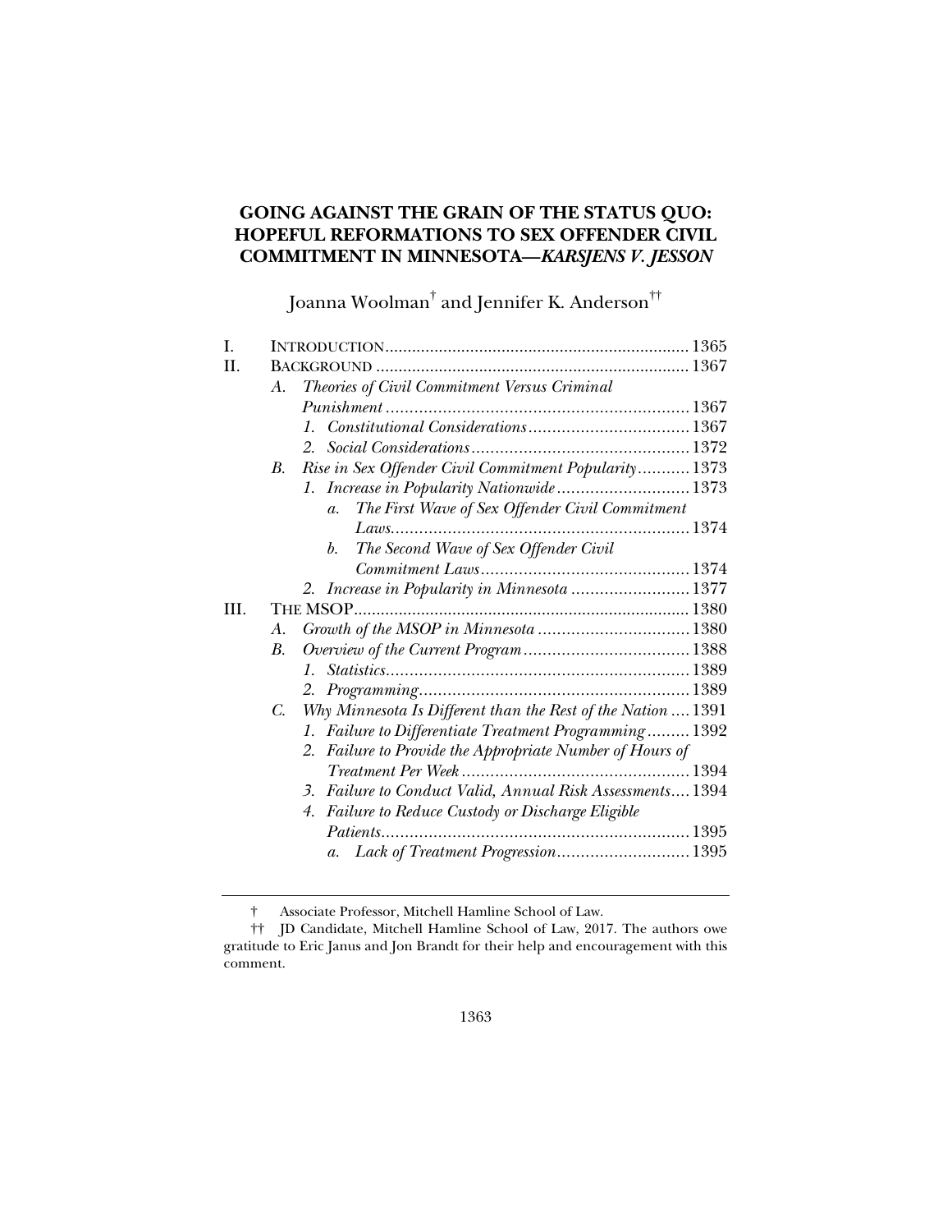# GOING AGAINST THE GRAIN OF THE STATUS QUO: HOPEFUL REFORMATIONS TO SEX OFFENDER CIVIL COMMITMENT IN MINNESOTA—*KARSJENS V. JESSON*

Joanna Woolman[†] and Jennifer K. Anderson[††]

I. INTRODUCTION .................................................................. 1365
II. BACKGROUND .................................................................... 1367
  A. *Theories of Civil Commitment Versus Criminal Punishment* ................................................................ 1367
    1. *Constitutional Considerations* .................................. 1367
    2. *Social Considerations* .............................................. 1372
  B. *Rise in Sex Offender Civil Commitment Popularity* ........... 1373
    1. *Increase in Popularity Nationwide* ............................ 1373
      a. *The First Wave of Sex Offender Civil Commitment Laws* ............................................................... 1374
      b. *The Second Wave of Sex Offender Civil Commitment Laws* ............................................ 1374
    2. *Increase in Popularity in Minnesota* ......................... 1377
III. THE MSOP ........................................................................ 1380
  A. *Growth of the MSOP in Minnesota* ................................ 1380
  B. *Overview of the Current Program* .................................. 1388
    1. *Statistics* ................................................................ 1389
    2. *Programming* ......................................................... 1389
  C. *Why Minnesota Is Different than the Rest of the Nation* .... 1391
    1. *Failure to Differentiate Treatment Programming* ......... 1392
    2. *Failure to Provide the Appropriate Number of Hours of Treatment Per Week* ................................................ 1394
    3. *Failure to Conduct Valid, Annual Risk Assessments* .... 1394
    4. *Failure to Reduce Custody or Discharge Eligible Patients* ................................................................. 1395
      a. *Lack of Treatment Progression* ............................ 1395

---

† Associate Professor, Mitchell Hamline School of Law.

†† JD Candidate, Mitchell Hamline School of Law, 2017. The authors owe gratitude to Eric Janus and Jon Brandt for their help and encouragement with this comment.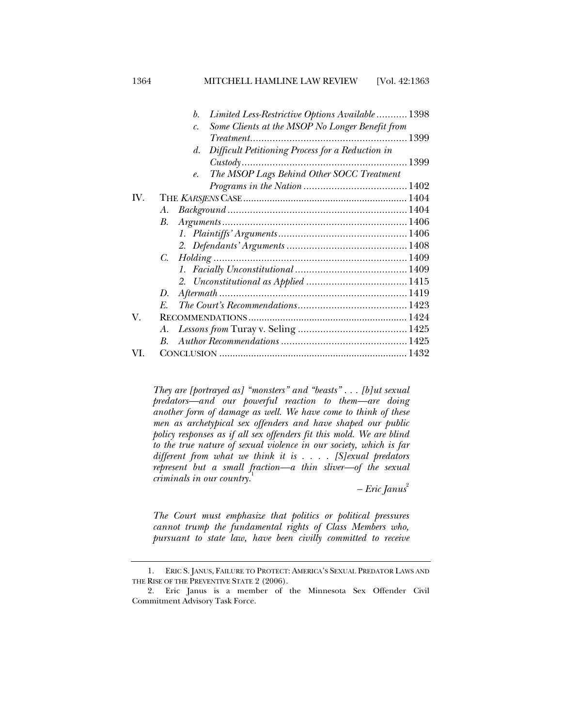- b. *Limited Less-Restrictive Options Available* ........... 1398
- c. *Some Clients at the MSOP No Longer Benefit from Treatment* ........... 1399
- d. *Difficult Petitioning Process for a Reduction in Custody* ........... 1399
- e. *The MSOP Lags Behind Other SOCC Treatment Programs in the Nation* ........... 1402

IV. THE *KARSJENS* CASE ........... 1404
- A. *Background* ........... 1404
- B. *Arguments* ........... 1406
  - 1. *Plaintiffs' Arguments* ........... 1406
  - 2. *Defendants' Arguments* ........... 1408
- C. *Holding* ........... 1409
  - 1. *Facially Unconstitutional* ........... 1409
  - 2. *Unconstitutional as Applied* ........... 1415
- D. *Aftermath* ........... 1419
- E. *The Court's Recommendations* ........... 1423

V. RECOMMENDATIONS ........... 1424
- A. *Lessons from* Turay v. Seling ........... 1425
- B. *Author Recommendations* ........... 1425

VI. CONCLUSION ........... 1432

> *They are [portrayed as] "monsters" and "beasts" . . . [b]ut sexual predators—and our powerful reaction to them—are doing another form of damage as well. We have come to think of these men as archetypical sex offenders and have shaped our public policy responses as if all sex offenders fit this mold. We are blind to the true nature of sexual violence in our society, which is far different from what we think it is . . . . [S]exual predators represent but a small fraction—a thin sliver—of the sexual criminals in our country.*[1]
>
> *– Eric Janus*[2]

> *The Court must emphasize that politics or political pressures cannot trump the fundamental rights of Class Members who, pursuant to state law, have been civilly committed to receive*

---

1. ERIC S. JANUS, FAILURE TO PROTECT: AMERICA'S SEXUAL PREDATOR LAWS AND THE RISE OF THE PREVENTIVE STATE 2 (2006).

2. Eric Janus is a member of the Minnesota Sex Offender Civil Commitment Advisory Task Force.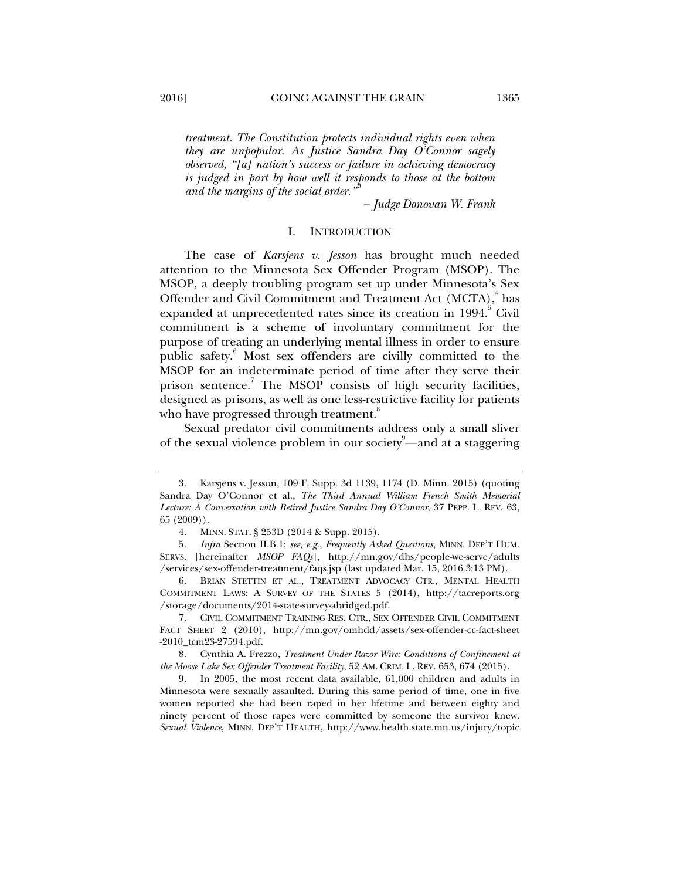*treatment. The Constitution protects individual rights even when they are unpopular. As Justice Sandra Day O'Connor sagely observed, "[a] nation's success or failure in achieving democracy is judged in part by how well it responds to those at the bottom and the margins of the social order."*[3]

– *Judge Donovan W. Frank*

## I. INTRODUCTION

The case of *Karsjens v. Jesson* has brought much needed attention to the Minnesota Sex Offender Program (MSOP). The MSOP, a deeply troubling program set up under Minnesota's Sex Offender and Civil Commitment and Treatment Act (MCTA),[4] has expanded at unprecedented rates since its creation in 1994.[5] Civil commitment is a scheme of involuntary commitment for the purpose of treating an underlying mental illness in order to ensure public safety.[6] Most sex offenders are civilly committed to the MSOP for an indeterminate period of time after they serve their prison sentence.[7] The MSOP consists of high security facilities, designed as prisons, as well as one less-restrictive facility for patients who have progressed through treatment.[8]

Sexual predator civil commitments address only a small sliver of the sexual violence problem in our society[9]—and at a staggering

---

3. Karsjens v. Jesson, 109 F. Supp. 3d 1139, 1174 (D. Minn. 2015) (quoting Sandra Day O'Connor et al., *The Third Annual William French Smith Memorial Lecture: A Conversation with Retired Justice Sandra Day O'Connor*, 37 PEPP. L. REV. 63, 65 (2009)).

4. MINN. STAT. § 253D (2014 & Supp. 2015).

5. *Infra* Section II.B.1; *see, e.g.*, *Frequently Asked Questions*, MINN. DEP'T HUM. SERVS. [hereinafter *MSOP FAQs*], http://mn.gov/dhs/people-we-serve/adults /services/sex-offender-treatment/faqs.jsp (last updated Mar. 15, 2016 3:13 PM).

6. BRIAN STETTIN ET AL., TREATMENT ADVOCACY CTR., MENTAL HEALTH COMMITMENT LAWS: A SURVEY OF THE STATES 5 (2014), http://tacreports.org /storage/documents/2014-state-survey-abridged.pdf.

7. CIVIL COMMITMENT TRAINING RES. CTR., SEX OFFENDER CIVIL COMMITMENT FACT SHEET 2 (2010), http://mn.gov/omhdd/assets/sex-offender-cc-fact-sheet -2010_tcm23-27594.pdf.

8. Cynthia A. Frezzo, *Treatment Under Razor Wire: Conditions of Confinement at the Moose Lake Sex Offender Treatment Facility*, 52 AM. CRIM. L. REV. 653, 674 (2015).

9. In 2005, the most recent data available, 61,000 children and adults in Minnesota were sexually assaulted. During this same period of time, one in five women reported she had been raped in her lifetime and between eighty and ninety percent of those rapes were committed by someone the survivor knew. *Sexual Violence*, MINN. DEP'T HEALTH, http://www.health.state.mn.us/injury/topic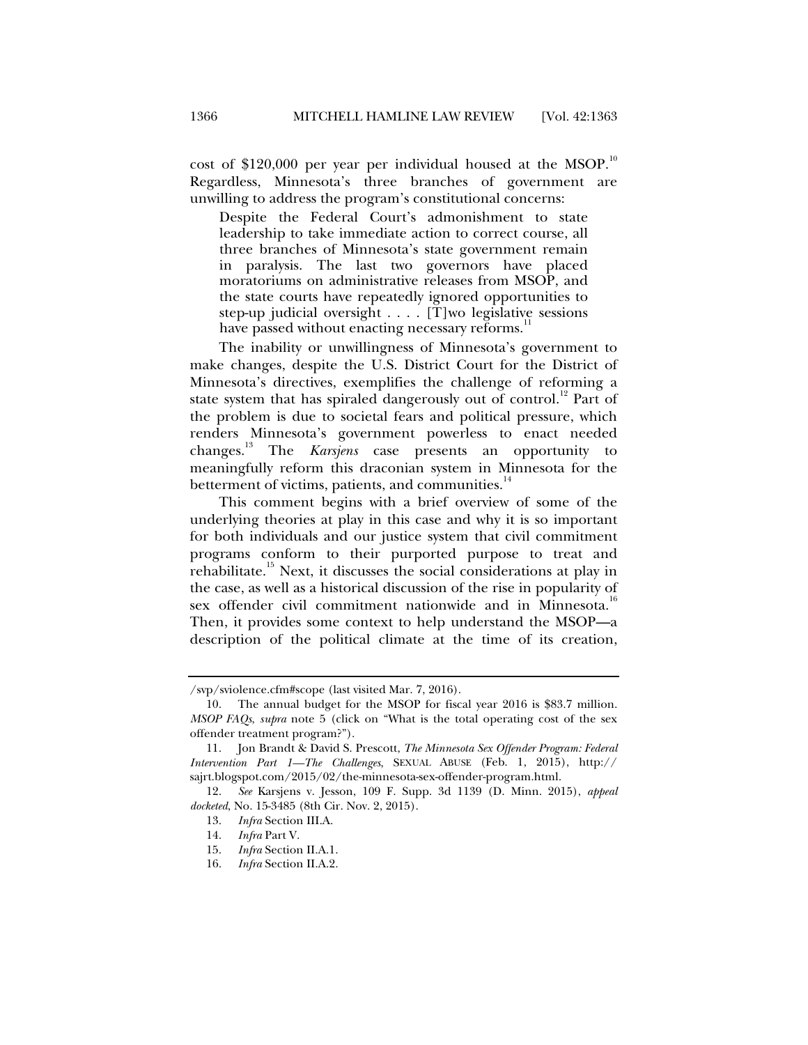cost of $120,000 per year per individual housed at the MSOP.[10] Regardless, Minnesota's three branches of government are unwilling to address the program's constitutional concerns:

> Despite the Federal Court's admonishment to state leadership to take immediate action to correct course, all three branches of Minnesota's state government remain in paralysis. The last two governors have placed moratoriums on administrative releases from MSOP, and the state courts have repeatedly ignored opportunities to step-up judicial oversight . . . . [T]wo legislative sessions have passed without enacting necessary reforms.[11]

The inability or unwillingness of Minnesota's government to make changes, despite the U.S. District Court for the District of Minnesota's directives, exemplifies the challenge of reforming a state system that has spiraled dangerously out of control.[12] Part of the problem is due to societal fears and political pressure, which renders Minnesota's government powerless to enact needed changes.[13] The *Karsjens* case presents an opportunity to meaningfully reform this draconian system in Minnesota for the betterment of victims, patients, and communities.[14]

This comment begins with a brief overview of some of the underlying theories at play in this case and why it is so important for both individuals and our justice system that civil commitment programs conform to their purported purpose to treat and rehabilitate.[15] Next, it discusses the social considerations at play in the case, as well as a historical discussion of the rise in popularity of sex offender civil commitment nationwide and in Minnesota.[16] Then, it provides some context to help understand the MSOP—a description of the political climate at the time of its creation,

---

/svp/sviolence.cfm#scope (last visited Mar. 7, 2016).

10. The annual budget for the MSOP for fiscal year 2016 is $83.7 million. *MSOP FAQs*, *supra* note 5 (click on "What is the total operating cost of the sex offender treatment program?").

11. Jon Brandt & David S. Prescott, *The Minnesota Sex Offender Program: Federal Intervention Part 1—The Challenges*, SEXUAL ABUSE (Feb. 1, 2015), http://sajrt.blogspot.com/2015/02/the-minnesota-sex-offender-program.html.

12. *See* Karsjens v. Jesson, 109 F. Supp. 3d 1139 (D. Minn. 2015), *appeal docketed*, No. 15-3485 (8th Cir. Nov. 2, 2015).

13. *Infra* Section III.A.

14. *Infra* Part V.

15. *Infra* Section II.A.1.

16. *Infra* Section II.A.2.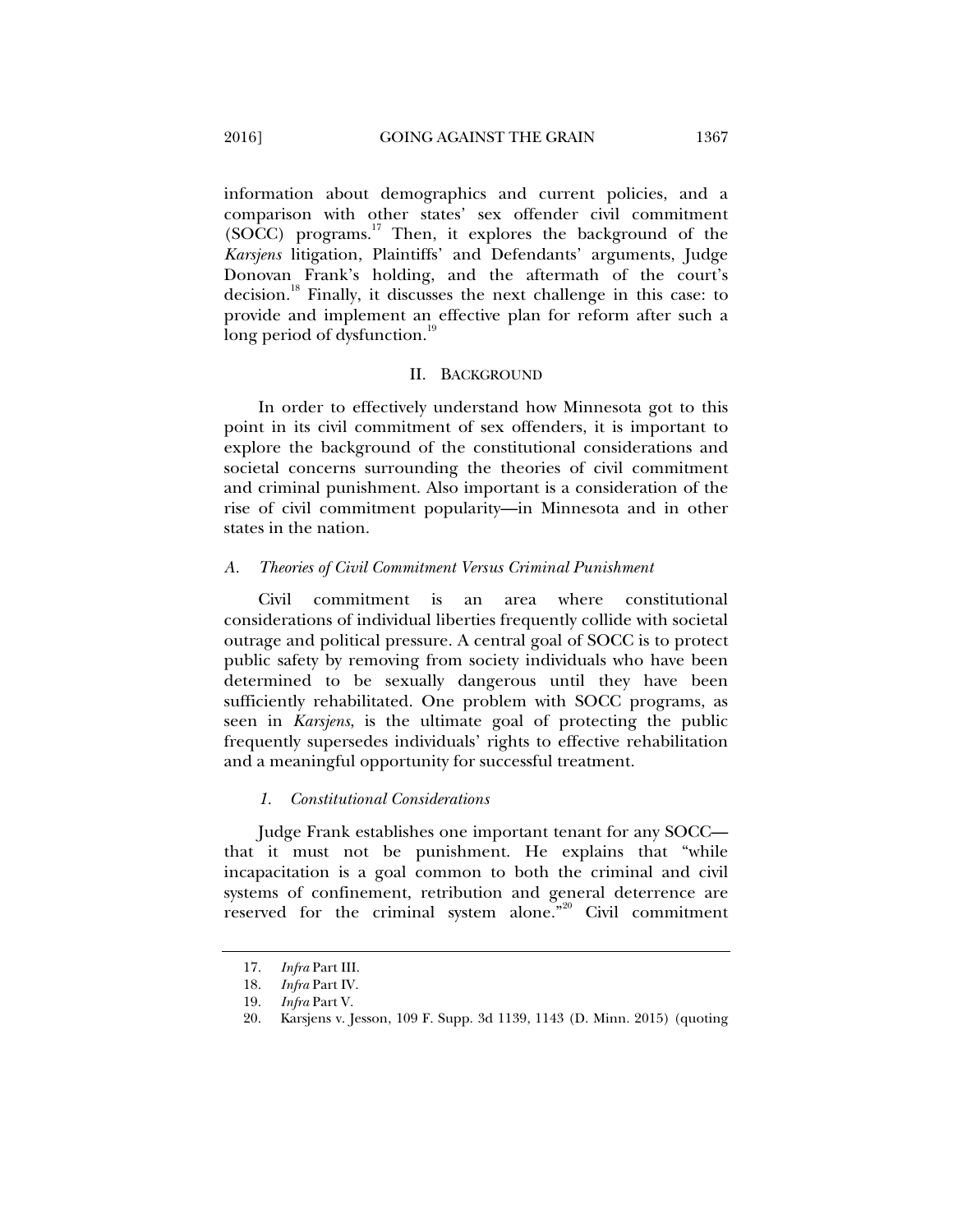information about demographics and current policies, and a comparison with other states' sex offender civil commitment (SOCC) programs.[17] Then, it explores the background of the *Karsjens* litigation, Plaintiffs' and Defendants' arguments, Judge Donovan Frank's holding, and the aftermath of the court's decision.[18] Finally, it discusses the next challenge in this case: to provide and implement an effective plan for reform after such a long period of dysfunction.[19]

## II. BACKGROUND

In order to effectively understand how Minnesota got to this point in its civil commitment of sex offenders, it is important to explore the background of the constitutional considerations and societal concerns surrounding the theories of civil commitment and criminal punishment. Also important is a consideration of the rise of civil commitment popularity—in Minnesota and in other states in the nation.

### *A. Theories of Civil Commitment Versus Criminal Punishment*

Civil commitment is an area where constitutional considerations of individual liberties frequently collide with societal outrage and political pressure. A central goal of SOCC is to protect public safety by removing from society individuals who have been determined to be sexually dangerous until they have been sufficiently rehabilitated. One problem with SOCC programs, as seen in *Karsjens*, is the ultimate goal of protecting the public frequently supersedes individuals' rights to effective rehabilitation and a meaningful opportunity for successful treatment.

#### *1. Constitutional Considerations*

Judge Frank establishes one important tenant for any SOCC—that it must not be punishment. He explains that "while incapacitation is a goal common to both the criminal and civil systems of confinement, retribution and general deterrence are reserved for the criminal system alone."[20] Civil commitment

---

17. *Infra* Part III.

18. *Infra* Part IV.

19. *Infra* Part V.

20. Karsjens v. Jesson, 109 F. Supp. 3d 1139, 1143 (D. Minn. 2015) (quoting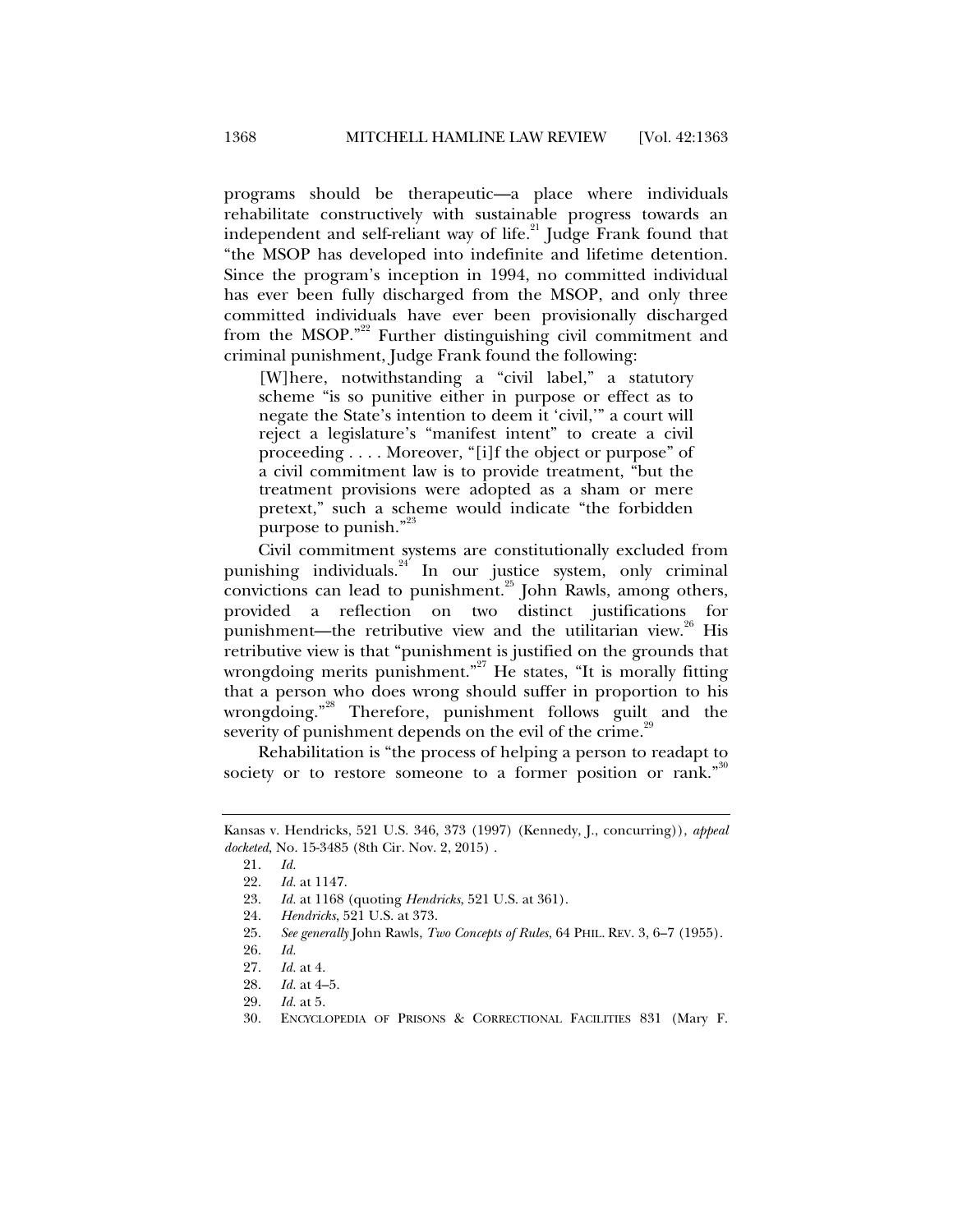programs should be therapeutic—a place where individuals rehabilitate constructively with sustainable progress towards an independent and self-reliant way of life.[21] Judge Frank found that "the MSOP has developed into indefinite and lifetime detention. Since the program's inception in 1994, no committed individual has ever been fully discharged from the MSOP, and only three committed individuals have ever been provisionally discharged from the MSOP."[22] Further distinguishing civil commitment and criminal punishment, Judge Frank found the following:

> [W]here, notwithstanding a "civil label," a statutory scheme "is so punitive either in purpose or effect as to negate the State's intention to deem it 'civil,'" a court will reject a legislature's "manifest intent" to create a civil proceeding . . . . Moreover, "[i]f the object or purpose" of a civil commitment law is to provide treatment, "but the treatment provisions were adopted as a sham or mere pretext," such a scheme would indicate "the forbidden purpose to punish."[23]

Civil commitment systems are constitutionally excluded from punishing individuals.[24] In our justice system, only criminal convictions can lead to punishment.[25] John Rawls, among others, provided a reflection on two distinct justifications for punishment—the retributive view and the utilitarian view.[26] His retributive view is that "punishment is justified on the grounds that wrongdoing merits punishment."[27] He states, "It is morally fitting that a person who does wrong should suffer in proportion to his wrongdoing."[28] Therefore, punishment follows guilt and the severity of punishment depends on the evil of the crime.[29]

Rehabilitation is "the process of helping a person to readapt to society or to restore someone to a former position or rank."[30]

---

Kansas v. Hendricks, 521 U.S. 346, 373 (1997) (Kennedy, J., concurring)), *appeal docketed*, No. 15-3485 (8th Cir. Nov. 2, 2015) .

21. *Id.*

22. *Id.* at 1147.

23. *Id.* at 1168 (quoting *Hendricks*, 521 U.S. at 361).

24. *Hendricks*, 521 U.S. at 373.

25. *See generally* John Rawls, *Two Concepts of Rules*, 64 PHIL. REV. 3, 6–7 (1955).

26. *Id.*

27. *Id.* at 4.

28. *Id.* at 4–5.

29. *Id.* at 5.

30. ENCYCLOPEDIA OF PRISONS & CORRECTIONAL FACILITIES 831 (Mary F.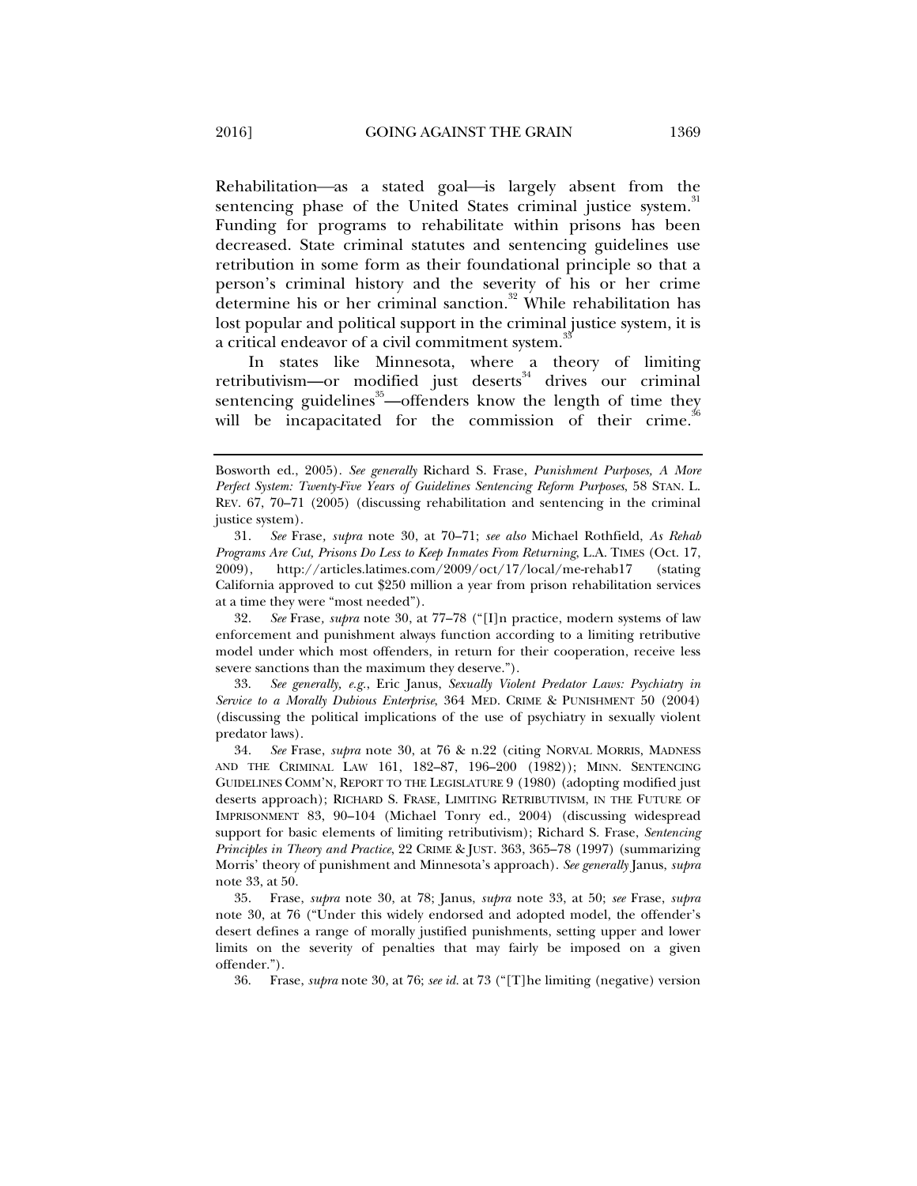Rehabilitation—as a stated goal—is largely absent from the sentencing phase of the United States criminal justice system.[31] Funding for programs to rehabilitate within prisons has been decreased. State criminal statutes and sentencing guidelines use retribution in some form as their foundational principle so that a person's criminal history and the severity of his or her crime determine his or her criminal sanction.[32] While rehabilitation has lost popular and political support in the criminal justice system, it is a critical endeavor of a civil commitment system.[33]

In states like Minnesota, where a theory of limiting retributivism—or modified just deserts[34] drives our criminal sentencing guidelines[35]—offenders know the length of time they will be incapacitated for the commission of their crime.[36]

---

Bosworth ed., 2005). *See generally* Richard S. Frase, *Punishment Purposes, A More Perfect System: Twenty-Five Years of Guidelines Sentencing Reform Purposes*, 58 STAN. L. REV. 67, 70–71 (2005) (discussing rehabilitation and sentencing in the criminal justice system).

31. *See* Frase, *supra* note 30, at 70–71; *see also* Michael Rothfield, *As Rehab Programs Are Cut, Prisons Do Less to Keep Inmates From Returning*, L.A. TIMES (Oct. 17, 2009), http://articles.latimes.com/2009/oct/17/local/me-rehab17 (stating California approved to cut $250 million a year from prison rehabilitation services at a time they were "most needed").

32. *See* Frase, *supra* note 30, at 77–78 ("[I]n practice, modern systems of law enforcement and punishment always function according to a limiting retributive model under which most offenders, in return for their cooperation, receive less severe sanctions than the maximum they deserve.").

33. *See generally, e.g.*, Eric Janus, *Sexually Violent Predator Laws: Psychiatry in Service to a Morally Dubious Enterprise*, 364 MED. CRIME & PUNISHMENT 50 (2004) (discussing the political implications of the use of psychiatry in sexually violent predator laws).

34. *See* Frase, *supra* note 30, at 76 & n.22 (citing NORVAL MORRIS, MADNESS AND THE CRIMINAL LAW 161, 182–87, 196–200 (1982)); MINN. SENTENCING GUIDELINES COMM'N, REPORT TO THE LEGISLATURE 9 (1980) (adopting modified just deserts approach); RICHARD S. FRASE, LIMITING RETRIBUTIVISM, IN THE FUTURE OF IMPRISONMENT 83, 90–104 (Michael Tonry ed., 2004) (discussing widespread support for basic elements of limiting retributivism); Richard S. Frase, *Sentencing Principles in Theory and Practice*, 22 CRIME & JUST. 363, 365–78 (1997) (summarizing Morris' theory of punishment and Minnesota's approach). *See generally* Janus, *supra* note 33, at 50.

35. Frase, *supra* note 30, at 78; Janus, *supra* note 33, at 50; *see* Frase, *supra* note 30, at 76 ("Under this widely endorsed and adopted model, the offender's desert defines a range of morally justified punishments, setting upper and lower limits on the severity of penalties that may fairly be imposed on a given offender.").

36. Frase, *supra* note 30, at 76; *see id.* at 73 ("[T]he limiting (negative) version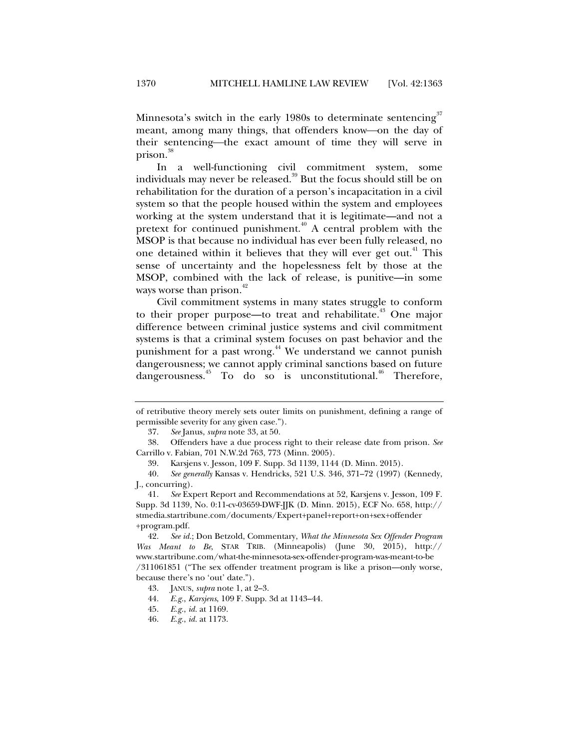Minnesota's switch in the early 1980s to determinate sentencing[37] meant, among many things, that offenders know—on the day of their sentencing—the exact amount of time they will serve in prison.[38]

In a well-functioning civil commitment system, some individuals may never be released.[39] But the focus should still be on rehabilitation for the duration of a person's incapacitation in a civil system so that the people housed within the system and employees working at the system understand that it is legitimate—and not a pretext for continued punishment.[40] A central problem with the MSOP is that because no individual has ever been fully released, no one detained within it believes that they will ever get out.[41] This sense of uncertainty and the hopelessness felt by those at the MSOP, combined with the lack of release, is punitive—in some ways worse than prison.[42]

Civil commitment systems in many states struggle to conform to their proper purpose—to treat and rehabilitate.[43] One major difference between criminal justice systems and civil commitment systems is that a criminal system focuses on past behavior and the punishment for a past wrong.[44] We understand we cannot punish dangerousness; we cannot apply criminal sanctions based on future dangerousness.[45] To do so is unconstitutional.[46] Therefore,

---

of retributive theory merely sets outer limits on punishment, defining a range of permissible severity for any given case.").

37. *See* Janus, *supra* note 33, at 50.

38. Offenders have a due process right to their release date from prison. *See* Carrillo v. Fabian, 701 N.W.2d 763, 773 (Minn. 2005).

39. Karsjens v. Jesson, 109 F. Supp. 3d 1139, 1144 (D. Minn. 2015).

40. *See generally* Kansas v. Hendricks, 521 U.S. 346, 371–72 (1997) (Kennedy, J., concurring).

41. *See* Expert Report and Recommendations at 52, Karsjens v. Jesson, 109 F. Supp. 3d 1139, No. 0:11-cv-03659-DWF-JJK (D. Minn. 2015), ECF No. 658, http://stmedia.startribune.com/documents/Expert+panel+report+on+sex+offender+program.pdf.

42. *See id.*; Don Betzold, Commentary, *What the Minnesota Sex Offender Program Was Meant to Be*, STAR TRIB. (Minneapolis) (June 30, 2015), http://www.startribune.com/what-the-minnesota-sex-offender-program-was-meant-to-be/311061851 ("The sex offender treatment program is like a prison—only worse, because there's no 'out' date.").

43. JANUS, *supra* note 1, at 2–3.

44. *E.g.*, *Karsjens*, 109 F. Supp. 3d at 1143–44.

45. *E.g.*, *id.* at 1169.

46. *E.g.*, *id.* at 1173.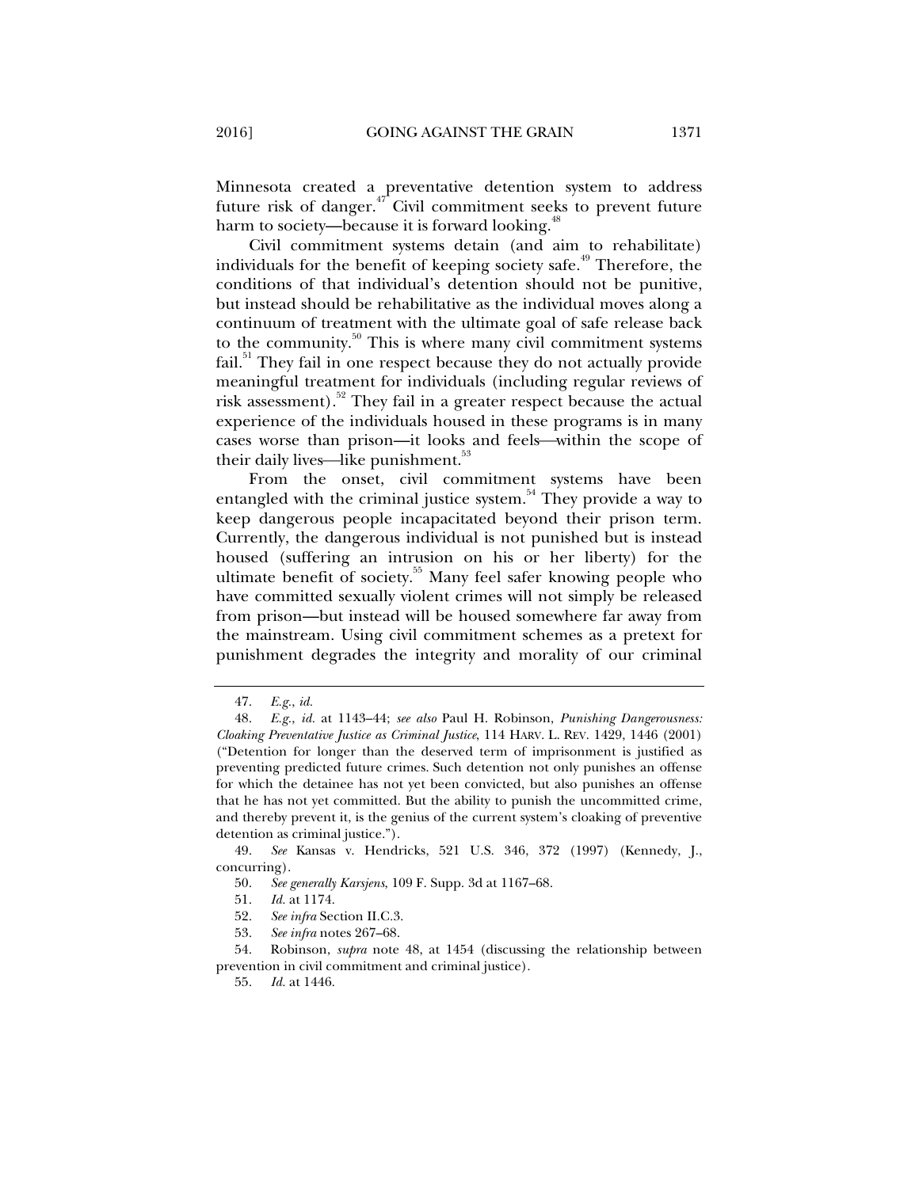Minnesota created a preventative detention system to address future risk of danger.[47] Civil commitment seeks to prevent future harm to society—because it is forward looking.[48]

Civil commitment systems detain (and aim to rehabilitate) individuals for the benefit of keeping society safe.[49] Therefore, the conditions of that individual's detention should not be punitive, but instead should be rehabilitative as the individual moves along a continuum of treatment with the ultimate goal of safe release back to the community.[50] This is where many civil commitment systems fail.[51] They fail in one respect because they do not actually provide meaningful treatment for individuals (including regular reviews of risk assessment).[52] They fail in a greater respect because the actual experience of the individuals housed in these programs is in many cases worse than prison—it looks and feels—within the scope of their daily lives—like punishment.[53]

From the onset, civil commitment systems have been entangled with the criminal justice system.[54] They provide a way to keep dangerous people incapacitated beyond their prison term. Currently, the dangerous individual is not punished but is instead housed (suffering an intrusion on his or her liberty) for the ultimate benefit of society.[55] Many feel safer knowing people who have committed sexually violent crimes will not simply be released from prison—but instead will be housed somewhere far away from the mainstream. Using civil commitment schemes as a pretext for punishment degrades the integrity and morality of our criminal

---

47. *E.g.*, *id.*

48. *E.g.*, *id.* at 1143–44; *see also* Paul H. Robinson, *Punishing Dangerousness: Cloaking Preventative Justice as Criminal Justice*, 114 HARV. L. REV. 1429, 1446 (2001) ("Detention for longer than the deserved term of imprisonment is justified as preventing predicted future crimes. Such detention not only punishes an offense for which the detainee has not yet been convicted, but also punishes an offense that he has not yet committed. But the ability to punish the uncommitted crime, and thereby prevent it, is the genius of the current system's cloaking of preventive detention as criminal justice.").

49. *See* Kansas v. Hendricks, 521 U.S. 346, 372 (1997) (Kennedy, J., concurring).

50. *See generally Karsjens*, 109 F. Supp. 3d at 1167–68.

51. *Id.* at 1174.

52. *See infra* Section II.C.3.

53. *See infra* notes 267–68.

54. Robinson, *supra* note 48, at 1454 (discussing the relationship between prevention in civil commitment and criminal justice).

55. *Id.* at 1446.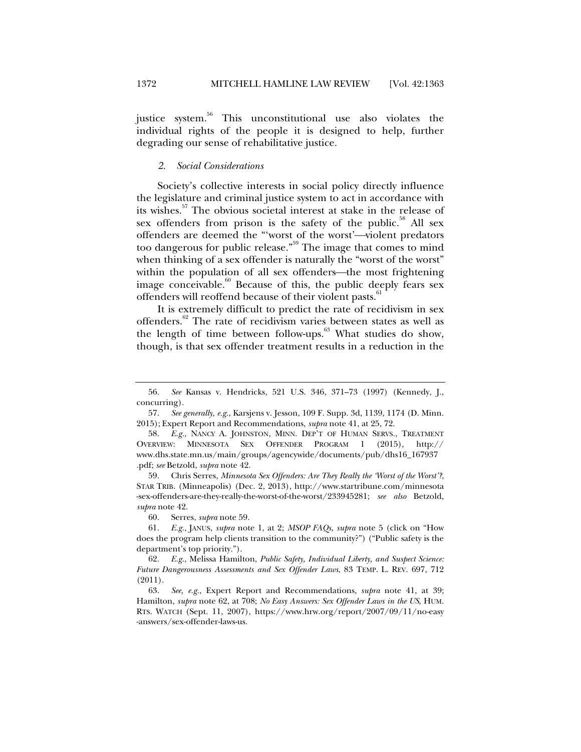justice system.[56] This unconstitutional use also violates the individual rights of the people it is designed to help, further degrading our sense of rehabilitative justice.

### *2. Social Considerations*

Society's collective interests in social policy directly influence the legislature and criminal justice system to act in accordance with its wishes.[57] The obvious societal interest at stake in the release of sex offenders from prison is the safety of the public.[58] All sex offenders are deemed the "'worst of the worst'—violent predators too dangerous for public release."[59] The image that comes to mind when thinking of a sex offender is naturally the "worst of the worst" within the population of all sex offenders—the most frightening image conceivable.[60] Because of this, the public deeply fears sex offenders will reoffend because of their violent pasts.[61]

It is extremely difficult to predict the rate of recidivism in sex offenders.[62] The rate of recidivism varies between states as well as the length of time between follow-ups.[63] What studies do show, though, is that sex offender treatment results in a reduction in the

---

56. *See* Kansas v. Hendricks, 521 U.S. 346, 371–73 (1997) (Kennedy, J., concurring).

57. *See generally, e.g.*, Karsjens v. Jesson, 109 F. Supp. 3d, 1139, 1174 (D. Minn. 2015); Expert Report and Recommendations, *supra* note 41, at 25, 72.

58. *E.g.*, NANCY A. JOHNSTON, MINN. DEP'T OF HUMAN SERVS., TREATMENT OVERVIEW: MINNESOTA SEX OFFENDER PROGRAM 1 (2015), http://www.dhs.state.mn.us/main/groups/agencywide/documents/pub/dhs16_167937.pdf; *see* Betzold, *supra* note 42.

59. Chris Serres, *Minnesota Sex Offenders: Are They Really the 'Worst of the Worst'?*, STAR TRIB. (Minneapolis) (Dec. 2, 2013), http://www.startribune.com/minnesota-sex-offenders-are-they-really-the-worst-of-the-worst/233945281; *see also* Betzold, *supra* note 42.

60. Serres, *supra* note 59.

61. *E.g.*, JANUS, *supra* note 1, at 2; *MSOP FAQs*, *supra* note 5 (click on "How does the program help clients transition to the community?") ("Public safety is the department's top priority.").

62. *E.g.*, Melissa Hamilton, *Public Safety, Individual Liberty, and Suspect Science: Future Dangerousness Assessments and Sex Offender Laws*, 83 TEMP. L. REV. 697, 712 (2011).

63. *See, e.g.*, Expert Report and Recommendations, *supra* note 41, at 39; Hamilton, *supra* note 62, at 708; *No Easy Answers: Sex Offender Laws in the US*, HUM. RTS. WATCH (Sept. 11, 2007), https://www.hrw.org/report/2007/09/11/no-easy-answers/sex-offender-laws-us.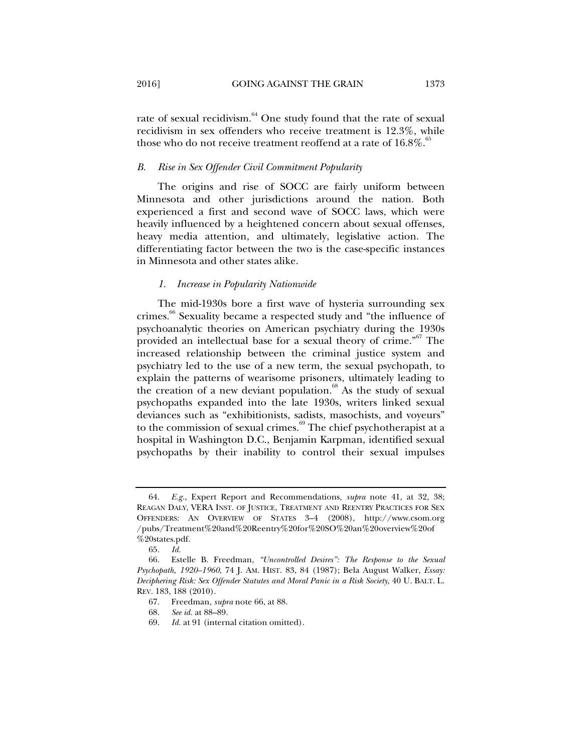rate of sexual recidivism.[64] One study found that the rate of sexual recidivism in sex offenders who receive treatment is 12.3%, while those who do not receive treatment reoffend at a rate of 16.8%.[65]

### *B. Rise in Sex Offender Civil Commitment Popularity*

The origins and rise of SOCC are fairly uniform between Minnesota and other jurisdictions around the nation. Both experienced a first and second wave of SOCC laws, which were heavily influenced by a heightened concern about sexual offenses, heavy media attention, and ultimately, legislative action. The differentiating factor between the two is the case-specific instances in Minnesota and other states alike.

#### *1. Increase in Popularity Nationwide*

The mid-1930s bore a first wave of hysteria surrounding sex crimes.[66] Sexuality became a respected study and "the influence of psychoanalytic theories on American psychiatry during the 1930s provided an intellectual base for a sexual theory of crime."[67] The increased relationship between the criminal justice system and psychiatry led to the use of a new term, the sexual psychopath, to explain the patterns of wearisome prisoners, ultimately leading to the creation of a new deviant population.[68] As the study of sexual psychopaths expanded into the late 1930s, writers linked sexual deviances such as "exhibitionists, sadists, masochists, and voyeurs" to the commission of sexual crimes.[69] The chief psychotherapist at a hospital in Washington D.C., Benjamin Karpman, identified sexual psychopaths by their inability to control their sexual impulses

---

64. *E.g.*, Expert Report and Recommendations, *supra* note 41, at 32, 38; REAGAN DALY, VERA INST. OF JUSTICE, TREATMENT AND REENTRY PRACTICES FOR SEX OFFENDERS: AN OVERVIEW OF STATES 3–4 (2008), http://www.csom.org/pubs/Treatment%20and%20Reentry%20for%20SO%20an%20overview%20of%20states.pdf.

65. *Id.*

66. Estelle B. Freedman, *"Uncontrolled Desires": The Response to the Sexual Psychopath, 1920–1960*, 74 J. AM. HIST. 83, 84 (1987); Bela August Walker, *Essay: Deciphering Risk: Sex Offender Statutes and Moral Panic in a Risk Society*, 40 U. BALT. L. REV. 183, 188 (2010).

67. Freedman, *supra* note 66, at 88.

68. *See id.* at 88–89.

69. *Id.* at 91 (internal citation omitted).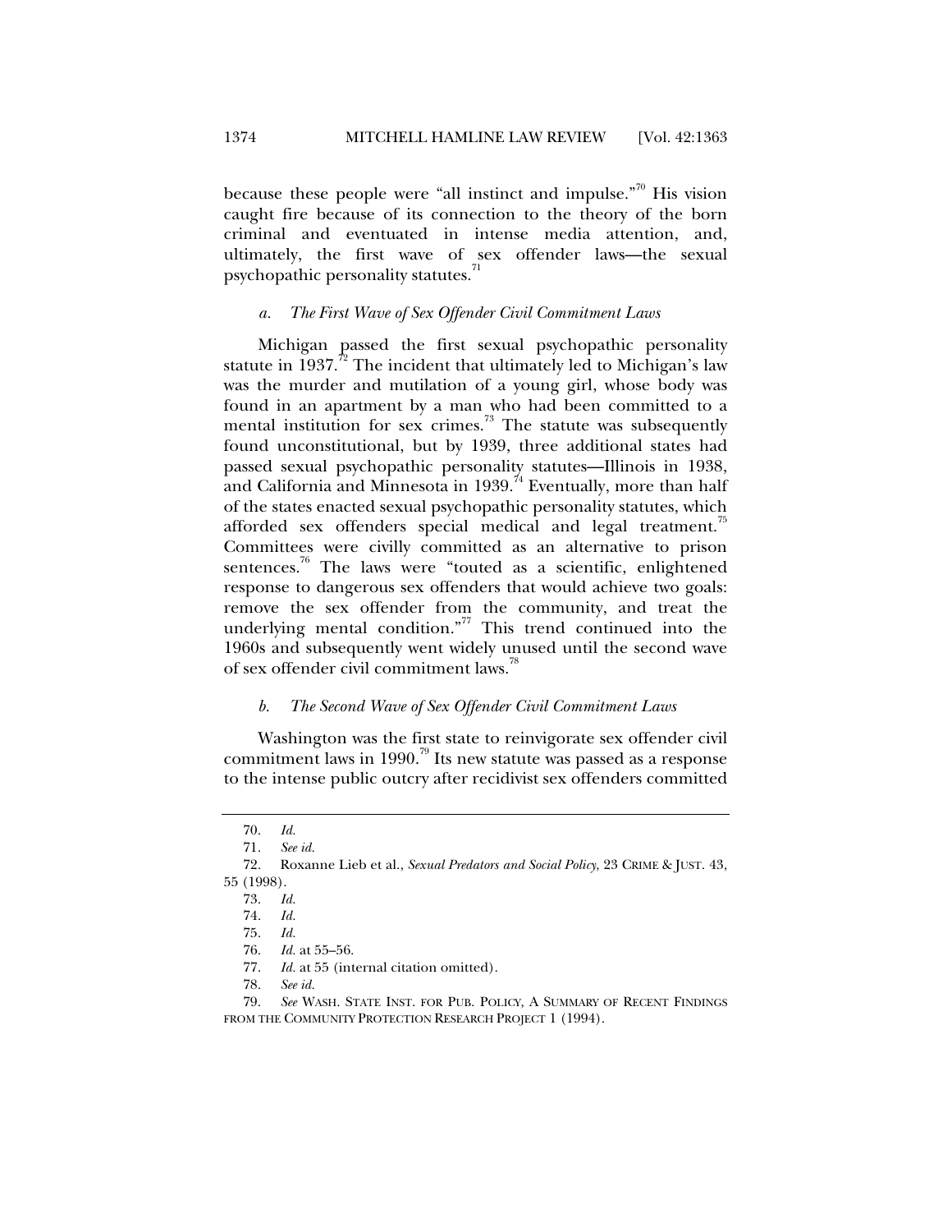because these people were "all instinct and impulse."[70] His vision caught fire because of its connection to the theory of the born criminal and eventuated in intense media attention, and, ultimately, the first wave of sex offender laws—the sexual psychopathic personality statutes.[71]

#### *a. The First Wave of Sex Offender Civil Commitment Laws*

Michigan passed the first sexual psychopathic personality statute in 1937.[72] The incident that ultimately led to Michigan's law was the murder and mutilation of a young girl, whose body was found in an apartment by a man who had been committed to a mental institution for sex crimes.[73] The statute was subsequently found unconstitutional, but by 1939, three additional states had passed sexual psychopathic personality statutes—Illinois in 1938, and California and Minnesota in 1939.[74] Eventually, more than half of the states enacted sexual psychopathic personality statutes, which afforded sex offenders special medical and legal treatment.[75] Committees were civilly committed as an alternative to prison sentences.[76] The laws were "touted as a scientific, enlightened response to dangerous sex offenders that would achieve two goals: remove the sex offender from the community, and treat the underlying mental condition."[77] This trend continued into the 1960s and subsequently went widely unused until the second wave of sex offender civil commitment laws.[78]

#### *b. The Second Wave of Sex Offender Civil Commitment Laws*

Washington was the first state to reinvigorate sex offender civil commitment laws in 1990.[79] Its new statute was passed as a response to the intense public outcry after recidivist sex offenders committed

---

70. *Id.*

71. *See id.*

72. Roxanne Lieb et al., *Sexual Predators and Social Policy*, 23 CRIME & JUST. 43, 55 (1998).

73. *Id.*

74. *Id.*

75. *Id.*

76. *Id.* at 55–56.

77. *Id.* at 55 (internal citation omitted).

78. *See id.*

79. *See* WASH. STATE INST. FOR PUB. POLICY, A SUMMARY OF RECENT FINDINGS FROM THE COMMUNITY PROTECTION RESEARCH PROJECT 1 (1994).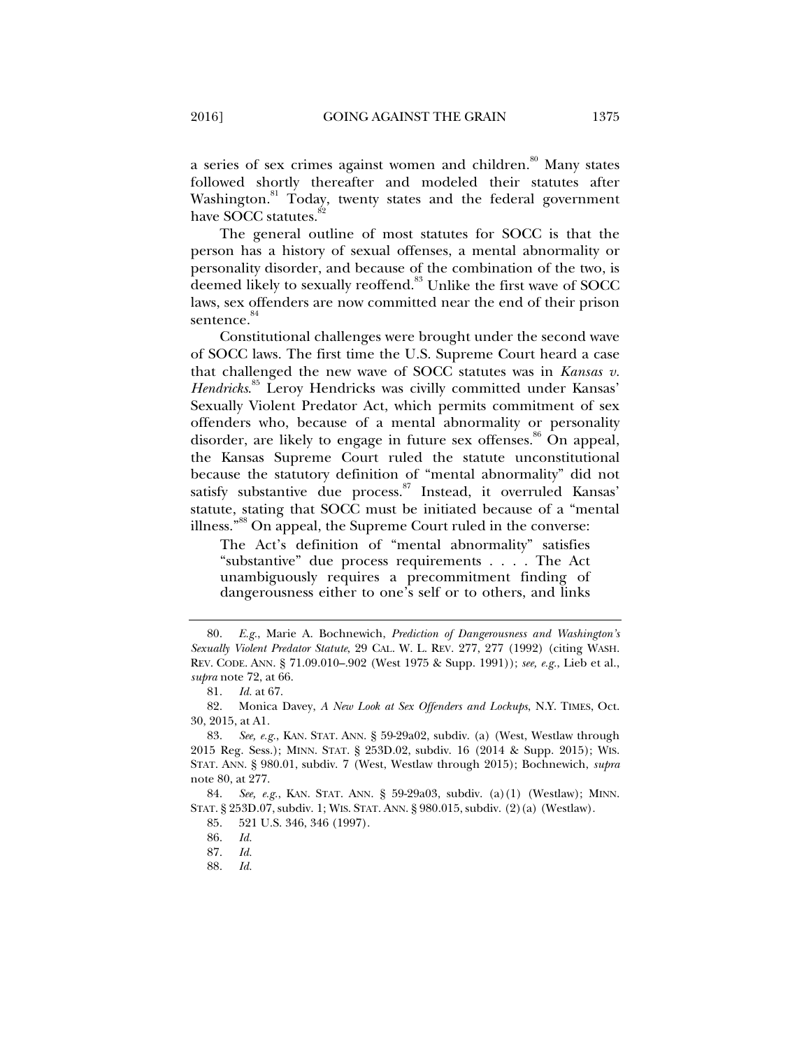a series of sex crimes against women and children.[80] Many states followed shortly thereafter and modeled their statutes after Washington.[81] Today, twenty states and the federal government have SOCC statutes.[82]

The general outline of most statutes for SOCC is that the person has a history of sexual offenses, a mental abnormality or personality disorder, and because of the combination of the two, is deemed likely to sexually reoffend.[83] Unlike the first wave of SOCC laws, sex offenders are now committed near the end of their prison sentence.[84]

Constitutional challenges were brought under the second wave of SOCC laws. The first time the U.S. Supreme Court heard a case that challenged the new wave of SOCC statutes was in *Kansas v. Hendricks*.[85] Leroy Hendricks was civilly committed under Kansas' Sexually Violent Predator Act, which permits commitment of sex offenders who, because of a mental abnormality or personality disorder, are likely to engage in future sex offenses.[86] On appeal, the Kansas Supreme Court ruled the statute unconstitutional because the statutory definition of "mental abnormality" did not satisfy substantive due process.[87] Instead, it overruled Kansas' statute, stating that SOCC must be initiated because of a "mental illness."[88] On appeal, the Supreme Court ruled in the converse:

> The Act's definition of "mental abnormality" satisfies "substantive" due process requirements . . . . The Act unambiguously requires a precommitment finding of dangerousness either to one's self or to others, and links

---

80. *E.g.*, Marie A. Bochnewich, *Prediction of Dangerousness and Washington's Sexually Violent Predator Statute*, 29 CAL. W. L. REV. 277, 277 (1992) (citing WASH. REV. CODE. ANN. § 71.09.010–.902 (West 1975 & Supp. 1991)); *see, e.g.*, Lieb et al., *supra* note 72, at 66.

81. *Id.* at 67.

82. Monica Davey, *A New Look at Sex Offenders and Lockups*, N.Y. TIMES, Oct. 30, 2015, at A1.

83. *See, e.g.*, KAN. STAT. ANN. § 59-29a02, subdiv. (a) (West, Westlaw through 2015 Reg. Sess.); MINN. STAT. § 253D.02, subdiv. 16 (2014 & Supp. 2015); WIS. STAT. ANN. § 980.01, subdiv. 7 (West, Westlaw through 2015); Bochnewich, *supra* note 80, at 277.

84. *See, e.g.*, KAN. STAT. ANN. § 59-29a03, subdiv. (a)(1) (Westlaw); MINN. STAT. § 253D.07, subdiv. 1; WIS. STAT. ANN. § 980.015, subdiv. (2)(a) (Westlaw).

85. 521 U.S. 346, 346 (1997).

86. *Id.*

87. *Id.*

88. *Id.*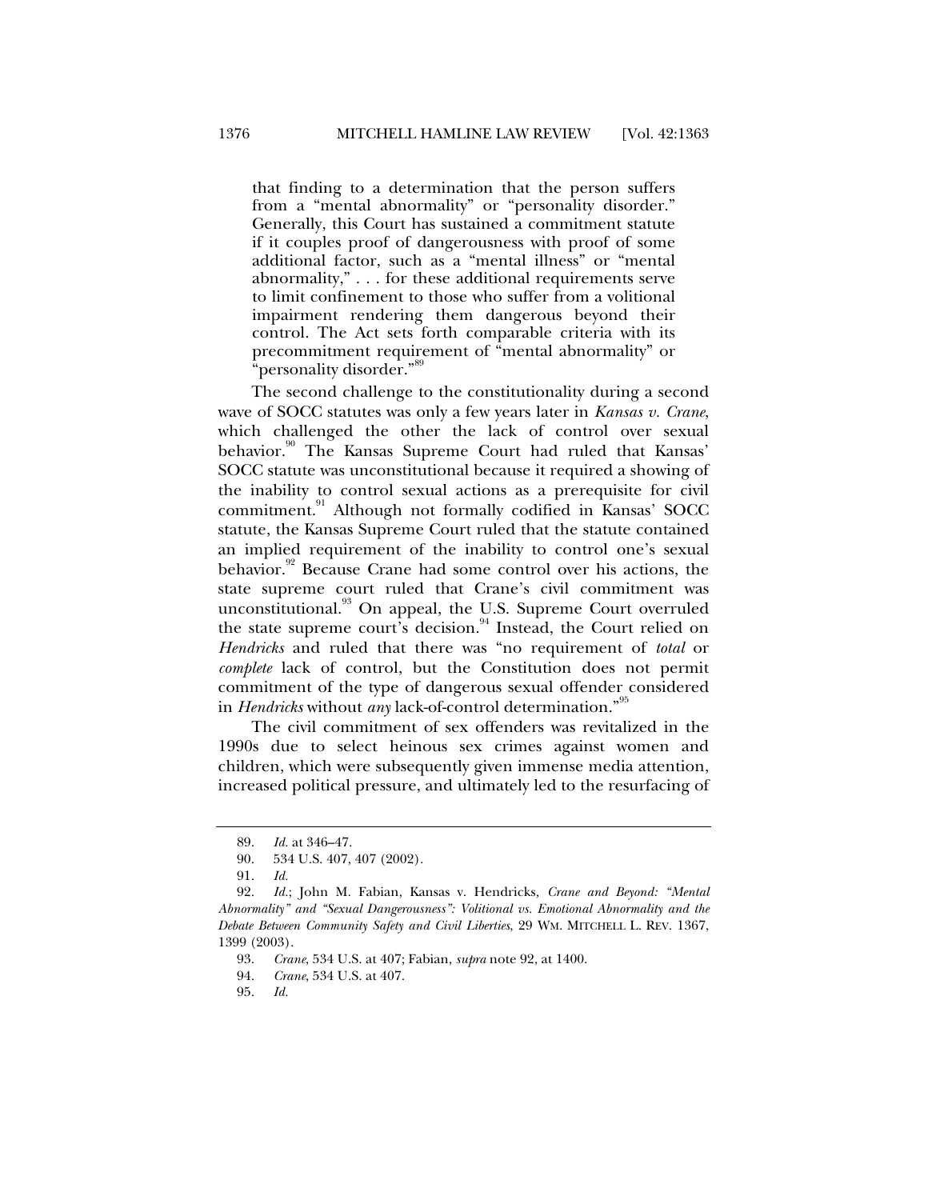> that finding to a determination that the person suffers from a "mental abnormality" or "personality disorder." Generally, this Court has sustained a commitment statute if it couples proof of dangerousness with proof of some additional factor, such as a "mental illness" or "mental abnormality," . . . for these additional requirements serve to limit confinement to those who suffer from a volitional impairment rendering them dangerous beyond their control. The Act sets forth comparable criteria with its precommitment requirement of "mental abnormality" or "personality disorder."[89]

The second challenge to the constitutionality during a second wave of SOCC statutes was only a few years later in *Kansas v. Crane*, which challenged the other the lack of control over sexual behavior.[90] The Kansas Supreme Court had ruled that Kansas' SOCC statute was unconstitutional because it required a showing of the inability to control sexual actions as a prerequisite for civil commitment.[91] Although not formally codified in Kansas' SOCC statute, the Kansas Supreme Court ruled that the statute contained an implied requirement of the inability to control one's sexual behavior.[92] Because Crane had some control over his actions, the state supreme court ruled that Crane's civil commitment was unconstitutional.[93] On appeal, the U.S. Supreme Court overruled the state supreme court's decision.[94] Instead, the Court relied on *Hendricks* and ruled that there was "no requirement of *total* or *complete* lack of control, but the Constitution does not permit commitment of the type of dangerous sexual offender considered in *Hendricks* without *any* lack-of-control determination."[95]

The civil commitment of sex offenders was revitalized in the 1990s due to select heinous sex crimes against women and children, which were subsequently given immense media attention, increased political pressure, and ultimately led to the resurfacing of

---

89. *Id.* at 346–47.

90. 534 U.S. 407, 407 (2002).

91. *Id.*

92. *Id.*; John M. Fabian, Kansas v. Hendricks, *Crane and Beyond: "Mental Abnormality" and "Sexual Dangerousness": Volitional vs. Emotional Abnormality and the Debate Between Community Safety and Civil Liberties*, 29 WM. MITCHELL L. REV. 1367, 1399 (2003).

93. *Crane*, 534 U.S. at 407; Fabian, *supra* note 92, at 1400.

94. *Crane*, 534 U.S. at 407.

95. *Id.*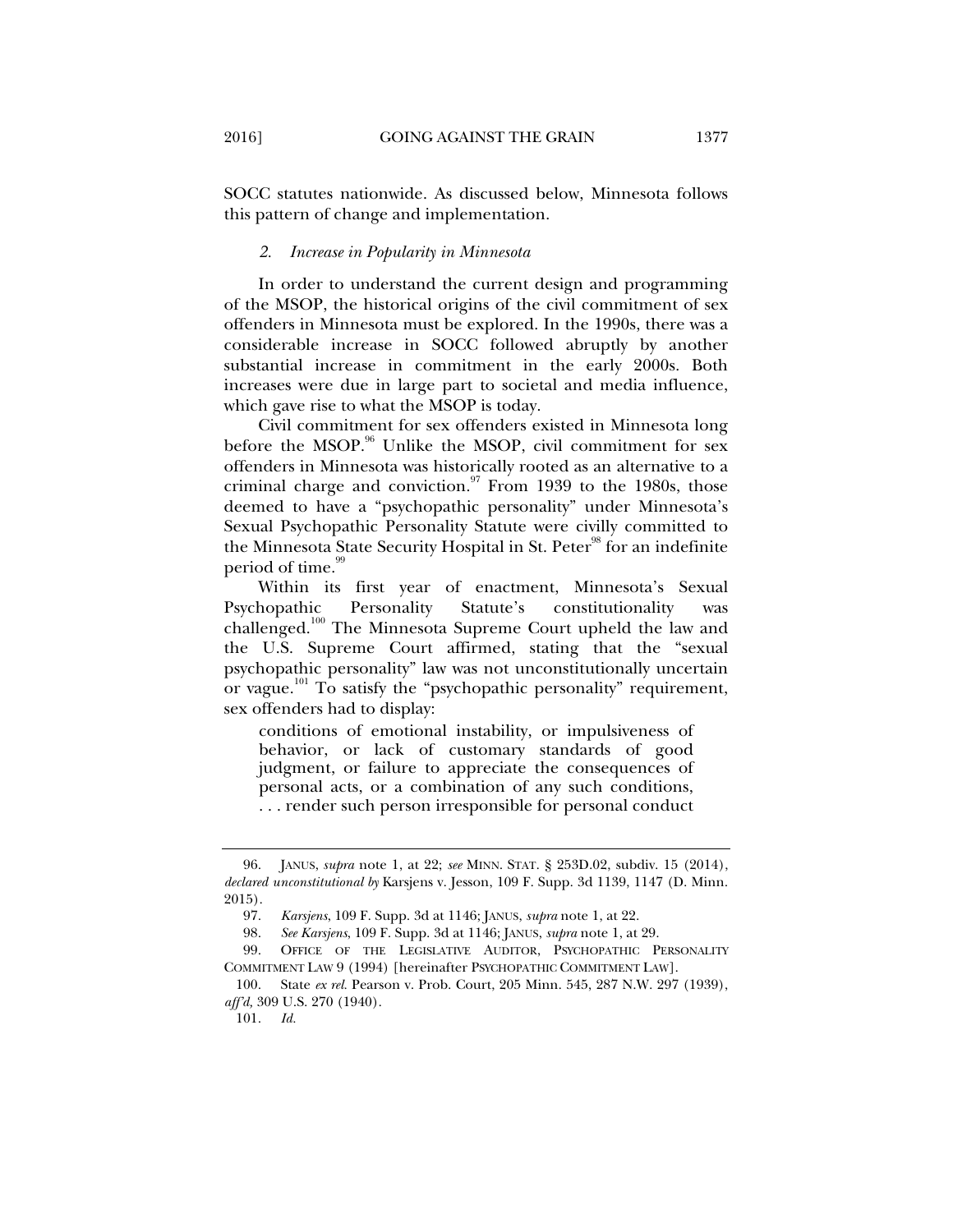SOCC statutes nationwide. As discussed below, Minnesota follows this pattern of change and implementation.

### *2. Increase in Popularity in Minnesota*

In order to understand the current design and programming of the MSOP, the historical origins of the civil commitment of sex offenders in Minnesota must be explored. In the 1990s, there was a considerable increase in SOCC followed abruptly by another substantial increase in commitment in the early 2000s. Both increases were due in large part to societal and media influence, which gave rise to what the MSOP is today.

Civil commitment for sex offenders existed in Minnesota long before the MSOP.[96] Unlike the MSOP, civil commitment for sex offenders in Minnesota was historically rooted as an alternative to a criminal charge and conviction.[97] From 1939 to the 1980s, those deemed to have a "psychopathic personality" under Minnesota's Sexual Psychopathic Personality Statute were civilly committed to the Minnesota State Security Hospital in St. Peter[98] for an indefinite period of time.[99]

Within its first year of enactment, Minnesota's Sexual Psychopathic Personality Statute's constitutionality was challenged.[100] The Minnesota Supreme Court upheld the law and the U.S. Supreme Court affirmed, stating that the "sexual psychopathic personality" law was not unconstitutionally uncertain or vague.[101] To satisfy the "psychopathic personality" requirement, sex offenders had to display:

> conditions of emotional instability, or impulsiveness of behavior, or lack of customary standards of good judgment, or failure to appreciate the consequences of personal acts, or a combination of any such conditions, . . . render such person irresponsible for personal conduct

---

96. JANUS, *supra* note 1, at 22; *see* MINN. STAT. § 253D.02, subdiv. 15 (2014), *declared unconstitutional by* Karsjens v. Jesson, 109 F. Supp. 3d 1139, 1147 (D. Minn. 2015).

97. *Karsjens*, 109 F. Supp. 3d at 1146; JANUS, *supra* note 1, at 22.

98. *See Karsjens*, 109 F. Supp. 3d at 1146; JANUS, *supra* note 1, at 29.

99. OFFICE OF THE LEGISLATIVE AUDITOR, PSYCHOPATHIC PERSONALITY COMMITMENT LAW 9 (1994) [hereinafter PSYCHOPATHIC COMMITMENT LAW].

100. State *ex rel.* Pearson v. Prob. Court, 205 Minn. 545, 287 N.W. 297 (1939), *aff'd*, 309 U.S. 270 (1940).

101. *Id.*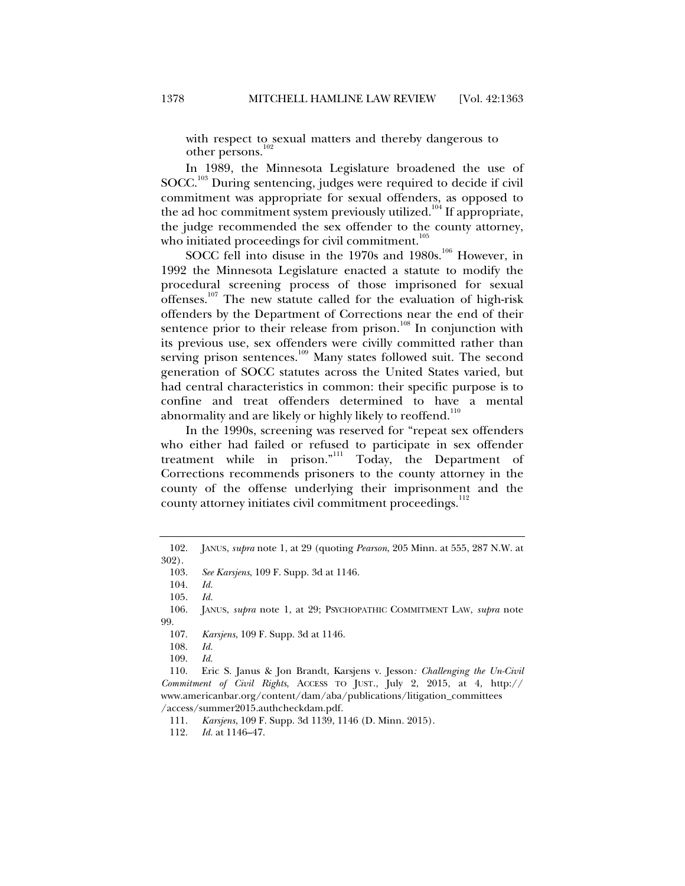with respect to sexual matters and thereby dangerous to other persons.[102]

In 1989, the Minnesota Legislature broadened the use of SOCC.[103] During sentencing, judges were required to decide if civil commitment was appropriate for sexual offenders, as opposed to the ad hoc commitment system previously utilized.[104] If appropriate, the judge recommended the sex offender to the county attorney, who initiated proceedings for civil commitment.[105]

SOCC fell into disuse in the 1970s and 1980s.[106] However, in 1992 the Minnesota Legislature enacted a statute to modify the procedural screening process of those imprisoned for sexual offenses.[107] The new statute called for the evaluation of high-risk offenders by the Department of Corrections near the end of their sentence prior to their release from prison.[108] In conjunction with its previous use, sex offenders were civilly committed rather than serving prison sentences.[109] Many states followed suit. The second generation of SOCC statutes across the United States varied, but had central characteristics in common: their specific purpose is to confine and treat offenders determined to have a mental abnormality and are likely or highly likely to reoffend.[110]

In the 1990s, screening was reserved for "repeat sex offenders who either had failed or refused to participate in sex offender treatment while in prison."[111] Today, the Department of Corrections recommends prisoners to the county attorney in the county of the offense underlying their imprisonment and the county attorney initiates civil commitment proceedings.[112]

---

102. JANUS, *supra* note 1, at 29 (quoting *Pearson*, 205 Minn. at 555, 287 N.W. at 302).

103. *See Karsjens*, 109 F. Supp. 3d at 1146.

104. *Id.*

105. *Id.*

106. JANUS, *supra* note 1, at 29; PSYCHOPATHIC COMMITMENT LAW, *supra* note 99.

107. *Karsjens*, 109 F. Supp. 3d at 1146.

108. *Id.*

109. *Id.*

110. Eric S. Janus & Jon Brandt, Karsjens v. Jesson*: Challenging the Un-Civil Commitment of Civil Rights*, ACCESS TO JUST., July 2, 2015, at 4, http://www.americanbar.org/content/dam/aba/publications/litigation_committees/access/summer2015.authcheckdam.pdf.

111. *Karsjens*, 109 F. Supp. 3d 1139, 1146 (D. Minn. 2015).

112. *Id.* at 1146–47.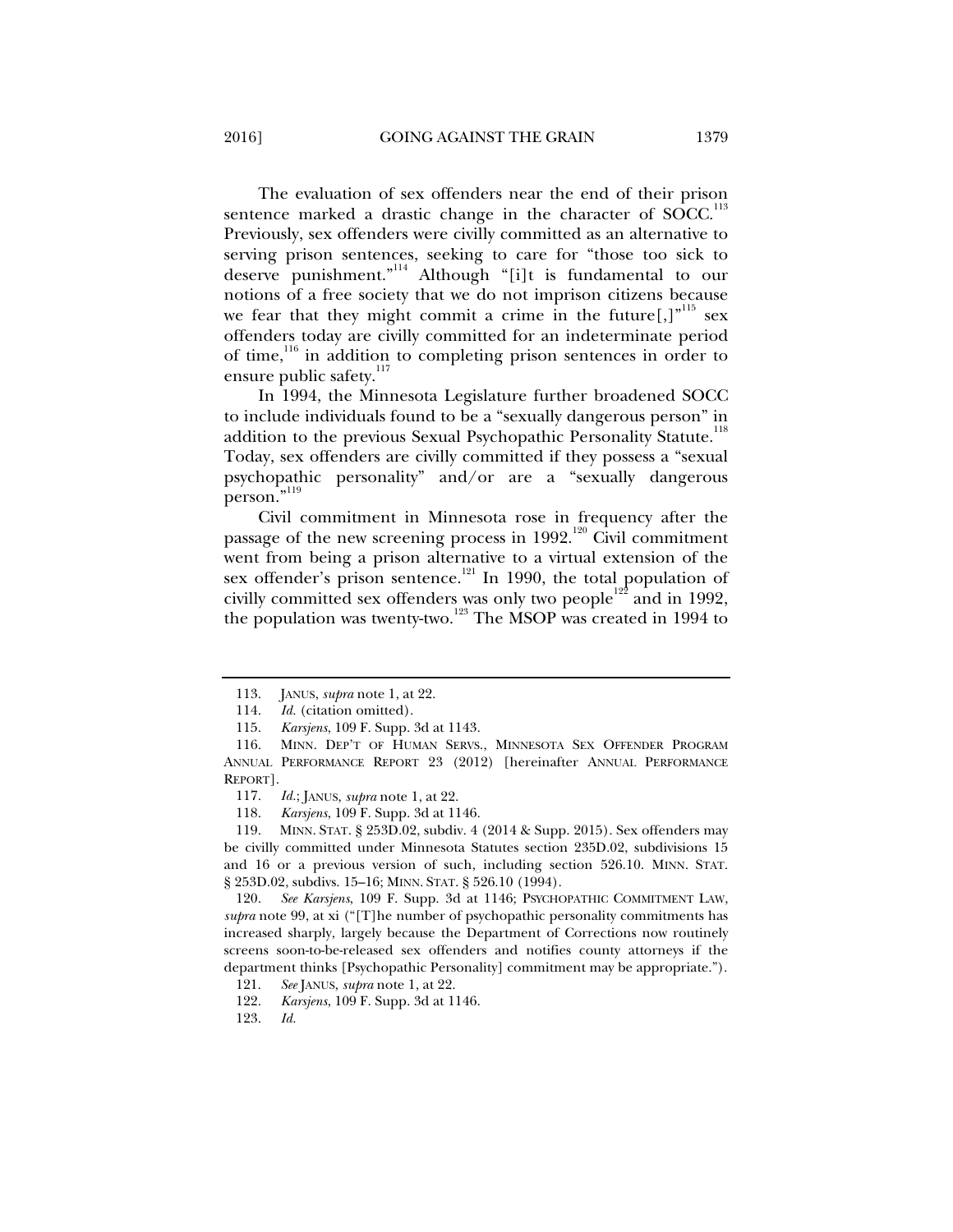The evaluation of sex offenders near the end of their prison sentence marked a drastic change in the character of SOCC.[113] Previously, sex offenders were civilly committed as an alternative to serving prison sentences, seeking to care for "those too sick to deserve punishment."[114] Although "[i]t is fundamental to our notions of a free society that we do not imprison citizens because we fear that they might commit a crime in the future[,]"[115] sex offenders today are civilly committed for an indeterminate period of time,[116] in addition to completing prison sentences in order to ensure public safety.[117]

In 1994, the Minnesota Legislature further broadened SOCC to include individuals found to be a "sexually dangerous person" in addition to the previous Sexual Psychopathic Personality Statute.[118] Today, sex offenders are civilly committed if they possess a "sexual psychopathic personality" and/or are a "sexually dangerous person."[119]

Civil commitment in Minnesota rose in frequency after the passage of the new screening process in 1992.[120] Civil commitment went from being a prison alternative to a virtual extension of the sex offender's prison sentence.[121] In 1990, the total population of civilly committed sex offenders was only two people[122] and in 1992, the population was twenty-two.[123] The MSOP was created in 1994 to

---

113. JANUS, *supra* note 1, at 22.

114. *Id.* (citation omitted).

115. *Karsjens*, 109 F. Supp. 3d at 1143.

116. MINN. DEP'T OF HUMAN SERVS., MINNESOTA SEX OFFENDER PROGRAM ANNUAL PERFORMANCE REPORT 23 (2012) [hereinafter ANNUAL PERFORMANCE REPORT].

117. *Id.*; JANUS, *supra* note 1, at 22.

118. *Karsjens*, 109 F. Supp. 3d at 1146.

119. MINN. STAT. § 253D.02, subdiv. 4 (2014 & Supp. 2015). Sex offenders may be civilly committed under Minnesota Statutes section 235D.02, subdivisions 15 and 16 or a previous version of such, including section 526.10. MINN. STAT. § 253D.02, subdivs. 15–16; MINN. STAT. § 526.10 (1994).

120. *See Karsjens*, 109 F. Supp. 3d at 1146; PSYCHOPATHIC COMMITMENT LAW, *supra* note 99, at xi ("[T]he number of psychopathic personality commitments has increased sharply, largely because the Department of Corrections now routinely screens soon-to-be-released sex offenders and notifies county attorneys if the department thinks [Psychopathic Personality] commitment may be appropriate.").

121. *See* JANUS, *supra* note 1, at 22.

122. *Karsjens*, 109 F. Supp. 3d at 1146.

123. *Id.*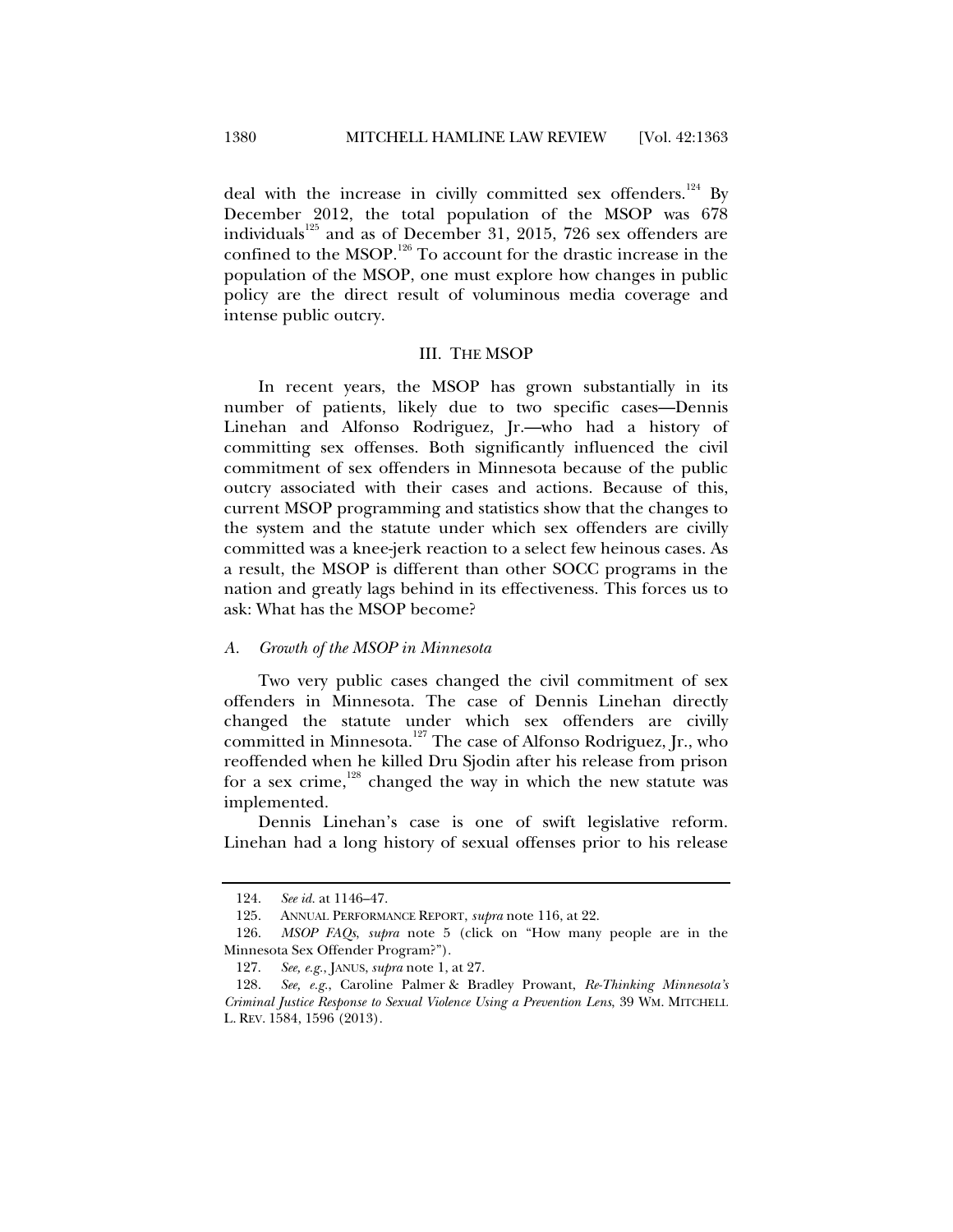deal with the increase in civilly committed sex offenders.[124] By December 2012, the total population of the MSOP was 678 individuals[125] and as of December 31, 2015, 726 sex offenders are confined to the MSOP.[126] To account for the drastic increase in the population of the MSOP, one must explore how changes in public policy are the direct result of voluminous media coverage and intense public outcry.

## III. THE MSOP

In recent years, the MSOP has grown substantially in its number of patients, likely due to two specific cases—Dennis Linehan and Alfonso Rodriguez, Jr.—who had a history of committing sex offenses. Both significantly influenced the civil commitment of sex offenders in Minnesota because of the public outcry associated with their cases and actions. Because of this, current MSOP programming and statistics show that the changes to the system and the statute under which sex offenders are civilly committed was a knee-jerk reaction to a select few heinous cases. As a result, the MSOP is different than other SOCC programs in the nation and greatly lags behind in its effectiveness. This forces us to ask: What has the MSOP become?

### *A. Growth of the MSOP in Minnesota*

Two very public cases changed the civil commitment of sex offenders in Minnesota. The case of Dennis Linehan directly changed the statute under which sex offenders are civilly committed in Minnesota.[127] The case of Alfonso Rodriguez, Jr., who reoffended when he killed Dru Sjodin after his release from prison for a sex crime,[128] changed the way in which the new statute was implemented.

Dennis Linehan's case is one of swift legislative reform. Linehan had a long history of sexual offenses prior to his release

---

124. *See id.* at 1146–47.

125. ANNUAL PERFORMANCE REPORT, *supra* note 116, at 22.

126. *MSOP FAQs*, *supra* note 5 (click on "How many people are in the Minnesota Sex Offender Program?").

127. *See, e.g.*, JANUS, *supra* note 1, at 27.

128. *See, e.g.*, Caroline Palmer & Bradley Prowant, *Re-Thinking Minnesota's Criminal Justice Response to Sexual Violence Using a Prevention Lens*, 39 WM. MITCHELL L. REV. 1584, 1596 (2013).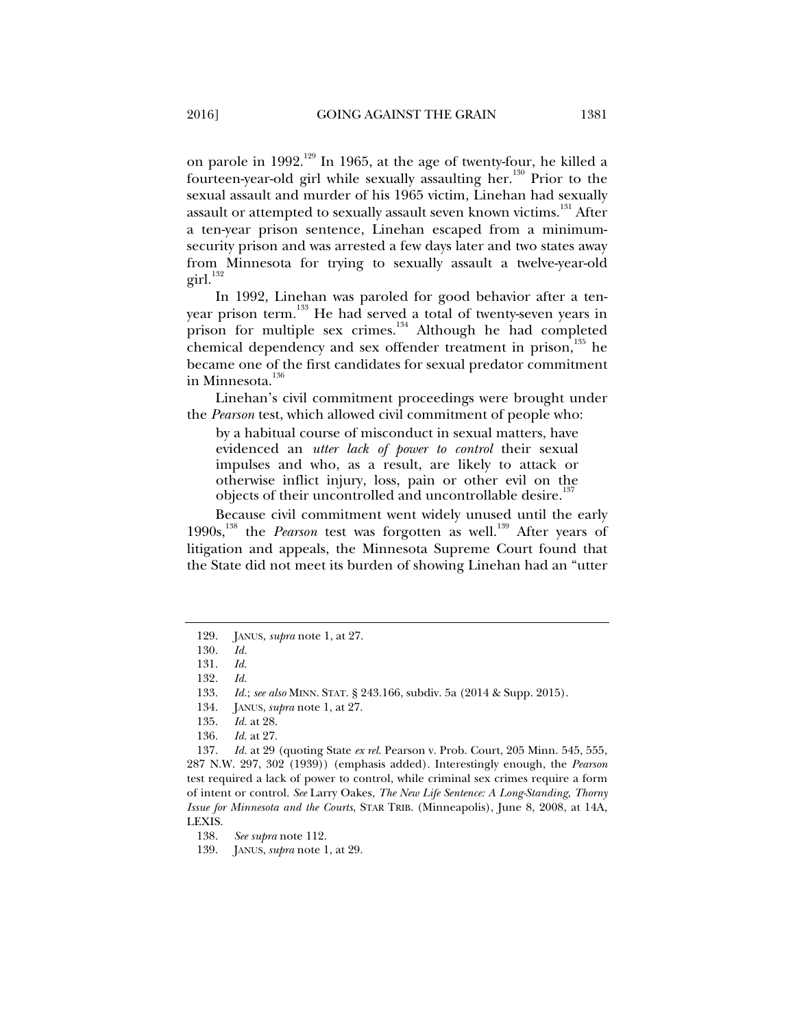on parole in 1992.[129] In 1965, at the age of twenty-four, he killed a fourteen-year-old girl while sexually assaulting her.[130] Prior to the sexual assault and murder of his 1965 victim, Linehan had sexually assault or attempted to sexually assault seven known victims.[131] After a ten-year prison sentence, Linehan escaped from a minimum-security prison and was arrested a few days later and two states away from Minnesota for trying to sexually assault a twelve-year-old girl.[132]

In 1992, Linehan was paroled for good behavior after a ten-year prison term.[133] He had served a total of twenty-seven years in prison for multiple sex crimes.[134] Although he had completed chemical dependency and sex offender treatment in prison,[135] he became one of the first candidates for sexual predator commitment in Minnesota.[136]

Linehan's civil commitment proceedings were brought under the *Pearson* test, which allowed civil commitment of people who:

> by a habitual course of misconduct in sexual matters, have evidenced an *utter lack of power to control* their sexual impulses and who, as a result, are likely to attack or otherwise inflict injury, loss, pain or other evil on the objects of their uncontrolled and uncontrollable desire.[137]

Because civil commitment went widely unused until the early 1990s,[138] the *Pearson* test was forgotten as well.[139] After years of litigation and appeals, the Minnesota Supreme Court found that the State did not meet its burden of showing Linehan had an "utter

---

129. JANUS, *supra* note 1, at 27.

130. *Id.*

131. *Id.*

132. *Id.*

133. *Id.*; *see also* MINN. STAT. § 243.166, subdiv. 5a (2014 & Supp. 2015).

134. JANUS, *supra* note 1, at 27.

135. *Id.* at 28.

136. *Id.* at 27.

137. *Id.* at 29 (quoting State *ex rel.* Pearson v. Prob. Court, 205 Minn. 545, 555, 287 N.W. 297, 302 (1939)) (emphasis added). Interestingly enough, the *Pearson* test required a lack of power to control, while criminal sex crimes require a form of intent or control. *See* Larry Oakes, *The New Life Sentence: A Long-Standing, Thorny Issue for Minnesota and the Courts*, STAR TRIB. (Minneapolis), June 8, 2008, at 14A, LEXIS.

138. *See supra* note 112.

139. JANUS, *supra* note 1, at 29.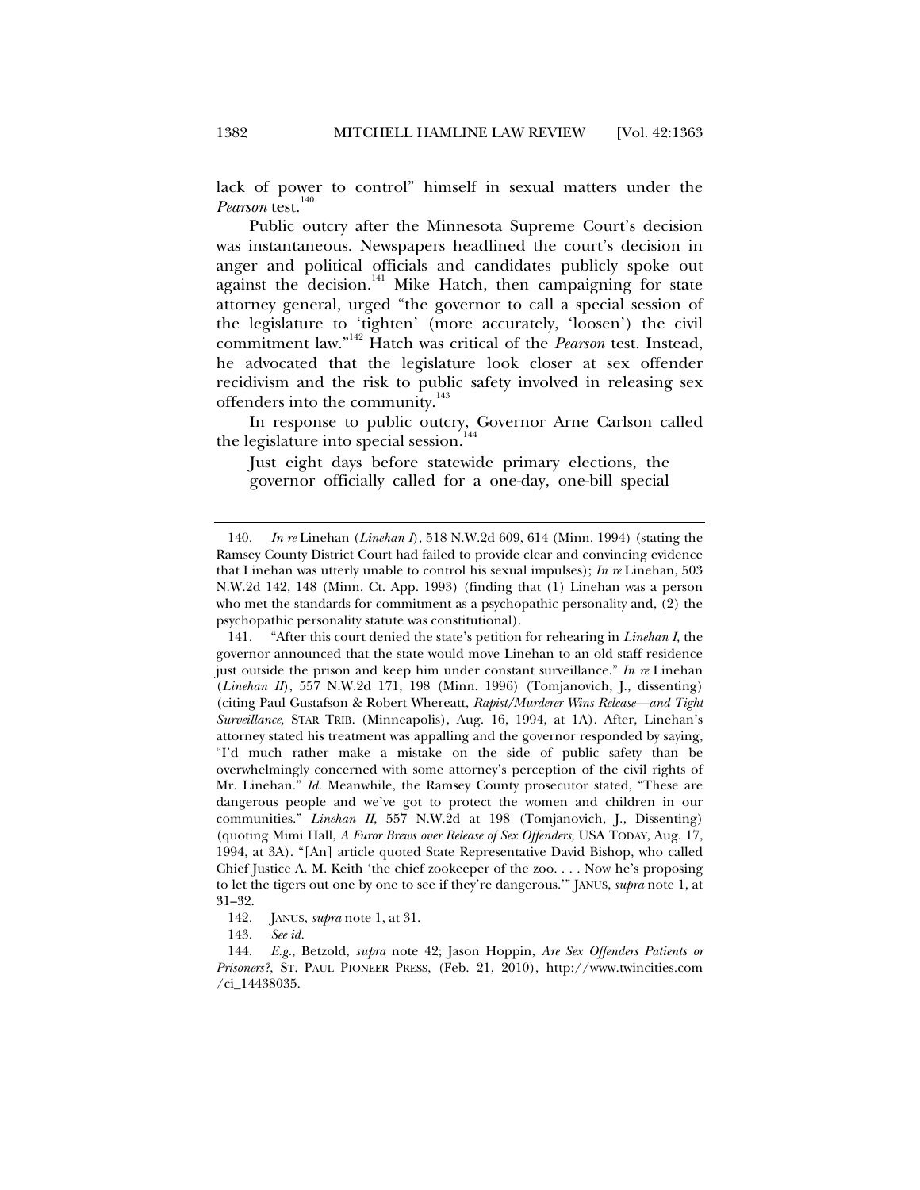lack of power to control" himself in sexual matters under the *Pearson* test.[140]

Public outcry after the Minnesota Supreme Court's decision was instantaneous. Newspapers headlined the court's decision in anger and political officials and candidates publicly spoke out against the decision.[141] Mike Hatch, then campaigning for state attorney general, urged "the governor to call a special session of the legislature to 'tighten' (more accurately, 'loosen') the civil commitment law."[142] Hatch was critical of the *Pearson* test. Instead, he advocated that the legislature look closer at sex offender recidivism and the risk to public safety involved in releasing sex offenders into the community.[143]

In response to public outcry, Governor Arne Carlson called the legislature into special session.[144]

> Just eight days before statewide primary elections, the governor officially called for a one-day, one-bill special

---

140. *In re* Linehan (*Linehan I*), 518 N.W.2d 609, 614 (Minn. 1994) (stating the Ramsey County District Court had failed to provide clear and convincing evidence that Linehan was utterly unable to control his sexual impulses); *In re* Linehan, 503 N.W.2d 142, 148 (Minn. Ct. App. 1993) (finding that (1) Linehan was a person who met the standards for commitment as a psychopathic personality and, (2) the psychopathic personality statute was constitutional).

141. "After this court denied the state's petition for rehearing in *Linehan I*, the governor announced that the state would move Linehan to an old staff residence just outside the prison and keep him under constant surveillance." *In re* Linehan (*Linehan II*), 557 N.W.2d 171, 198 (Minn. 1996) (Tomjanovich, J., dissenting) (citing Paul Gustafson & Robert Whereatt, *Rapist/Murderer Wins Release—and Tight Surveillance*, STAR TRIB. (Minneapolis), Aug. 16, 1994, at 1A). After, Linehan's attorney stated his treatment was appalling and the governor responded by saying, "I'd much rather make a mistake on the side of public safety than be overwhelmingly concerned with some attorney's perception of the civil rights of Mr. Linehan." *Id.* Meanwhile, the Ramsey County prosecutor stated, "These are dangerous people and we've got to protect the women and children in our communities." *Linehan II*, 557 N.W.2d at 198 (Tomjanovich, J., Dissenting) (quoting Mimi Hall, *A Furor Brews over Release of Sex Offenders*, USA TODAY, Aug. 17, 1994, at 3A). "[An] article quoted State Representative David Bishop, who called Chief Justice A. M. Keith 'the chief zookeeper of the zoo. . . . Now he's proposing to let the tigers out one by one to see if they're dangerous.'" JANUS, *supra* note 1, at 31–32.

142. JANUS, *supra* note 1, at 31.

143. *See id.*

144. *E.g.*, Betzold, *supra* note 42; Jason Hoppin, *Are Sex Offenders Patients or Prisoners?*, ST. PAUL PIONEER PRESS, (Feb. 21, 2010), http://www.twincities.com/ci_14438035.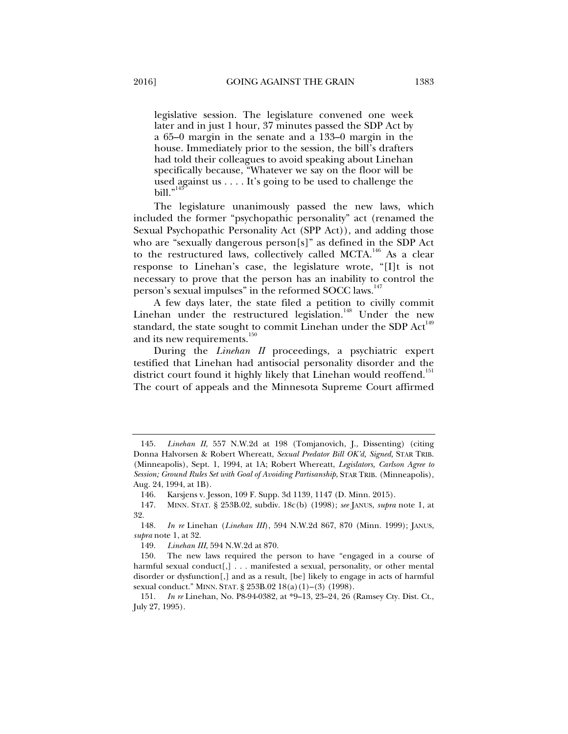> legislative session. The legislature convened one week later and in just 1 hour, 37 minutes passed the SDP Act by a 65–0 margin in the senate and a 133–0 margin in the house. Immediately prior to the session, the bill's drafters had told their colleagues to avoid speaking about Linehan specifically because, "Whatever we say on the floor will be used against us . . . . It's going to be used to challenge the bill."[145]

The legislature unanimously passed the new laws, which included the former "psychopathic personality" act (renamed the Sexual Psychopathic Personality Act (SPP Act)), and adding those who are "sexually dangerous person[s]" as defined in the SDP Act to the restructured laws, collectively called MCTA.[146] As a clear response to Linehan's case, the legislature wrote, "[I]t is not necessary to prove that the person has an inability to control the person's sexual impulses" in the reformed SOCC laws.[147]

A few days later, the state filed a petition to civilly commit Linehan under the restructured legislation.[148] Under the new standard, the state sought to commit Linehan under the SDP Act[149] and its new requirements.[150]

During the *Linehan II* proceedings, a psychiatric expert testified that Linehan had antisocial personality disorder and the district court found it highly likely that Linehan would reoffend.[151] The court of appeals and the Minnesota Supreme Court affirmed

---

145. *Linehan II*, 557 N.W.2d at 198 (Tomjanovich, J., Dissenting) (citing Donna Halvorsen & Robert Whereatt, *Sexual Predator Bill OK'd, Signed*, STAR TRIB. (Minneapolis), Sept. 1, 1994, at 1A; Robert Whereatt, *Legislators, Carlson Agree to Session; Ground Rules Set with Goal of Avoiding Partisanship*, STAR TRIB. (Minneapolis), Aug. 24, 1994, at 1B).

146. Karsjens v. Jesson, 109 F. Supp. 3d 1139, 1147 (D. Minn. 2015).

147. MINN. STAT. § 253B.02, subdiv. 18c(b) (1998); *see* JANUS, *supra* note 1, at 32.

148. *In re* Linehan (*Linehan III*), 594 N.W.2d 867, 870 (Minn. 1999); JANUS, *supra* note 1, at 32.

149. *Linehan III*, 594 N.W.2d at 870.

150. The new laws required the person to have "engaged in a course of harmful sexual conduct[,] . . . manifested a sexual, personality, or other mental disorder or dysfunction[,] and as a result, [be] likely to engage in acts of harmful sexual conduct." MINN. STAT. § 253B.02 18(a)(1)–(3) (1998).

151. *In re* Linehan, No. P8-94-0382, at *9–13, 23–24, 26 (Ramsey Cty. Dist. Ct., July 27, 1995).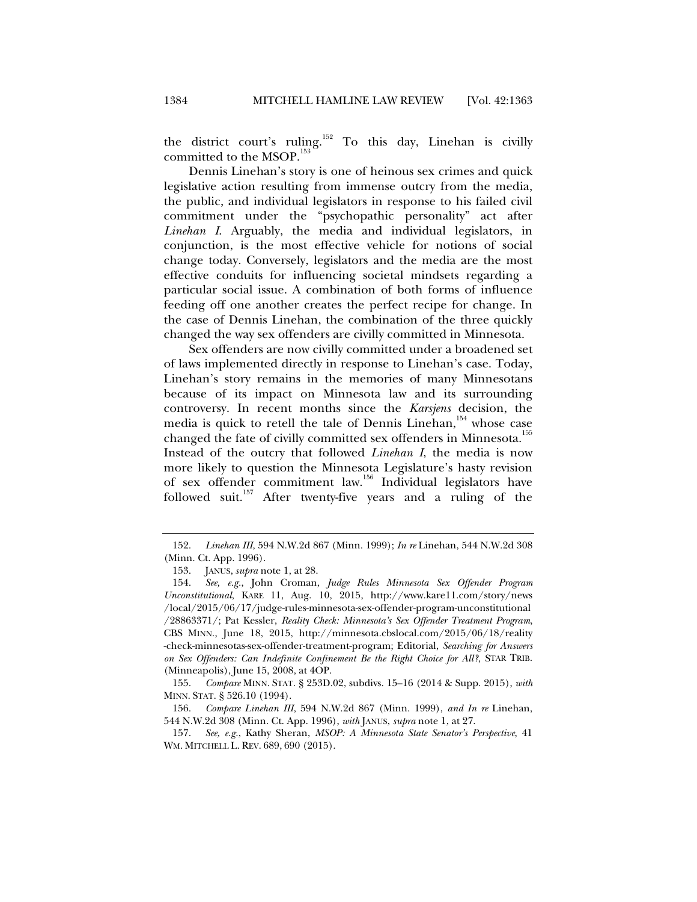the district court's ruling.[152] To this day, Linehan is civilly committed to the MSOP.[153]

Dennis Linehan's story is one of heinous sex crimes and quick legislative action resulting from immense outcry from the media, the public, and individual legislators in response to his failed civil commitment under the "psychopathic personality" act after *Linehan I*. Arguably, the media and individual legislators, in conjunction, is the most effective vehicle for notions of social change today. Conversely, legislators and the media are the most effective conduits for influencing societal mindsets regarding a particular social issue. A combination of both forms of influence feeding off one another creates the perfect recipe for change. In the case of Dennis Linehan, the combination of the three quickly changed the way sex offenders are civilly committed in Minnesota.

Sex offenders are now civilly committed under a broadened set of laws implemented directly in response to Linehan's case. Today, Linehan's story remains in the memories of many Minnesotans because of its impact on Minnesota law and its surrounding controversy. In recent months since the *Karsjens* decision, the media is quick to retell the tale of Dennis Linehan,[154] whose case changed the fate of civilly committed sex offenders in Minnesota.[155] Instead of the outcry that followed *Linehan I*, the media is now more likely to question the Minnesota Legislature's hasty revision of sex offender commitment law.[156] Individual legislators have followed suit.[157] After twenty-five years and a ruling of the

---

152. *Linehan III*, 594 N.W.2d 867 (Minn. 1999); *In re* Linehan, 544 N.W.2d 308 (Minn. Ct. App. 1996).

153. JANUS, *supra* note 1, at 28.

154. *See, e.g.*, John Croman, *Judge Rules Minnesota Sex Offender Program Unconstitutional*, KARE 11, Aug. 10, 2015, http://www.kare11.com/story/news/local/2015/06/17/judge-rules-minnesota-sex-offender-program-unconstitutional/28863371/; Pat Kessler, *Reality Check: Minnesota's Sex Offender Treatment Program*, CBS MINN., June 18, 2015, http://minnesota.cbslocal.com/2015/06/18/reality-check-minnesotas-sex-offender-treatment-program; Editorial, *Searching for Answers on Sex Offenders: Can Indefinite Confinement Be the Right Choice for All?*, STAR TRIB. (Minneapolis), June 15, 2008, at 4OP.

155. *Compare* MINN. STAT. § 253D.02, subdivs. 15–16 (2014 & Supp. 2015), *with* MINN. STAT. § 526.10 (1994).

156. *Compare Linehan III*, 594 N.W.2d 867 (Minn. 1999), *and In re* Linehan, 544 N.W.2d 308 (Minn. Ct. App. 1996), *with* JANUS, *supra* note 1, at 27.

157. *See, e.g.*, Kathy Sheran, *MSOP: A Minnesota State Senator's Perspective*, 41 WM. MITCHELL L. REV. 689, 690 (2015).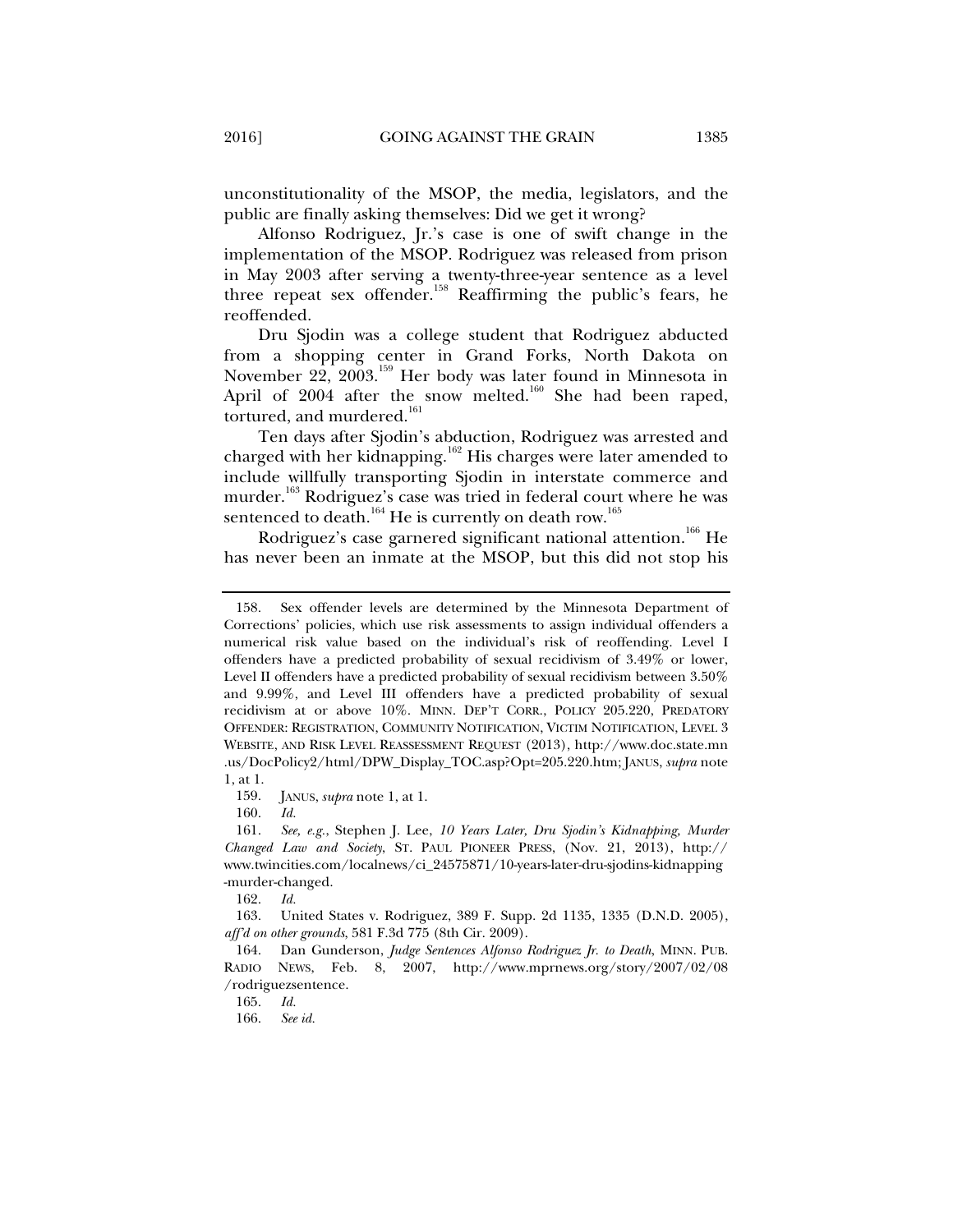unconstitutionality of the MSOP, the media, legislators, and the public are finally asking themselves: Did we get it wrong?

Alfonso Rodriguez, Jr.'s case is one of swift change in the implementation of the MSOP. Rodriguez was released from prison in May 2003 after serving a twenty-three-year sentence as a level three repeat sex offender.[158] Reaffirming the public's fears, he reoffended.

Dru Sjodin was a college student that Rodriguez abducted from a shopping center in Grand Forks, North Dakota on November 22, 2003.[159] Her body was later found in Minnesota in April of 2004 after the snow melted.[160] She had been raped, tortured, and murdered.[161]

Ten days after Sjodin's abduction, Rodriguez was arrested and charged with her kidnapping.[162] His charges were later amended to include willfully transporting Sjodin in interstate commerce and murder.[163] Rodriguez's case was tried in federal court where he was sentenced to death.[164] He is currently on death row.[165]

Rodriguez's case garnered significant national attention.[166] He has never been an inmate at the MSOP, but this did not stop his

---

158. Sex offender levels are determined by the Minnesota Department of Corrections' policies, which use risk assessments to assign individual offenders a numerical risk value based on the individual's risk of reoffending. Level I offenders have a predicted probability of sexual recidivism of 3.49% or lower, Level II offenders have a predicted probability of sexual recidivism between 3.50% and 9.99%, and Level III offenders have a predicted probability of sexual recidivism at or above 10%. MINN. DEP'T CORR., POLICY 205.220, PREDATORY OFFENDER: REGISTRATION, COMMUNITY NOTIFICATION, VICTIM NOTIFICATION, LEVEL 3 WEBSITE, AND RISK LEVEL REASSESSMENT REQUEST (2013), http://www.doc.state.mn.us/DocPolicy2/html/DPW_Display_TOC.asp?Opt=205.220.htm; JANUS, *supra* note 1, at 1.

159. JANUS, *supra* note 1, at 1.

160. *Id.*

161. *See, e.g.*, Stephen J. Lee, *10 Years Later, Dru Sjodin's Kidnapping, Murder Changed Law and Society*, ST. PAUL PIONEER PRESS, (Nov. 21, 2013), http://www.twincities.com/localnews/ci_24575871/10-years-later-dru-sjodins-kidnapping-murder-changed.

162. *Id.*

163. United States v. Rodriguez, 389 F. Supp. 2d 1135, 1335 (D.N.D. 2005), *aff'd on other grounds*, 581 F.3d 775 (8th Cir. 2009).

164. Dan Gunderson, *Judge Sentences Alfonso Rodriguez Jr. to Death*, MINN. PUB. RADIO NEWS, Feb. 8, 2007, http://www.mprnews.org/story/2007/02/08/rodriguezsentence.

165. *Id.*

166. *See id.*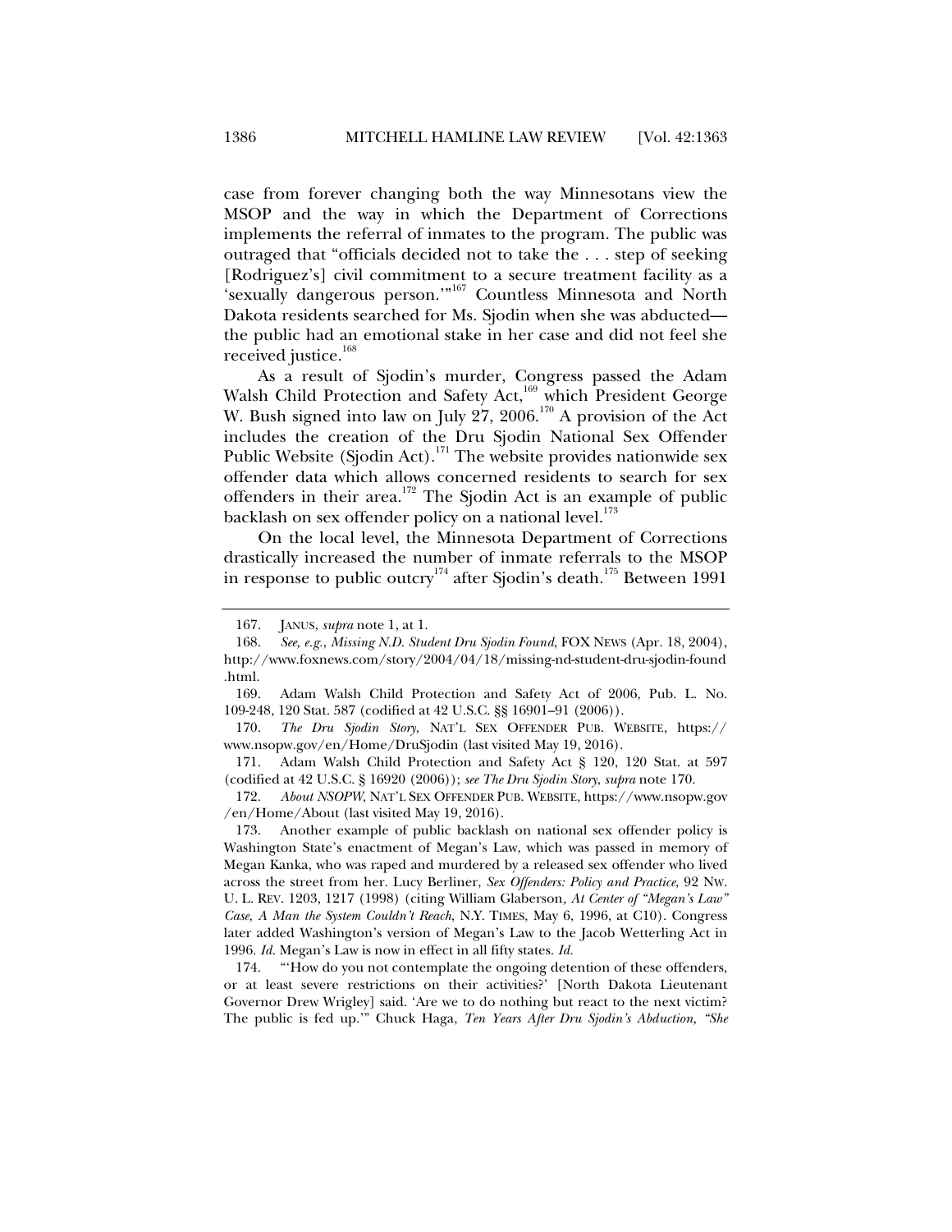case from forever changing both the way Minnesotans view the MSOP and the way in which the Department of Corrections implements the referral of inmates to the program. The public was outraged that "officials decided not to take the . . . step of seeking [Rodriguez's] civil commitment to a secure treatment facility as a 'sexually dangerous person.'"[167] Countless Minnesota and North Dakota residents searched for Ms. Sjodin when she was abducted—the public had an emotional stake in her case and did not feel she received justice.[168]

As a result of Sjodin's murder, Congress passed the Adam Walsh Child Protection and Safety Act,[169] which President George W. Bush signed into law on July 27, 2006.[170] A provision of the Act includes the creation of the Dru Sjodin National Sex Offender Public Website (Sjodin Act).[171] The website provides nationwide sex offender data which allows concerned residents to search for sex offenders in their area.[172] The Sjodin Act is an example of public backlash on sex offender policy on a national level.[173]

On the local level, the Minnesota Department of Corrections drastically increased the number of inmate referrals to the MSOP in response to public outcry[174] after Sjodin's death.[175] Between 1991

---

167. JANUS, *supra* note 1, at 1.

168. *See, e.g.*, *Missing N.D. Student Dru Sjodin Found*, FOX NEWS (Apr. 18, 2004), http://www.foxnews.com/story/2004/04/18/missing-nd-student-dru-sjodin-found.html.

169. Adam Walsh Child Protection and Safety Act of 2006, Pub. L. No. 109-248, 120 Stat. 587 (codified at 42 U.S.C. §§ 16901–91 (2006)).

170. *The Dru Sjodin Story*, NAT'L SEX OFFENDER PUB. WEBSITE, https://www.nsopw.gov/en/Home/DruSjodin (last visited May 19, 2016).

171. Adam Walsh Child Protection and Safety Act § 120, 120 Stat. at 597 (codified at 42 U.S.C. § 16920 (2006)); *see The Dru Sjodin Story*, *supra* note 170.

172. *About NSOPW*, NAT'L SEX OFFENDER PUB. WEBSITE, https://www.nsopw.gov/en/Home/About (last visited May 19, 2016).

173. Another example of public backlash on national sex offender policy is Washington State's enactment of Megan's Law, which was passed in memory of Megan Kanka, who was raped and murdered by a released sex offender who lived across the street from her. Lucy Berliner, *Sex Offenders: Policy and Practice*, 92 NW. U. L. REV. 1203, 1217 (1998) (citing William Glaberson, *At Center of "Megan's Law" Case, A Man the System Couldn't Reach*, N.Y. TIMES, May 6, 1996, at C10). Congress later added Washington's version of Megan's Law to the Jacob Wetterling Act in 1996. *Id.* Megan's Law is now in effect in all fifty states. *Id.*

174. "'How do you not contemplate the ongoing detention of these offenders, or at least severe restrictions on their activities?' [North Dakota Lieutenant Governor Drew Wrigley] said. 'Are we to do nothing but react to the next victim? The public is fed up.'" Chuck Haga, *Ten Years After Dru Sjodin's Abduction, "She*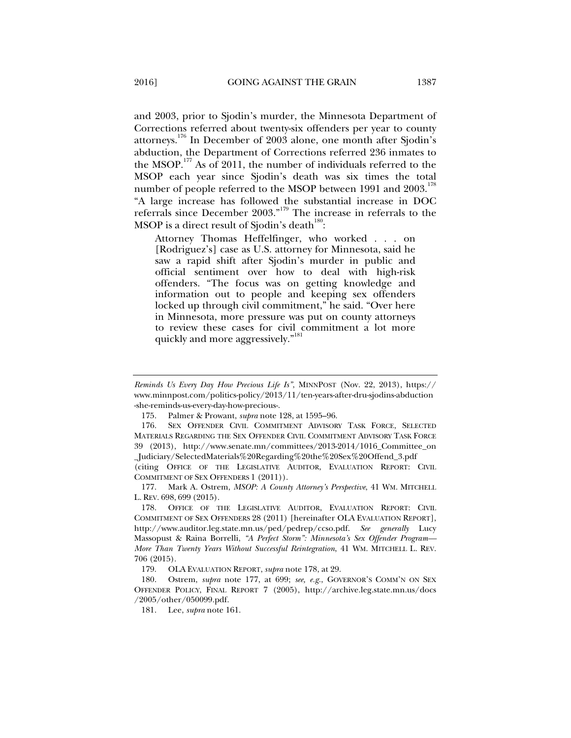and 2003, prior to Sjodin's murder, the Minnesota Department of Corrections referred about twenty-six offenders per year to county attorneys.[176] In December of 2003 alone, one month after Sjodin's abduction, the Department of Corrections referred 236 inmates to the MSOP.[177] As of 2011, the number of individuals referred to the MSOP each year since Sjodin's death was six times the total number of people referred to the MSOP between 1991 and 2003.[178] "A large increase has followed the substantial increase in DOC referrals since December 2003."[179] The increase in referrals to the MSOP is a direct result of Sjodin's death[180]:

> Attorney Thomas Heffelfinger, who worked . . . on [Rodriguez's] case as U.S. attorney for Minnesota, said he saw a rapid shift after Sjodin's murder in public and official sentiment over how to deal with high-risk offenders. "The focus was on getting knowledge and information out to people and keeping sex offenders locked up through civil commitment," he said. "Over here in Minnesota, more pressure was put on county attorneys to review these cases for civil commitment a lot more quickly and more aggressively."[181]

---

*Reminds Us Every Day How Precious Life Is"*, MINNPOST (Nov. 22, 2013), https://www.minnpost.com/politics-policy/2013/11/ten-years-after-dru-sjodins-abduction-she-reminds-us-every-day-how-precious-.

175. Palmer & Prowant, *supra* note 128, at 1595–96.

176. SEX OFFENDER CIVIL COMMITMENT ADVISORY TASK FORCE, SELECTED MATERIALS REGARDING THE SEX OFFENDER CIVIL COMMITMENT ADVISORY TASK FORCE 39 (2013), http://www.senate.mn/committees/2013-2014/1016_Committee_on_Judiciary/SelectedMaterials%20Regarding%20the%20Sex%20Offend_3.pdf (citing OFFICE OF THE LEGISLATIVE AUDITOR, EVALUATION REPORT: CIVIL COMMITMENT OF SEX OFFENDERS 1 (2011)).

177. Mark A. Ostrem, *MSOP: A County Attorney's Perspective*, 41 WM. MITCHELL L. REV. 698, 699 (2015).

178. OFFICE OF THE LEGISLATIVE AUDITOR, EVALUATION REPORT: CIVIL COMMITMENT OF SEX OFFENDERS 28 (2011) [hereinafter OLA EVALUATION REPORT], http://www.auditor.leg.state.mn.us/ped/pedrep/ccso.pdf. *See generally* Lucy Massopust & Raina Borrelli, *"A Perfect Storm": Minnesota's Sex Offender Program—More Than Twenty Years Without Successful Reintegration*, 41 WM. MITCHELL L. REV. 706 (2015).

179. OLA EVALUATION REPORT, *supra* note 178, at 29.

180. Ostrem, *supra* note 177, at 699; *see, e.g.*, GOVERNOR'S COMM'N ON SEX OFFENDER POLICY, FINAL REPORT 7 (2005), http://archive.leg.state.mn.us/docs/2005/other/050099.pdf.

181. Lee, *supra* note 161.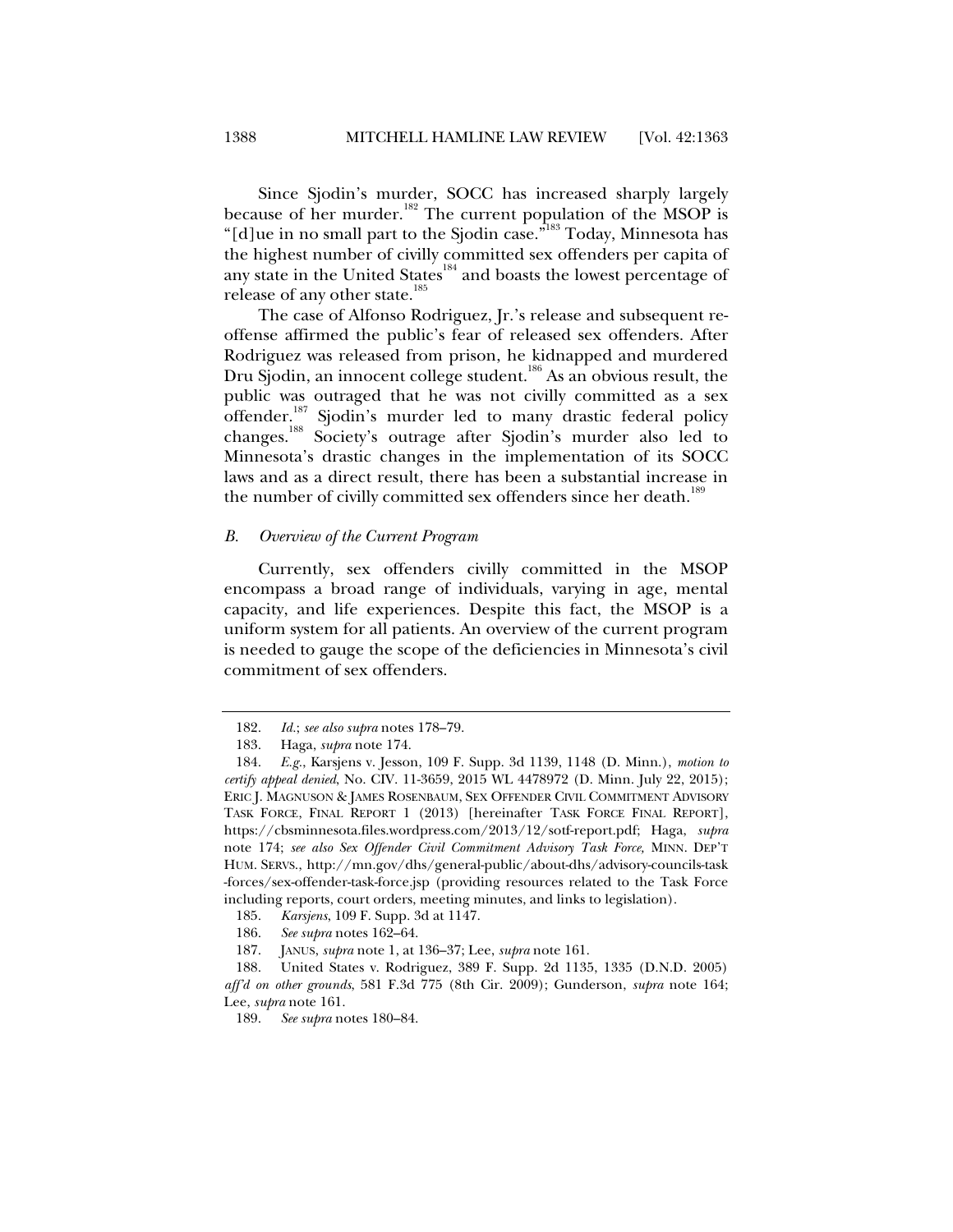Since Sjodin's murder, SOCC has increased sharply largely because of her murder.[182] The current population of the MSOP is "[d]ue in no small part to the Sjodin case."[183] Today, Minnesota has the highest number of civilly committed sex offenders per capita of any state in the United States[184] and boasts the lowest percentage of release of any other state.[185]

The case of Alfonso Rodriguez, Jr.'s release and subsequent re-offense affirmed the public's fear of released sex offenders. After Rodriguez was released from prison, he kidnapped and murdered Dru Sjodin, an innocent college student.[186] As an obvious result, the public was outraged that he was not civilly committed as a sex offender.[187] Sjodin's murder led to many drastic federal policy changes.[188] Society's outrage after Sjodin's murder also led to Minnesota's drastic changes in the implementation of its SOCC laws and as a direct result, there has been a substantial increase in the number of civilly committed sex offenders since her death.[189]

### *B. Overview of the Current Program*

Currently, sex offenders civilly committed in the MSOP encompass a broad range of individuals, varying in age, mental capacity, and life experiences. Despite this fact, the MSOP is a uniform system for all patients. An overview of the current program is needed to gauge the scope of the deficiencies in Minnesota's civil commitment of sex offenders.

---

182. *Id.*; *see also supra* notes 178–79.

183. Haga, *supra* note 174.

184. *E.g.*, Karsjens v. Jesson, 109 F. Supp. 3d 1139, 1148 (D. Minn.), *motion to certify appeal denied*, No. CIV. 11-3659, 2015 WL 4478972 (D. Minn. July 22, 2015); ERIC J. MAGNUSON & JAMES ROSENBAUM, SEX OFFENDER CIVIL COMMITMENT ADVISORY TASK FORCE, FINAL REPORT 1 (2013) [hereinafter TASK FORCE FINAL REPORT], https://cbsminnesota.files.wordpress.com/2013/12/sotf-report.pdf; Haga, *supra* note 174; *see also Sex Offender Civil Commitment Advisory Task Force*, MINN. DEP'T HUM. SERVS., http://mn.gov/dhs/general-public/about-dhs/advisory-councils-task-forces/sex-offender-task-force.jsp (providing resources related to the Task Force including reports, court orders, meeting minutes, and links to legislation).

185. *Karsjens*, 109 F. Supp. 3d at 1147.

186. *See supra* notes 162–64.

187. JANUS, *supra* note 1, at 136–37; Lee, *supra* note 161.

188. United States v. Rodriguez, 389 F. Supp. 2d 1135, 1335 (D.N.D. 2005) *aff'd on other grounds*, 581 F.3d 775 (8th Cir. 2009); Gunderson, *supra* note 164; Lee, *supra* note 161.

189. *See supra* notes 180–84.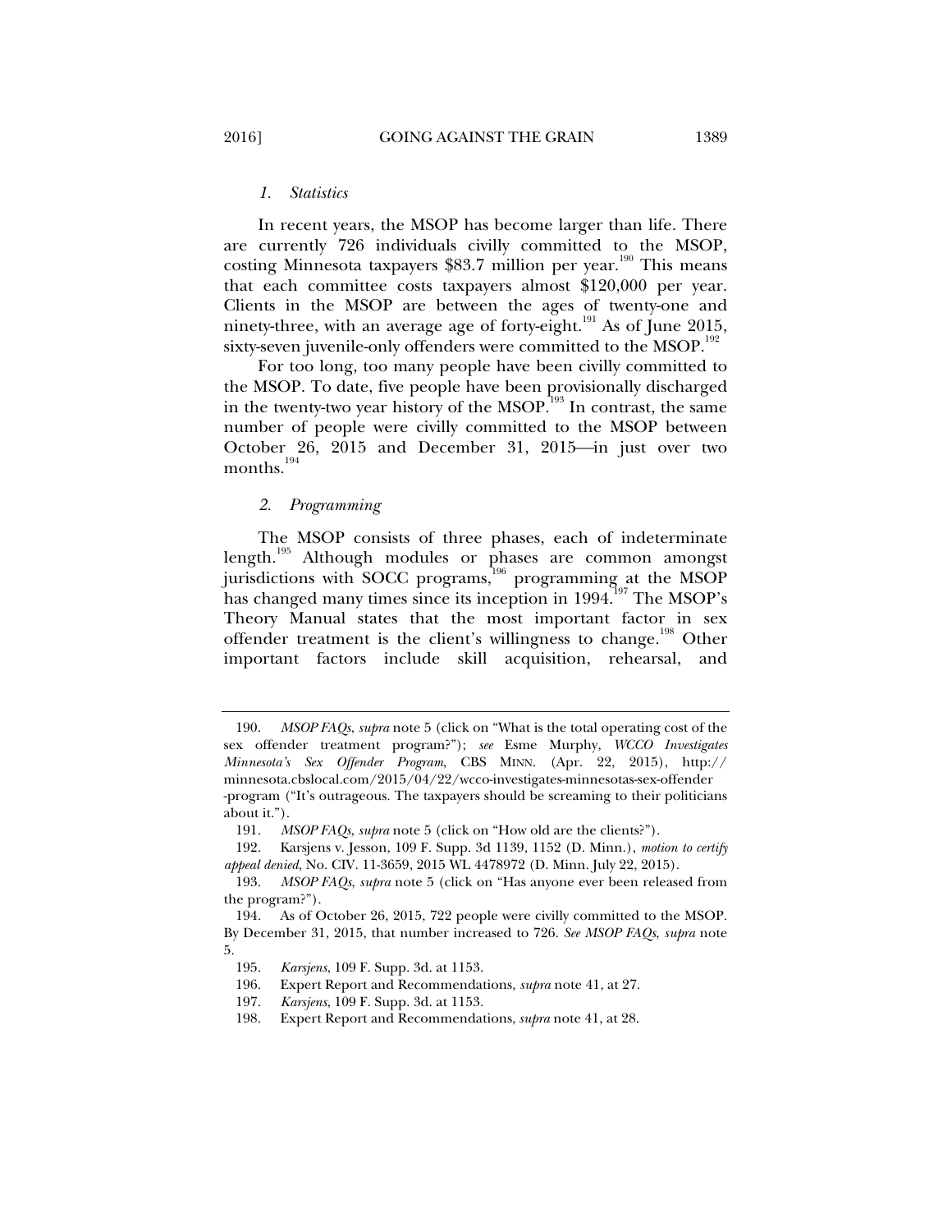### *1. Statistics*

In recent years, the MSOP has become larger than life. There are currently 726 individuals civilly committed to the MSOP, costing Minnesota taxpayers $83.7 million per year.[190] This means that each committee costs taxpayers almost $120,000 per year. Clients in the MSOP are between the ages of twenty-one and ninety-three, with an average age of forty-eight.[191] As of June 2015, sixty-seven juvenile-only offenders were committed to the MSOP.[192]

For too long, too many people have been civilly committed to the MSOP. To date, five people have been provisionally discharged in the twenty-two year history of the MSOP.[193] In contrast, the same number of people were civilly committed to the MSOP between October 26, 2015 and December 31, 2015—in just over two months.[194]

### *2. Programming*

The MSOP consists of three phases, each of indeterminate length.[195] Although modules or phases are common amongst jurisdictions with SOCC programs,[196] programming at the MSOP has changed many times since its inception in 1994.[197] The MSOP's Theory Manual states that the most important factor in sex offender treatment is the client's willingness to change.[198] Other important factors include skill acquisition, rehearsal, and

---

190. *MSOP FAQs*, *supra* note 5 (click on "What is the total operating cost of the sex offender treatment program?"); *see* Esme Murphy, *WCCO Investigates Minnesota's Sex Offender Program*, CBS MINN. (Apr. 22, 2015), http://minnesota.cbslocal.com/2015/04/22/wcco-investigates-minnesotas-sex-offender-program ("It's outrageous. The taxpayers should be screaming to their politicians about it.").

191. *MSOP FAQs*, *supra* note 5 (click on "How old are the clients?").

192. Karsjens v. Jesson, 109 F. Supp. 3d 1139, 1152 (D. Minn.), *motion to certify appeal denied*, No. CIV. 11-3659, 2015 WL 4478972 (D. Minn. July 22, 2015).

193. *MSOP FAQs*, *supra* note 5 (click on "Has anyone ever been released from the program?").

194. As of October 26, 2015, 722 people were civilly committed to the MSOP. By December 31, 2015, that number increased to 726. *See MSOP FAQs*, *supra* note 5.

195. *Karsjens*, 109 F. Supp. 3d. at 1153.

196. Expert Report and Recommendations, *supra* note 41, at 27.

197. *Karsjens*, 109 F. Supp. 3d. at 1153.

198. Expert Report and Recommendations, *supra* note 41, at 28.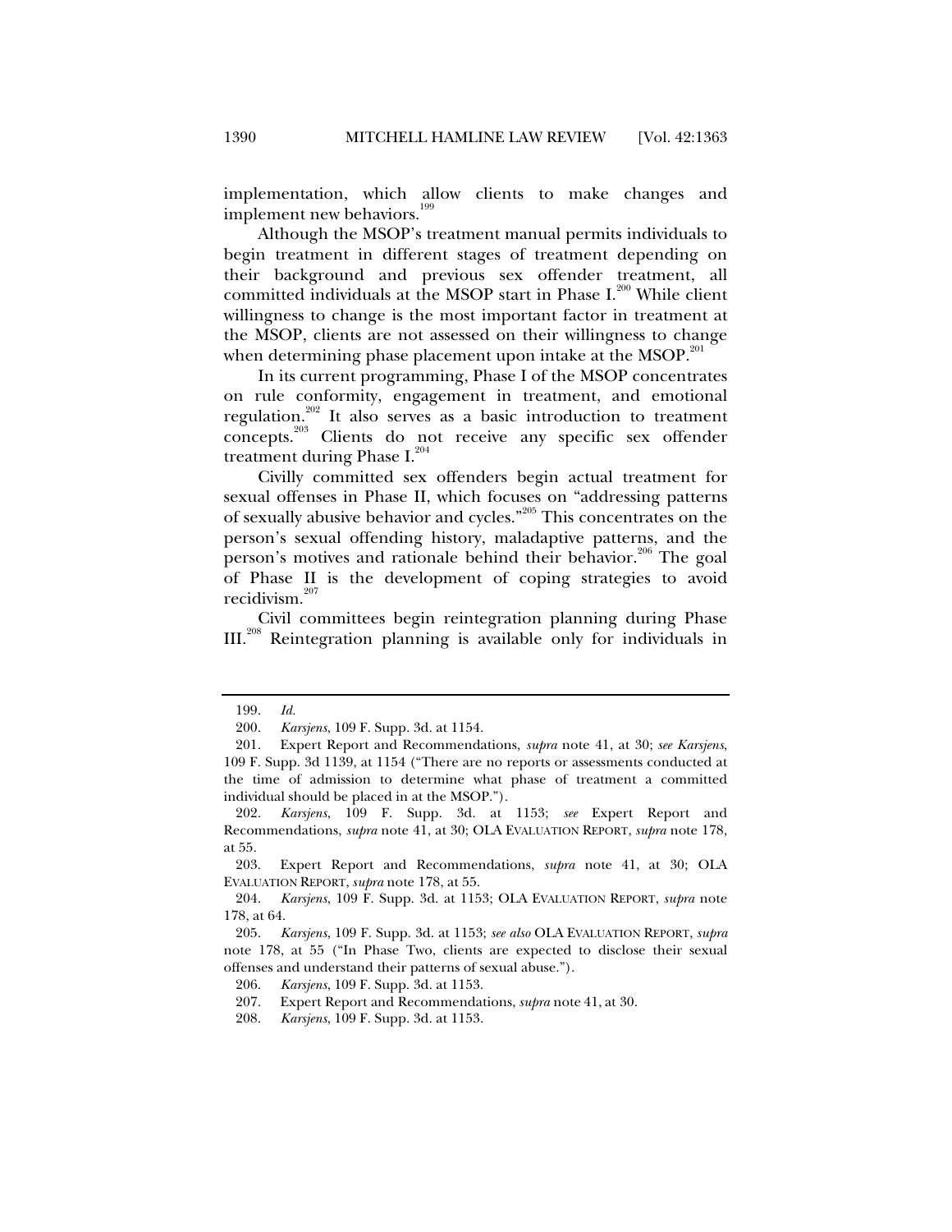implementation, which allow clients to make changes and implement new behaviors.[199]

Although the MSOP's treatment manual permits individuals to begin treatment in different stages of treatment depending on their background and previous sex offender treatment, all committed individuals at the MSOP start in Phase I.[200] While client willingness to change is the most important factor in treatment at the MSOP, clients are not assessed on their willingness to change when determining phase placement upon intake at the MSOP.[201]

In its current programming, Phase I of the MSOP concentrates on rule conformity, engagement in treatment, and emotional regulation.[202] It also serves as a basic introduction to treatment concepts.[203] Clients do not receive any specific sex offender treatment during Phase I.[204]

Civilly committed sex offenders begin actual treatment for sexual offenses in Phase II, which focuses on "addressing patterns of sexually abusive behavior and cycles."[205] This concentrates on the person's sexual offending history, maladaptive patterns, and the person's motives and rationale behind their behavior.[206] The goal of Phase II is the development of coping strategies to avoid recidivism.[207]

Civil committees begin reintegration planning during Phase III.[208] Reintegration planning is available only for individuals in

---

199. *Id.*

200. *Karsjens*, 109 F. Supp. 3d. at 1154.

201. Expert Report and Recommendations, *supra* note 41, at 30; *see Karsjens*, 109 F. Supp. 3d 1139, at 1154 ("There are no reports or assessments conducted at the time of admission to determine what phase of treatment a committed individual should be placed in at the MSOP.").

202. *Karsjens*, 109 F. Supp. 3d. at 1153; *see* Expert Report and Recommendations, *supra* note 41, at 30; OLA EVALUATION REPORT, *supra* note 178, at 55.

203. Expert Report and Recommendations, *supra* note 41, at 30; OLA EVALUATION REPORT, *supra* note 178, at 55.

204. *Karsjens*, 109 F. Supp. 3d. at 1153; OLA EVALUATION REPORT, *supra* note 178, at 64.

205. *Karsjens*, 109 F. Supp. 3d. at 1153; *see also* OLA EVALUATION REPORT, *supra* note 178, at 55 ("In Phase Two, clients are expected to disclose their sexual offenses and understand their patterns of sexual abuse.").

206. *Karsjens*, 109 F. Supp. 3d. at 1153.

207. Expert Report and Recommendations, *supra* note 41, at 30.

208. *Karsjens*, 109 F. Supp. 3d. at 1153.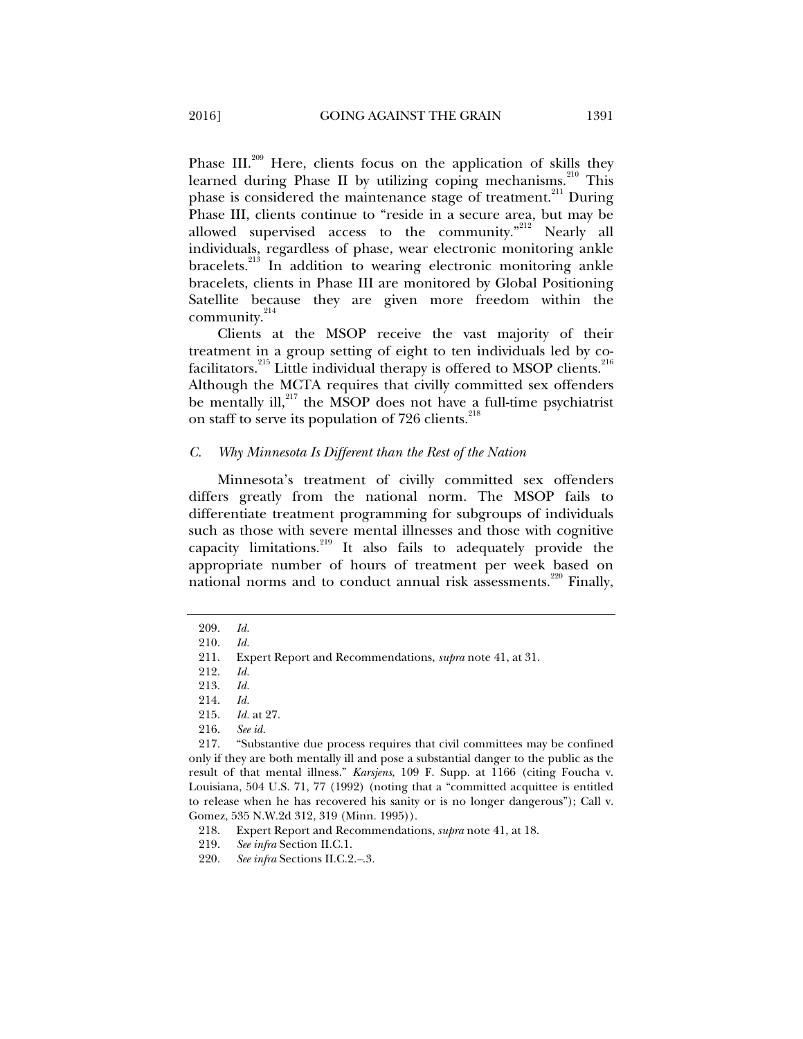Phase III.[209] Here, clients focus on the application of skills they learned during Phase II by utilizing coping mechanisms.[210] This phase is considered the maintenance stage of treatment.[211] During Phase III, clients continue to "reside in a secure area, but may be allowed supervised access to the community."[212] Nearly all individuals, regardless of phase, wear electronic monitoring ankle bracelets.[213] In addition to wearing electronic monitoring ankle bracelets, clients in Phase III are monitored by Global Positioning Satellite because they are given more freedom within the community.[214]

Clients at the MSOP receive the vast majority of their treatment in a group setting of eight to ten individuals led by co-facilitators.[215] Little individual therapy is offered to MSOP clients.[216] Although the MCTA requires that civilly committed sex offenders be mentally ill,[217] the MSOP does not have a full-time psychiatrist on staff to serve its population of 726 clients.[218]

### *C. Why Minnesota Is Different than the Rest of the Nation*

Minnesota's treatment of civilly committed sex offenders differs greatly from the national norm. The MSOP fails to differentiate treatment programming for subgroups of individuals such as those with severe mental illnesses and those with cognitive capacity limitations.[219] It also fails to adequately provide the appropriate number of hours of treatment per week based on national norms and to conduct annual risk assessments.[220] Finally,

---

209. *Id.*

210. *Id.*

211. Expert Report and Recommendations, *supra* note 41, at 31.

212. *Id.*

213. *Id.*

214. *Id.*

215. *Id.* at 27.

216. *See id.*

217. "Substantive due process requires that civil committees may be confined only if they are both mentally ill and pose a substantial danger to the public as the result of that mental illness." *Karsjens*, 109 F. Supp. at 1166 (citing Foucha v. Louisiana, 504 U.S. 71, 77 (1992) (noting that a "committed acquittee is entitled to release when he has recovered his sanity or is no longer dangerous"); Call v. Gomez, 535 N.W.2d 312, 319 (Minn. 1995)).

218. Expert Report and Recommendations, *supra* note 41, at 18.

219. *See infra* Section II.C.1.

220. *See infra* Sections II.C.2.–.3.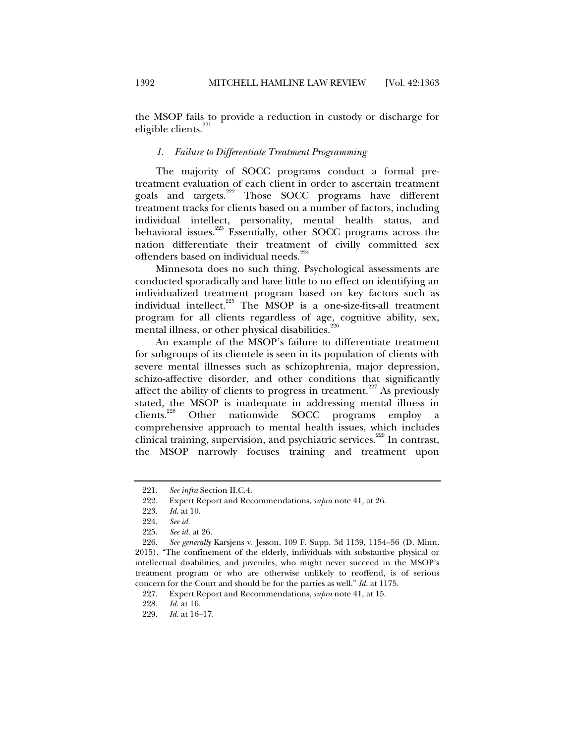the MSOP fails to provide a reduction in custody or discharge for eligible clients.[221]

### *1. Failure to Differentiate Treatment Programming*

The majority of SOCC programs conduct a formal pre-treatment evaluation of each client in order to ascertain treatment goals and targets.[222] Those SOCC programs have different treatment tracks for clients based on a number of factors, including individual intellect, personality, mental health status, and behavioral issues.[223] Essentially, other SOCC programs across the nation differentiate their treatment of civilly committed sex offenders based on individual needs.[224]

Minnesota does no such thing. Psychological assessments are conducted sporadically and have little to no effect on identifying an individualized treatment program based on key factors such as individual intellect.[225] The MSOP is a one-size-fits-all treatment program for all clients regardless of age, cognitive ability, sex, mental illness, or other physical disabilities.[226]

An example of the MSOP's failure to differentiate treatment for subgroups of its clientele is seen in its population of clients with severe mental illnesses such as schizophrenia, major depression, schizo-affective disorder, and other conditions that significantly affect the ability of clients to progress in treatment.[227] As previously stated, the MSOP is inadequate in addressing mental illness in clients.[228] Other nationwide SOCC programs employ a comprehensive approach to mental health issues, which includes clinical training, supervision, and psychiatric services.[229] In contrast, the MSOP narrowly focuses training and treatment upon

---

221. *See infra* Section II.C.4.

222. Expert Report and Recommendations, *supra* note 41, at 26.

223. *Id.* at 10.

224. *See id.*

225. *See id.* at 26.

226. *See generally* Karsjens v. Jesson, 109 F. Supp. 3d 1139, 1154–56 (D. Minn. 2015). "The confinement of the elderly, individuals with substantive physical or intellectual disabilities, and juveniles, who might never succeed in the MSOP's treatment program or who are otherwise unlikely to reoffend, is of serious concern for the Court and should be for the parties as well." *Id.* at 1175.

227. Expert Report and Recommendations, *supra* note 41, at 15.

228. *Id.* at 16.

229. *Id.* at 16–17.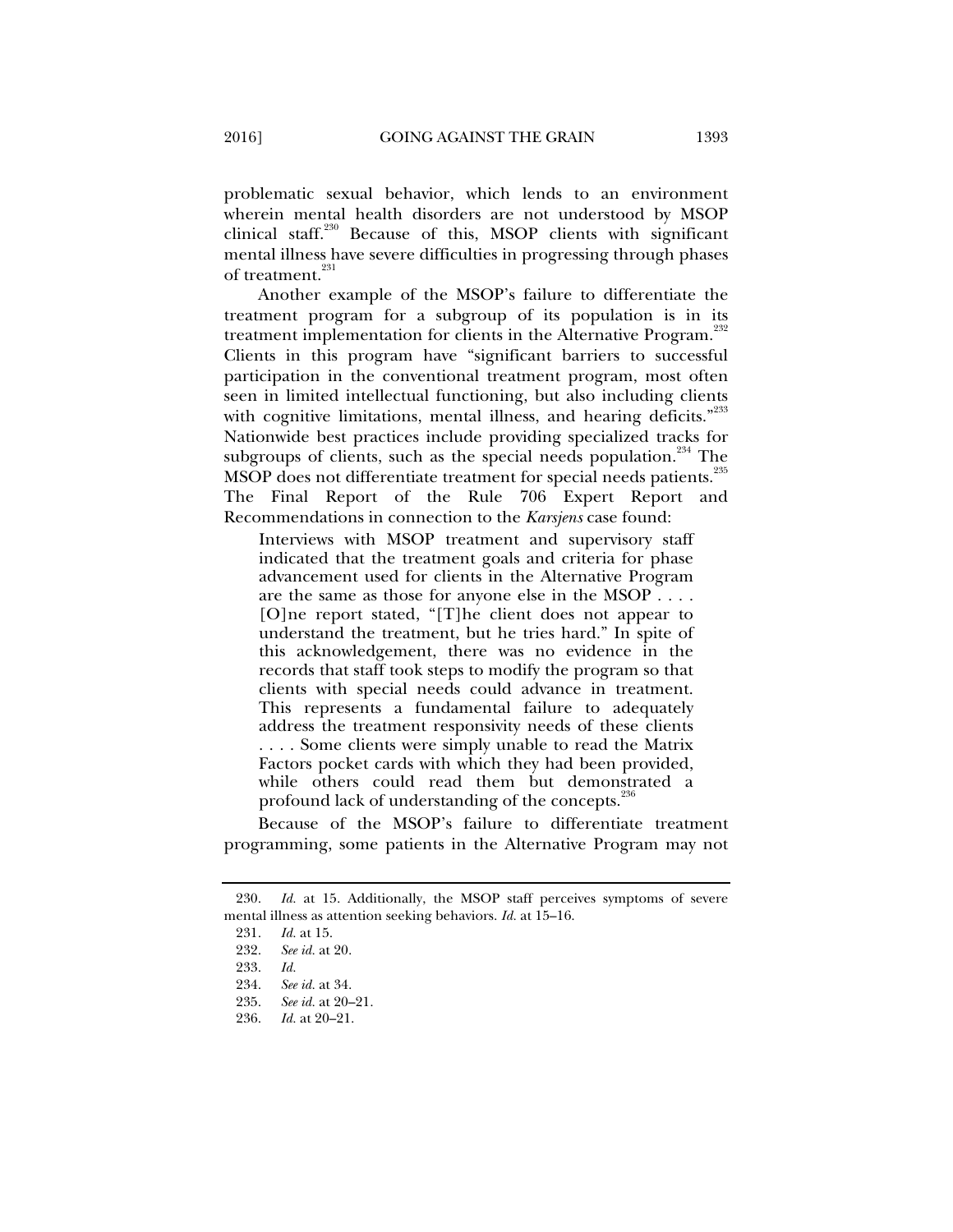problematic sexual behavior, which lends to an environment wherein mental health disorders are not understood by MSOP clinical staff.[230] Because of this, MSOP clients with significant mental illness have severe difficulties in progressing through phases of treatment.[231]

Another example of the MSOP's failure to differentiate the treatment program for a subgroup of its population is in its treatment implementation for clients in the Alternative Program.[232] Clients in this program have "significant barriers to successful participation in the conventional treatment program, most often seen in limited intellectual functioning, but also including clients with cognitive limitations, mental illness, and hearing deficits."[233] Nationwide best practices include providing specialized tracks for subgroups of clients, such as the special needs population.[234] The MSOP does not differentiate treatment for special needs patients.[235] The Final Report of the Rule 706 Expert Report and Recommendations in connection to the *Karsjens* case found:

> Interviews with MSOP treatment and supervisory staff indicated that the treatment goals and criteria for phase advancement used for clients in the Alternative Program are the same as those for anyone else in the MSOP . . . . [O]ne report stated, "[T]he client does not appear to understand the treatment, but he tries hard." In spite of this acknowledgement, there was no evidence in the records that staff took steps to modify the program so that clients with special needs could advance in treatment. This represents a fundamental failure to adequately address the treatment responsivity needs of these clients . . . . Some clients were simply unable to read the Matrix Factors pocket cards with which they had been provided, while others could read them but demonstrated a profound lack of understanding of the concepts.[236]

Because of the MSOP's failure to differentiate treatment programming, some patients in the Alternative Program may not

---

230. *Id.* at 15. Additionally, the MSOP staff perceives symptoms of severe mental illness as attention seeking behaviors. *Id.* at 15–16.

231. *Id.* at 15.

232. *See id.* at 20.

233. *Id.*

234. *See id.* at 34.

235. *See id.* at 20–21.

236. *Id.* at 20–21.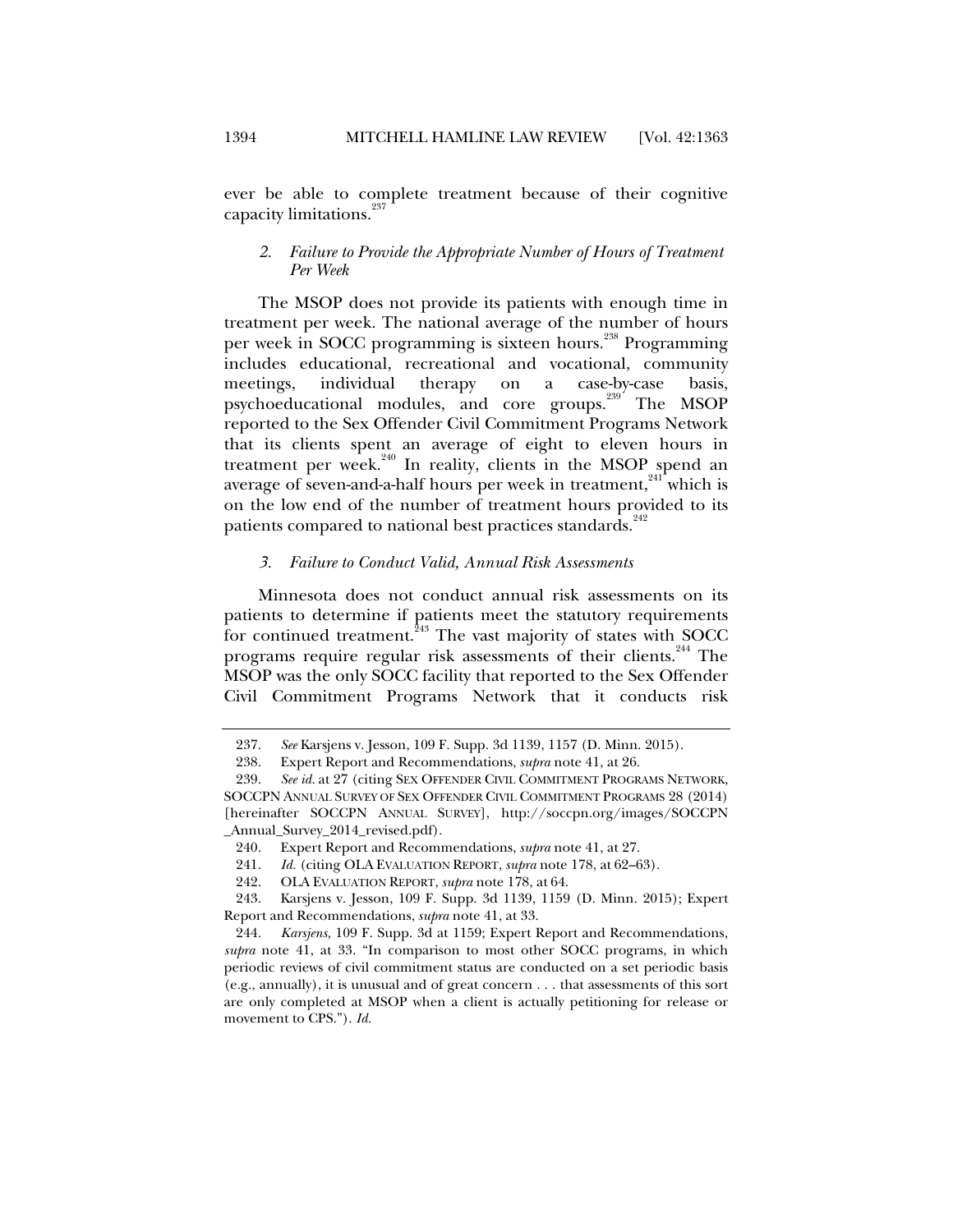ever be able to complete treatment because of their cognitive capacity limitations.[237]

### *2. Failure to Provide the Appropriate Number of Hours of Treatment Per Week*

The MSOP does not provide its patients with enough time in treatment per week. The national average of the number of hours per week in SOCC programming is sixteen hours.[238] Programming includes educational, recreational and vocational, community meetings, individual therapy on a case-by-case basis, psychoeducational modules, and core groups.[239] The MSOP reported to the Sex Offender Civil Commitment Programs Network that its clients spent an average of eight to eleven hours in treatment per week.[240] In reality, clients in the MSOP spend an average of seven-and-a-half hours per week in treatment,[241] which is on the low end of the number of treatment hours provided to its patients compared to national best practices standards.[242]

### *3. Failure to Conduct Valid, Annual Risk Assessments*

Minnesota does not conduct annual risk assessments on its patients to determine if patients meet the statutory requirements for continued treatment.[243] The vast majority of states with SOCC programs require regular risk assessments of their clients.[244] The MSOP was the only SOCC facility that reported to the Sex Offender Civil Commitment Programs Network that it conducts risk

---

237. *See* Karsjens v. Jesson, 109 F. Supp. 3d 1139, 1157 (D. Minn. 2015).

238. Expert Report and Recommendations, *supra* note 41, at 26.

239. *See id.* at 27 (citing SEX OFFENDER CIVIL COMMITMENT PROGRAMS NETWORK, SOCCPN ANNUAL SURVEY OF SEX OFFENDER CIVIL COMMITMENT PROGRAMS 28 (2014) [hereinafter SOCCPN ANNUAL SURVEY], http://soccpn.org/images/SOCCPN_Annual_Survey_2014_revised.pdf).

240. Expert Report and Recommendations, *supra* note 41, at 27.

241. *Id.* (citing OLA EVALUATION REPORT, *supra* note 178, at 62–63).

242. OLA EVALUATION REPORT, *supra* note 178, at 64.

243. Karsjens v. Jesson, 109 F. Supp. 3d 1139, 1159 (D. Minn. 2015); Expert Report and Recommendations, *supra* note 41, at 33.

244. *Karsjens*, 109 F. Supp. 3d at 1159; Expert Report and Recommendations, *supra* note 41, at 33. "In comparison to most other SOCC programs, in which periodic reviews of civil commitment status are conducted on a set periodic basis (e.g., annually), it is unusual and of great concern . . . that assessments of this sort are only completed at MSOP when a client is actually petitioning for release or movement to CPS."). *Id.*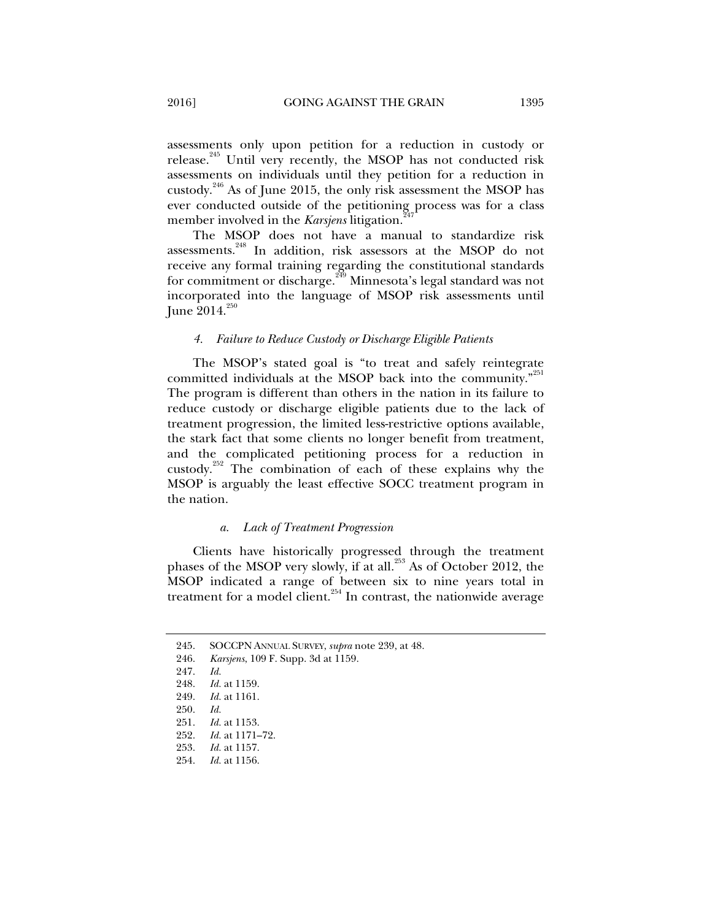assessments only upon petition for a reduction in custody or release.[245] Until very recently, the MSOP has not conducted risk assessments on individuals until they petition for a reduction in custody.[246] As of June 2015, the only risk assessment the MSOP has ever conducted outside of the petitioning process was for a class member involved in the *Karsjens* litigation.[247]

The MSOP does not have a manual to standardize risk assessments.[248] In addition, risk assessors at the MSOP do not receive any formal training regarding the constitutional standards for commitment or discharge.[249] Minnesota's legal standard was not incorporated into the language of MSOP risk assessments until June 2014.[250]

#### *4. Failure to Reduce Custody or Discharge Eligible Patients*

The MSOP's stated goal is "to treat and safely reintegrate committed individuals at the MSOP back into the community."[251] The program is different than others in the nation in its failure to reduce custody or discharge eligible patients due to the lack of treatment progression, the limited less-restrictive options available, the stark fact that some clients no longer benefit from treatment, and the complicated petitioning process for a reduction in custody.[252] The combination of each of these explains why the MSOP is arguably the least effective SOCC treatment program in the nation.

##### *a. Lack of Treatment Progression*

Clients have historically progressed through the treatment phases of the MSOP very slowly, if at all.[253] As of October 2012, the MSOP indicated a range of between six to nine years total in treatment for a model client.[254] In contrast, the nationwide average

---

245. SOCCPN ANNUAL SURVEY, *supra* note 239, at 48.
246. *Karsjens*, 109 F. Supp. 3d at 1159.
247. *Id.*
248. *Id.* at 1159.
249. *Id.* at 1161.
250. *Id.*
251. *Id.* at 1153.
252. *Id.* at 1171–72.
253. *Id.* at 1157.
254. *Id.* at 1156.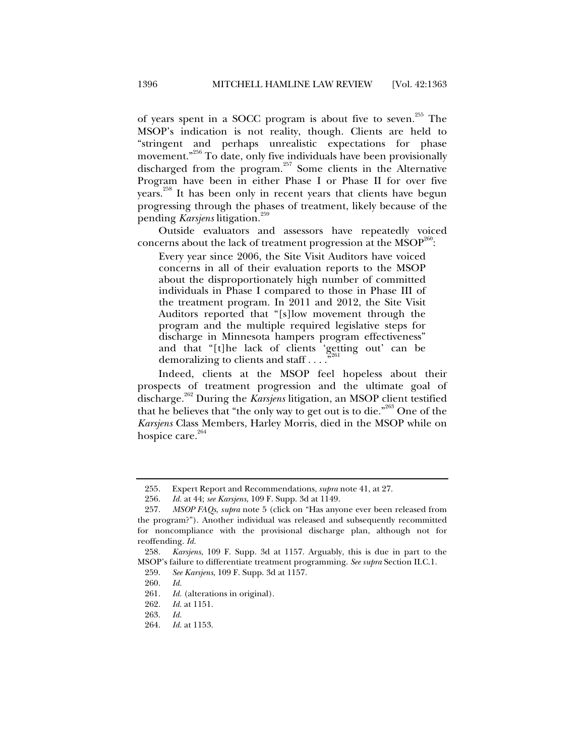of years spent in a SOCC program is about five to seven.[255] The MSOP's indication is not reality, though. Clients are held to "stringent and perhaps unrealistic expectations for phase movement."[256] To date, only five individuals have been provisionally discharged from the program.[257] Some clients in the Alternative Program have been in either Phase I or Phase II for over five years.[258] It has been only in recent years that clients have begun progressing through the phases of treatment, likely because of the pending *Karsjens* litigation.[259]

Outside evaluators and assessors have repeatedly voiced concerns about the lack of treatment progression at the MSOP[260]:

> Every year since 2006, the Site Visit Auditors have voiced concerns in all of their evaluation reports to the MSOP about the disproportionately high number of committed individuals in Phase I compared to those in Phase III of the treatment program. In 2011 and 2012, the Site Visit Auditors reported that "[s]low movement through the program and the multiple required legislative steps for discharge in Minnesota hampers program effectiveness" and that "[t]he lack of clients 'getting out' can be demoralizing to clients and staff . . . ."[261]

Indeed, clients at the MSOP feel hopeless about their prospects of treatment progression and the ultimate goal of discharge.[262] During the *Karsjens* litigation, an MSOP client testified that he believes that "the only way to get out is to die."[263] One of the *Karsjens* Class Members, Harley Morris, died in the MSOP while on hospice care.[264]

---

255. Expert Report and Recommendations, *supra* note 41, at 27.

256. *Id.* at 44; *see Karsjens*, 109 F. Supp. 3d at 1149.

257. *MSOP FAQs*, *supra* note 5 (click on "Has anyone ever been released from the program?"). Another individual was released and subsequently recommitted for noncompliance with the provisional discharge plan, although not for reoffending. *Id.*

258. *Karsjens*, 109 F. Supp. 3d at 1157. Arguably, this is due in part to the MSOP's failure to differentiate treatment programming. *See supra* Section II.C.1.

259. *See Karsjens*, 109 F. Supp. 3d at 1157.

260. *Id.*

261. *Id.* (alterations in original).

262. *Id.* at 1151.

263. *Id.*

264. *Id.* at 1153.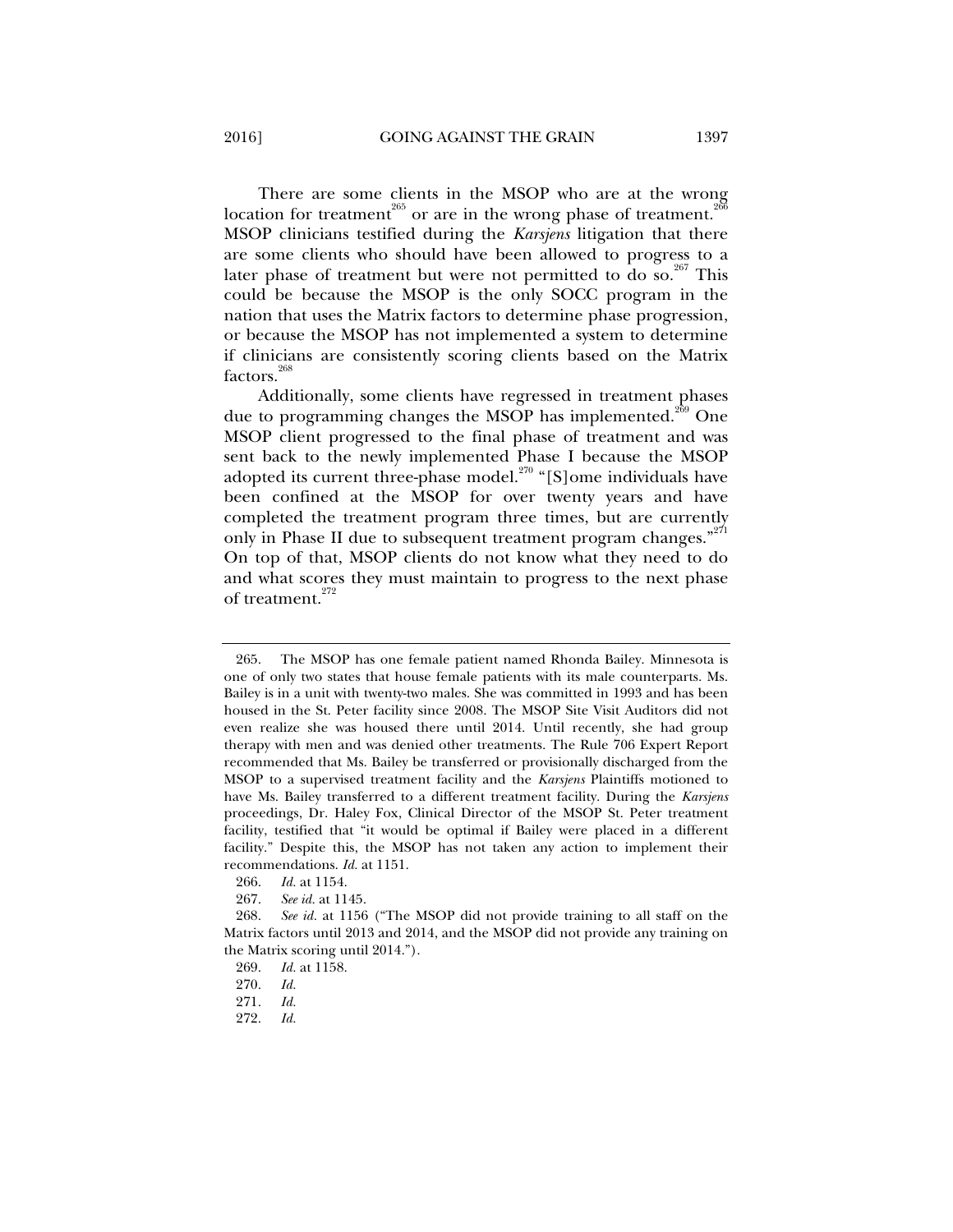There are some clients in the MSOP who are at the wrong location for treatment[265] or are in the wrong phase of treatment.[266] MSOP clinicians testified during the *Karsjens* litigation that there are some clients who should have been allowed to progress to a later phase of treatment but were not permitted to do so.[267] This could be because the MSOP is the only SOCC program in the nation that uses the Matrix factors to determine phase progression, or because the MSOP has not implemented a system to determine if clinicians are consistently scoring clients based on the Matrix factors.[268]

Additionally, some clients have regressed in treatment phases due to programming changes the MSOP has implemented.[269] One MSOP client progressed to the final phase of treatment and was sent back to the newly implemented Phase I because the MSOP adopted its current three-phase model.[270] "[S]ome individuals have been confined at the MSOP for over twenty years and have completed the treatment program three times, but are currently only in Phase II due to subsequent treatment program changes."[271] On top of that, MSOP clients do not know what they need to do and what scores they must maintain to progress to the next phase of treatment.[272]

---

265. The MSOP has one female patient named Rhonda Bailey. Minnesota is one of only two states that house female patients with its male counterparts. Ms. Bailey is in a unit with twenty-two males. She was committed in 1993 and has been housed in the St. Peter facility since 2008. The MSOP Site Visit Auditors did not even realize she was housed there until 2014. Until recently, she had group therapy with men and was denied other treatments. The Rule 706 Expert Report recommended that Ms. Bailey be transferred or provisionally discharged from the MSOP to a supervised treatment facility and the *Karsjens* Plaintiffs motioned to have Ms. Bailey transferred to a different treatment facility. During the *Karsjens* proceedings, Dr. Haley Fox, Clinical Director of the MSOP St. Peter treatment facility, testified that "it would be optimal if Bailey were placed in a different facility." Despite this, the MSOP has not taken any action to implement their recommendations. *Id.* at 1151.

266. *Id.* at 1154.

267. *See id.* at 1145.

268. *See id.* at 1156 ("The MSOP did not provide training to all staff on the Matrix factors until 2013 and 2014, and the MSOP did not provide any training on the Matrix scoring until 2014.").

269. *Id.* at 1158.

270. *Id.*

271. *Id.*

272. *Id.*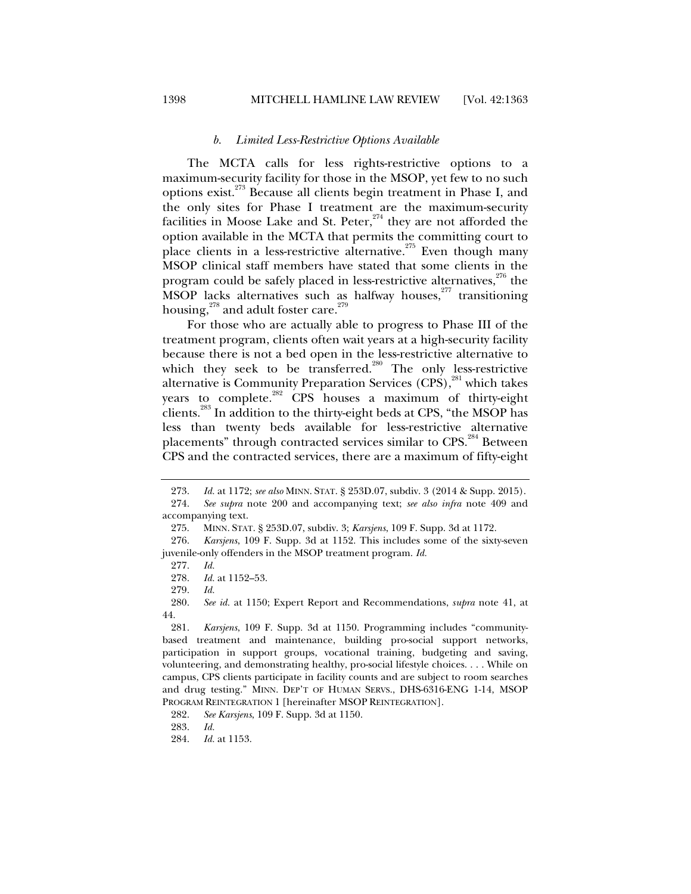### *b. Limited Less-Restrictive Options Available*

The MCTA calls for less rights-restrictive options to a maximum-security facility for those in the MSOP, yet few to no such options exist.[273] Because all clients begin treatment in Phase I, and the only sites for Phase I treatment are the maximum-security facilities in Moose Lake and St. Peter,[274] they are not afforded the option available in the MCTA that permits the committing court to place clients in a less-restrictive alternative.[275] Even though many MSOP clinical staff members have stated that some clients in the program could be safely placed in less-restrictive alternatives,[276] the MSOP lacks alternatives such as halfway houses,[277] transitioning housing,[278] and adult foster care.[279]

For those who are actually able to progress to Phase III of the treatment program, clients often wait years at a high-security facility because there is not a bed open in the less-restrictive alternative to which they seek to be transferred.[280] The only less-restrictive alternative is Community Preparation Services (CPS),[281] which takes years to complete.[282] CPS houses a maximum of thirty-eight clients.[283] In addition to the thirty-eight beds at CPS, "the MSOP has less than twenty beds available for less-restrictive alternative placements" through contracted services similar to CPS.[284] Between CPS and the contracted services, there are a maximum of fifty-eight

---

273. *Id.* at 1172; *see also* MINN. STAT. § 253D.07, subdiv. 3 (2014 & Supp. 2015).

274. *See supra* note 200 and accompanying text; *see also infra* note 409 and accompanying text.

275. MINN. STAT. § 253D.07, subdiv. 3; *Karsjens*, 109 F. Supp. 3d at 1172.

276. *Karsjens*, 109 F. Supp. 3d at 1152. This includes some of the sixty-seven juvenile-only offenders in the MSOP treatment program. *Id.*

277. *Id.*

278. *Id.* at 1152–53.

279. *Id.*

280. *See id.* at 1150; Expert Report and Recommendations, *supra* note 41, at 44.

281. *Karsjens*, 109 F. Supp. 3d at 1150. Programming includes "community-based treatment and maintenance, building pro-social support networks, participation in support groups, vocational training, budgeting and saving, volunteering, and demonstrating healthy, pro-social lifestyle choices. . . . While on campus, CPS clients participate in facility counts and are subject to room searches and drug testing." MINN. DEP'T OF HUMAN SERVS., DHS-6316-ENG 1-14, MSOP PROGRAM REINTEGRATION 1 [hereinafter MSOP REINTEGRATION].

282. *See Karsjens*, 109 F. Supp. 3d at 1150.

283. *Id.*

284. *Id.* at 1153.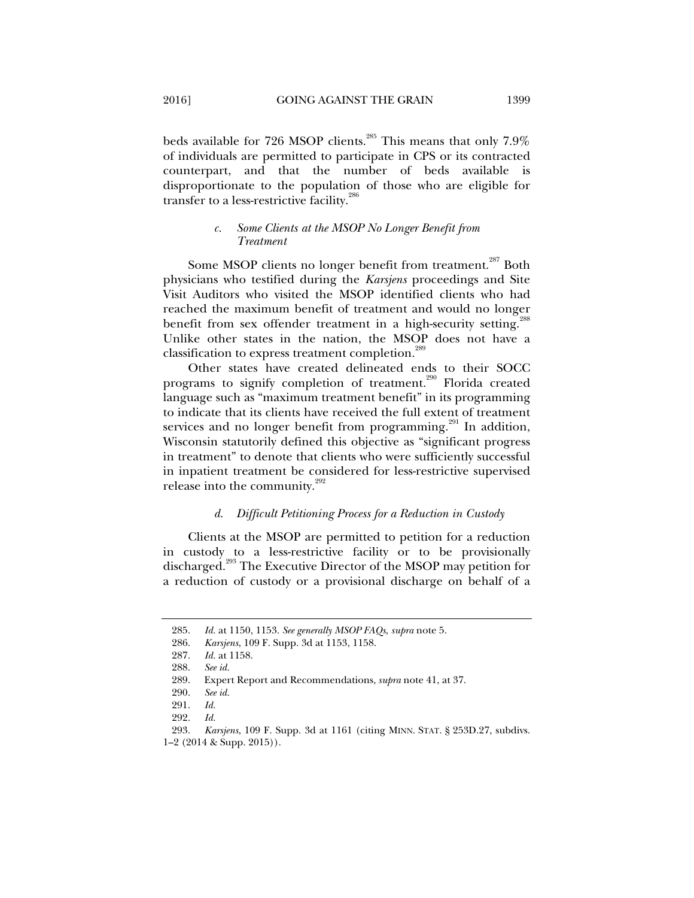beds available for 726 MSOP clients.[285] This means that only 7.9% of individuals are permitted to participate in CPS or its contracted counterpart, and that the number of beds available is disproportionate to the population of those who are eligible for transfer to a less-restrictive facility.[286]

#### *c. Some Clients at the MSOP No Longer Benefit from Treatment*

Some MSOP clients no longer benefit from treatment.[287] Both physicians who testified during the *Karsjens* proceedings and Site Visit Auditors who visited the MSOP identified clients who had reached the maximum benefit of treatment and would no longer benefit from sex offender treatment in a high-security setting.[288] Unlike other states in the nation, the MSOP does not have a classification to express treatment completion.[289]

Other states have created delineated ends to their SOCC programs to signify completion of treatment.[290] Florida created language such as "maximum treatment benefit" in its programming to indicate that its clients have received the full extent of treatment services and no longer benefit from programming.[291] In addition, Wisconsin statutorily defined this objective as "significant progress in treatment" to denote that clients who were sufficiently successful in inpatient treatment be considered for less-restrictive supervised release into the community.[292]

#### *d. Difficult Petitioning Process for a Reduction in Custody*

Clients at the MSOP are permitted to petition for a reduction in custody to a less-restrictive facility or to be provisionally discharged.[293] The Executive Director of the MSOP may petition for a reduction of custody or a provisional discharge on behalf of a

---

285. *Id.* at 1150, 1153. *See generally MSOP FAQs*, *supra* note 5.

286. *Karsjens*, 109 F. Supp. 3d at 1153, 1158.

287. *Id.* at 1158.

288. *See id.*

289. Expert Report and Recommendations, *supra* note 41, at 37.

290. *See id.*

291. *Id.*

292. *Id.*

293. *Karsjens*, 109 F. Supp. 3d at 1161 (citing MINN. STAT. § 253D.27, subdivs. 1–2 (2014 & Supp. 2015)).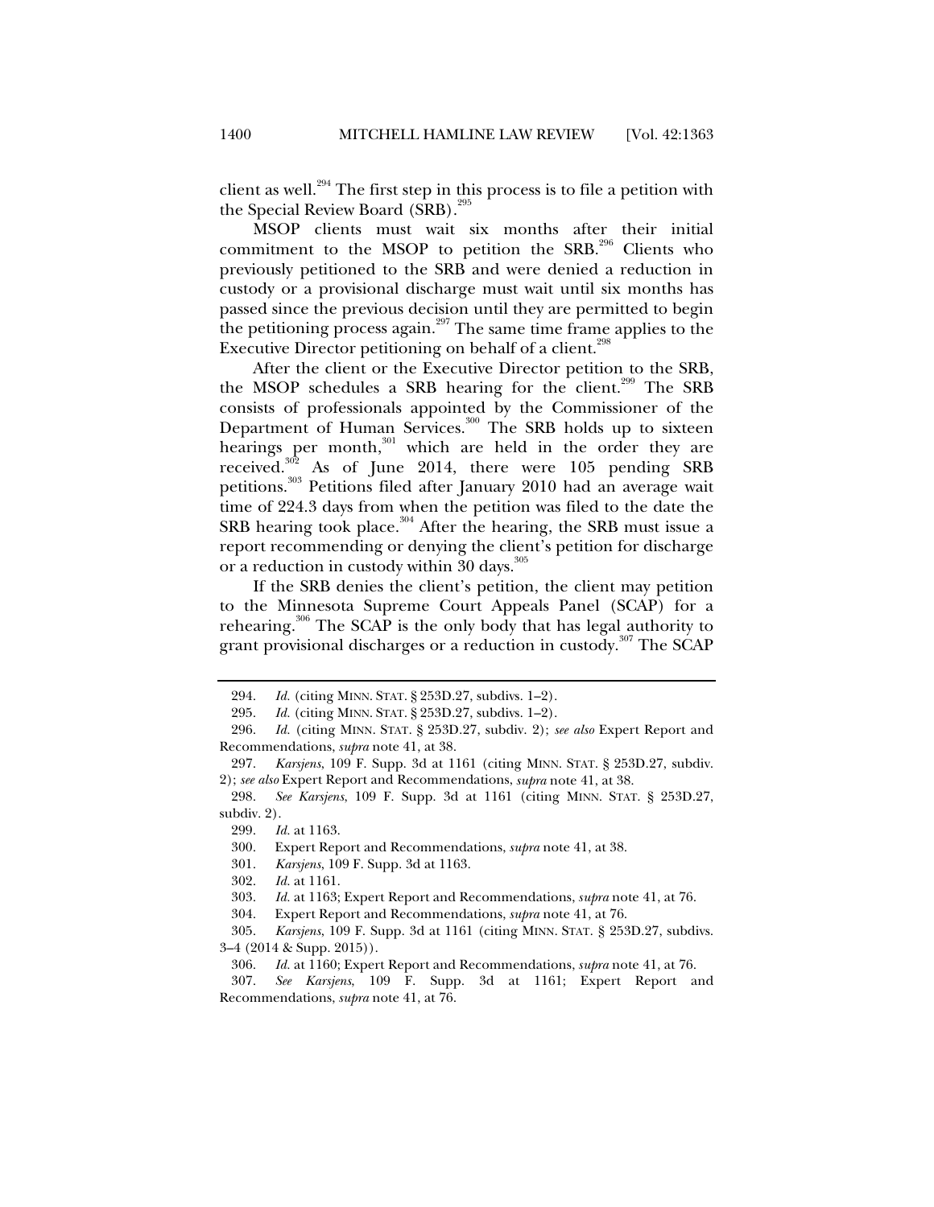client as well.[294] The first step in this process is to file a petition with the Special Review Board (SRB).[295]

MSOP clients must wait six months after their initial commitment to the MSOP to petition the SRB.[296] Clients who previously petitioned to the SRB and were denied a reduction in custody or a provisional discharge must wait until six months has passed since the previous decision until they are permitted to begin the petitioning process again.[297] The same time frame applies to the Executive Director petitioning on behalf of a client.[298]

After the client or the Executive Director petition to the SRB, the MSOP schedules a SRB hearing for the client.[299] The SRB consists of professionals appointed by the Commissioner of the Department of Human Services.[300] The SRB holds up to sixteen hearings per month,[301] which are held in the order they are received.[302] As of June 2014, there were 105 pending SRB petitions.[303] Petitions filed after January 2010 had an average wait time of 224.3 days from when the petition was filed to the date the SRB hearing took place.[304] After the hearing, the SRB must issue a report recommending or denying the client's petition for discharge or a reduction in custody within 30 days.[305]

If the SRB denies the client's petition, the client may petition to the Minnesota Supreme Court Appeals Panel (SCAP) for a rehearing.[306] The SCAP is the only body that has legal authority to grant provisional discharges or a reduction in custody.[307] The SCAP

---

294. *Id.* (citing MINN. STAT. § 253D.27, subdivs. 1–2).

295. *Id.* (citing MINN. STAT. § 253D.27, subdivs. 1–2).

296. *Id.* (citing MINN. STAT. § 253D.27, subdiv. 2); *see also* Expert Report and Recommendations, *supra* note 41, at 38.

297. *Karsjens*, 109 F. Supp. 3d at 1161 (citing MINN. STAT. § 253D.27, subdiv. 2); *see also* Expert Report and Recommendations, *supra* note 41, at 38.

298. *See Karsjens*, 109 F. Supp. 3d at 1161 (citing MINN. STAT. § 253D.27, subdiv. 2).

299. *Id.* at 1163.

300. Expert Report and Recommendations, *supra* note 41, at 38.

301. *Karsjens*, 109 F. Supp. 3d at 1163.

302. *Id.* at 1161.

303. *Id.* at 1163; Expert Report and Recommendations, *supra* note 41, at 76.

304. Expert Report and Recommendations, *supra* note 41, at 76.

305. *Karsjens*, 109 F. Supp. 3d at 1161 (citing MINN. STAT. § 253D.27, subdivs. 3–4 (2014 & Supp. 2015)).

306. *Id.* at 1160; Expert Report and Recommendations, *supra* note 41, at 76.

307. *See Karsjens*, 109 F. Supp. 3d at 1161; Expert Report and Recommendations, *supra* note 41, at 76.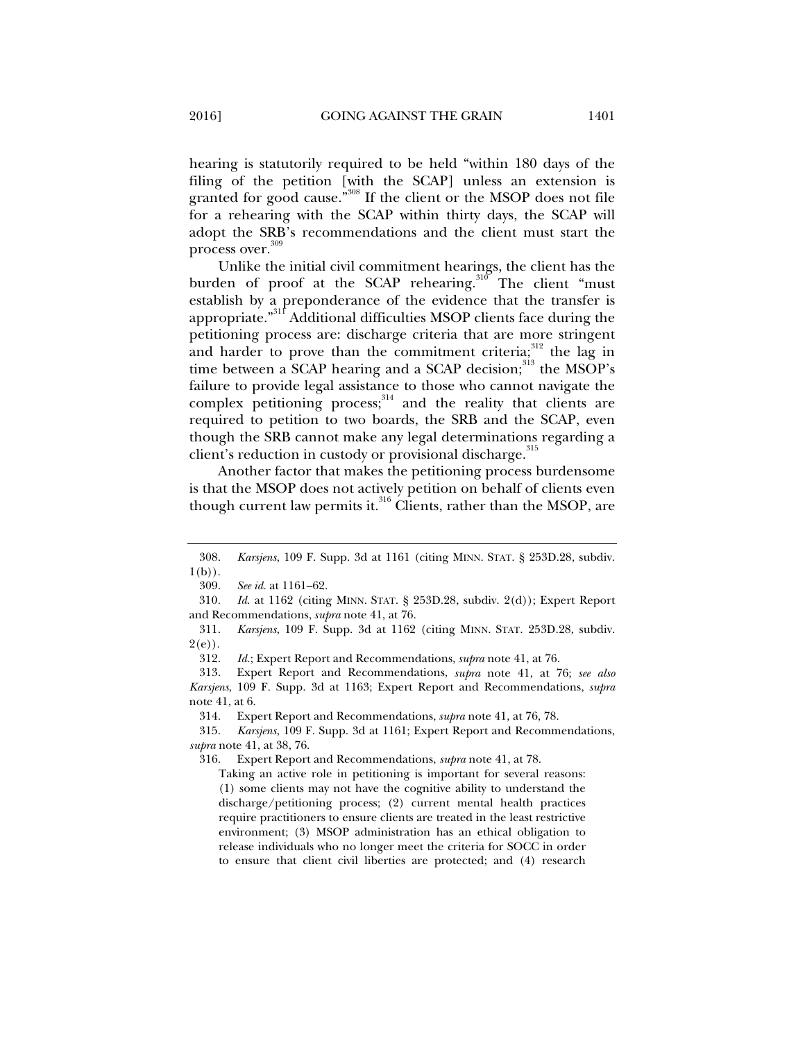hearing is statutorily required to be held "within 180 days of the filing of the petition [with the SCAP] unless an extension is granted for good cause."[308] If the client or the MSOP does not file for a rehearing with the SCAP within thirty days, the SCAP will adopt the SRB's recommendations and the client must start the process over.[309]

Unlike the initial civil commitment hearings, the client has the burden of proof at the SCAP rehearing.[310] The client "must establish by a preponderance of the evidence that the transfer is appropriate."[311] Additional difficulties MSOP clients face during the petitioning process are: discharge criteria that are more stringent and harder to prove than the commitment criteria;[312] the lag in time between a SCAP hearing and a SCAP decision;[313] the MSOP's failure to provide legal assistance to those who cannot navigate the complex petitioning process;[314] and the reality that clients are required to petition to two boards, the SRB and the SCAP, even though the SRB cannot make any legal determinations regarding a client's reduction in custody or provisional discharge.[315]

Another factor that makes the petitioning process burdensome is that the MSOP does not actively petition on behalf of clients even though current law permits it.[316] Clients, rather than the MSOP, are

---

308. *Karsjens*, 109 F. Supp. 3d at 1161 (citing MINN. STAT. § 253D.28, subdiv. 1(b)).

309. *See id.* at 1161–62.

310. *Id.* at 1162 (citing MINN. STAT. § 253D.28, subdiv. 2(d)); Expert Report and Recommendations, *supra* note 41, at 76.

311. *Karsjens*, 109 F. Supp. 3d at 1162 (citing MINN. STAT. 253D.28, subdiv. 2(e)).

312. *Id.*; Expert Report and Recommendations, *supra* note 41, at 76.

313. Expert Report and Recommendations, *supra* note 41, at 76; *see also Karsjens*, 109 F. Supp. 3d at 1163; Expert Report and Recommendations, *supra* note 41, at 6.

314. Expert Report and Recommendations, *supra* note 41, at 76, 78.

315. *Karsjens*, 109 F. Supp. 3d at 1161; Expert Report and Recommendations, *supra* note 41, at 38, 76.

316. Expert Report and Recommendations, *supra* note 41, at 78.

> Taking an active role in petitioning is important for several reasons: (1) some clients may not have the cognitive ability to understand the discharge/petitioning process; (2) current mental health practices require practitioners to ensure clients are treated in the least restrictive environment; (3) MSOP administration has an ethical obligation to release individuals who no longer meet the criteria for SOCC in order to ensure that client civil liberties are protected; and (4) research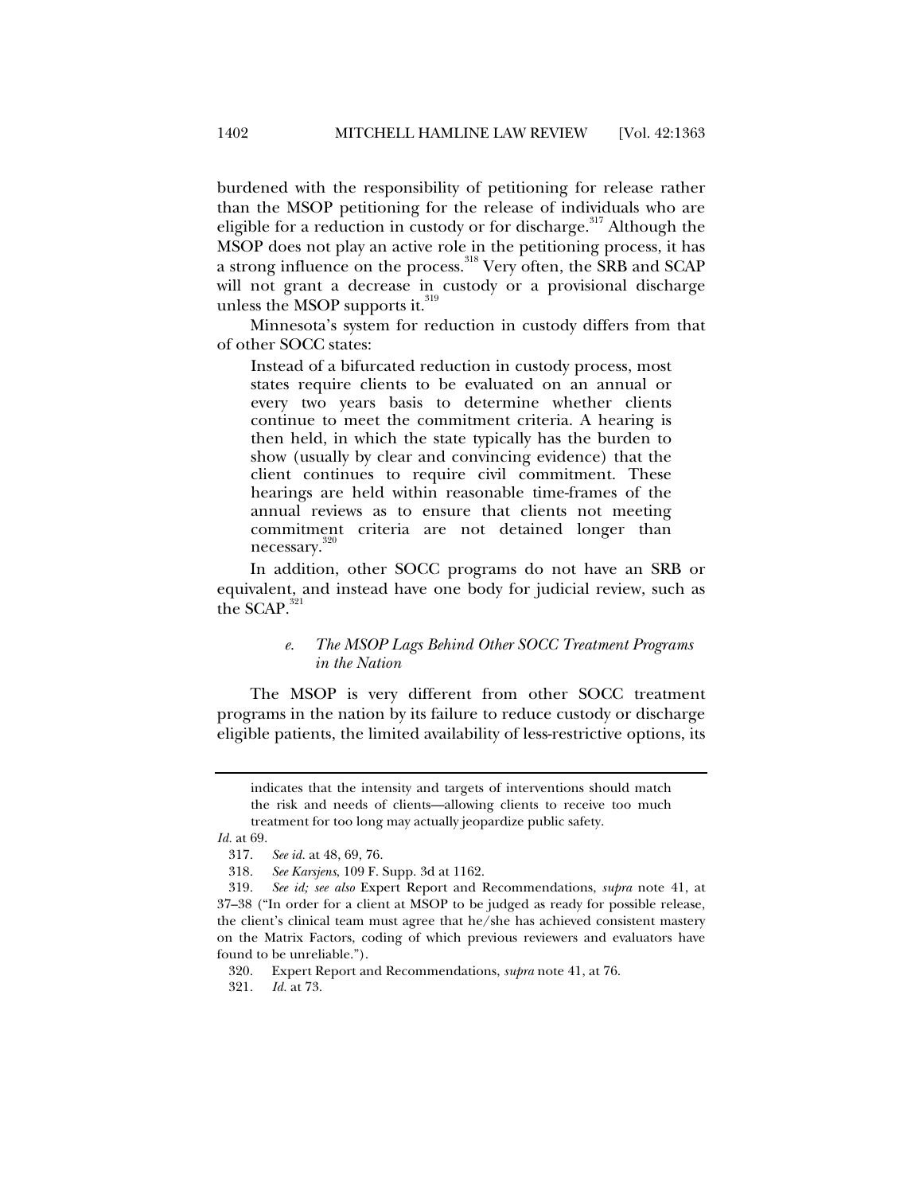burdened with the responsibility of petitioning for release rather than the MSOP petitioning for the release of individuals who are eligible for a reduction in custody or for discharge.[317] Although the MSOP does not play an active role in the petitioning process, it has a strong influence on the process.[318] Very often, the SRB and SCAP will not grant a decrease in custody or a provisional discharge unless the MSOP supports it.[319]

Minnesota's system for reduction in custody differs from that of other SOCC states:

> Instead of a bifurcated reduction in custody process, most states require clients to be evaluated on an annual or every two years basis to determine whether clients continue to meet the commitment criteria. A hearing is then held, in which the state typically has the burden to show (usually by clear and convincing evidence) that the client continues to require civil commitment. These hearings are held within reasonable time-frames of the annual reviews as to ensure that clients not meeting commitment criteria are not detained longer than necessary.[320]

In addition, other SOCC programs do not have an SRB or equivalent, and instead have one body for judicial review, such as the SCAP.[321]

##### *e. The MSOP Lags Behind Other SOCC Treatment Programs in the Nation*

The MSOP is very different from other SOCC treatment programs in the nation by its failure to reduce custody or discharge eligible patients, the limited availability of less-restrictive options, its

---

> indicates that the intensity and targets of interventions should match the risk and needs of clients—allowing clients to receive too much treatment for too long may actually jeopardize public safety.

*Id.* at 69.

317. *See id.* at 48, 69, 76.

318. *See Karsjens*, 109 F. Supp. 3d at 1162.

319. *See id; see also* Expert Report and Recommendations, *supra* note 41, at 37–38 ("In order for a client at MSOP to be judged as ready for possible release, the client's clinical team must agree that he/she has achieved consistent mastery on the Matrix Factors, coding of which previous reviewers and evaluators have found to be unreliable.").

320. Expert Report and Recommendations, *supra* note 41, at 76.

321. *Id.* at 73.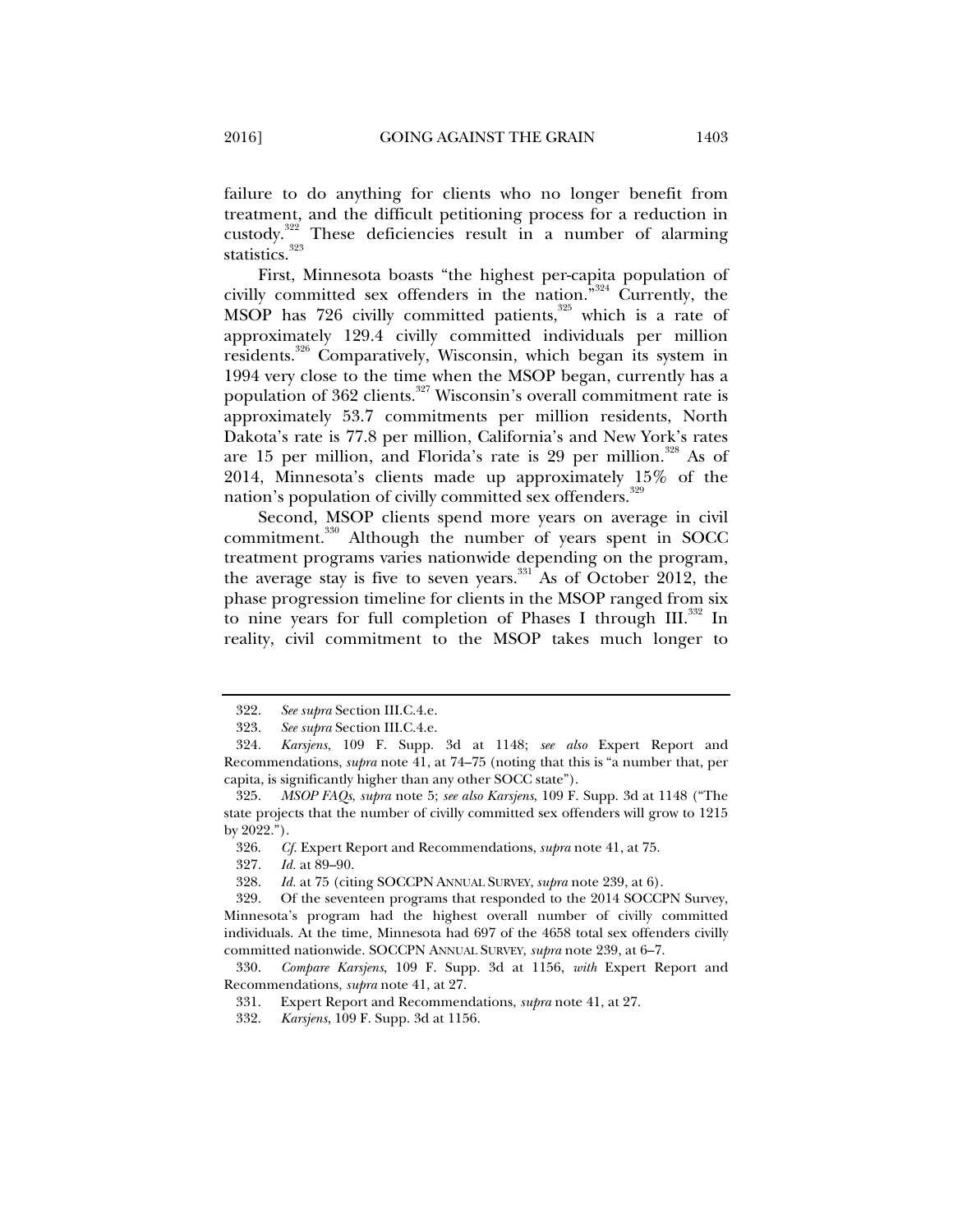failure to do anything for clients who no longer benefit from treatment, and the difficult petitioning process for a reduction in custody.[322] These deficiencies result in a number of alarming statistics.[323]

First, Minnesota boasts "the highest per-capita population of civilly committed sex offenders in the nation."[324] Currently, the MSOP has 726 civilly committed patients,[325] which is a rate of approximately 129.4 civilly committed individuals per million residents.[326] Comparatively, Wisconsin, which began its system in 1994 very close to the time when the MSOP began, currently has a population of 362 clients.[327] Wisconsin's overall commitment rate is approximately 53.7 commitments per million residents, North Dakota's rate is 77.8 per million, California's and New York's rates are 15 per million, and Florida's rate is 29 per million.[328] As of 2014, Minnesota's clients made up approximately 15% of the nation's population of civilly committed sex offenders.[329]

Second, MSOP clients spend more years on average in civil commitment.[330] Although the number of years spent in SOCC treatment programs varies nationwide depending on the program, the average stay is five to seven years.[331] As of October 2012, the phase progression timeline for clients in the MSOP ranged from six to nine years for full completion of Phases I through III.[332] In reality, civil commitment to the MSOP takes much longer to

---

322. *See supra* Section III.C.4.e.

323. *See supra* Section III.C.4.e.

324. *Karsjens*, 109 F. Supp. 3d at 1148; *see also* Expert Report and Recommendations, *supra* note 41, at 74–75 (noting that this is "a number that, per capita, is significantly higher than any other SOCC state").

325. *MSOP FAQs*, *supra* note 5; *see also Karsjens*, 109 F. Supp. 3d at 1148 ("The state projects that the number of civilly committed sex offenders will grow to 1215 by 2022.").

326. *Cf.* Expert Report and Recommendations, *supra* note 41, at 75.

327. *Id.* at 89–90.

328. *Id.* at 75 (citing SOCCPN ANNUAL SURVEY, *supra* note 239, at 6).

329. Of the seventeen programs that responded to the 2014 SOCCPN Survey, Minnesota's program had the highest overall number of civilly committed individuals. At the time, Minnesota had 697 of the 4658 total sex offenders civilly committed nationwide. SOCCPN ANNUAL SURVEY, *supra* note 239, at 6–7.

330. *Compare Karsjens*, 109 F. Supp. 3d at 1156, *with* Expert Report and Recommendations, *supra* note 41, at 27.

331. Expert Report and Recommendations, *supra* note 41, at 27.

332. *Karsjens*, 109 F. Supp. 3d at 1156.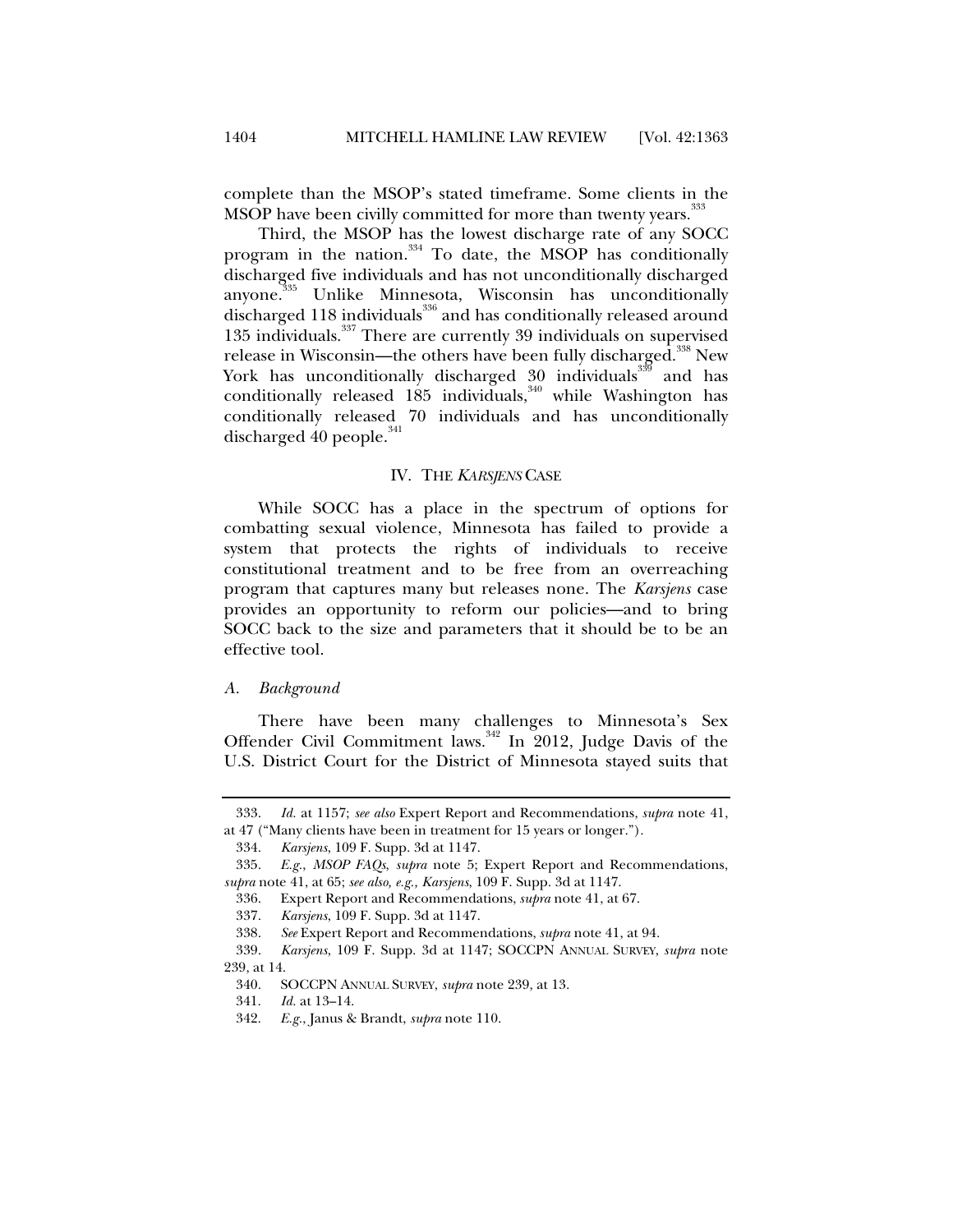complete than the MSOP's stated timeframe. Some clients in the MSOP have been civilly committed for more than twenty years.[333]

Third, the MSOP has the lowest discharge rate of any SOCC program in the nation.[334] To date, the MSOP has conditionally discharged five individuals and has not unconditionally discharged anyone.[335] Unlike Minnesota, Wisconsin has unconditionally discharged 118 individuals[336] and has conditionally released around 135 individuals.[337] There are currently 39 individuals on supervised release in Wisconsin—the others have been fully discharged.[338] New York has unconditionally discharged 30 individuals[339] and has conditionally released 185 individuals,[340] while Washington has conditionally released 70 individuals and has unconditionally discharged 40 people.[341]

## IV. THE *KARSJENS* CASE

While SOCC has a place in the spectrum of options for combatting sexual violence, Minnesota has failed to provide a system that protects the rights of individuals to receive constitutional treatment and to be free from an overreaching program that captures many but releases none. The *Karsjens* case provides an opportunity to reform our policies—and to bring SOCC back to the size and parameters that it should be to be an effective tool.

### *A. Background*

There have been many challenges to Minnesota's Sex Offender Civil Commitment laws.[342] In 2012, Judge Davis of the U.S. District Court for the District of Minnesota stayed suits that

---

333. *Id.* at 1157; *see also* Expert Report and Recommendations, *supra* note 41, at 47 ("Many clients have been in treatment for 15 years or longer.").

334. *Karsjens*, 109 F. Supp. 3d at 1147.

335. *E.g.*, *MSOP FAQs*, *supra* note 5; Expert Report and Recommendations, *supra* note 41, at 65; *see also, e.g.*, *Karsjens*, 109 F. Supp. 3d at 1147.

336. Expert Report and Recommendations, *supra* note 41, at 67.

337. *Karsjens*, 109 F. Supp. 3d at 1147.

338. *See* Expert Report and Recommendations, *supra* note 41, at 94.

339. *Karsjens*, 109 F. Supp. 3d at 1147; SOCCPN ANNUAL SURVEY, *supra* note 239, at 14.

340. SOCCPN ANNUAL SURVEY, *supra* note 239, at 13.

341. *Id.* at 13–14.

342. *E.g.*, Janus & Brandt, *supra* note 110.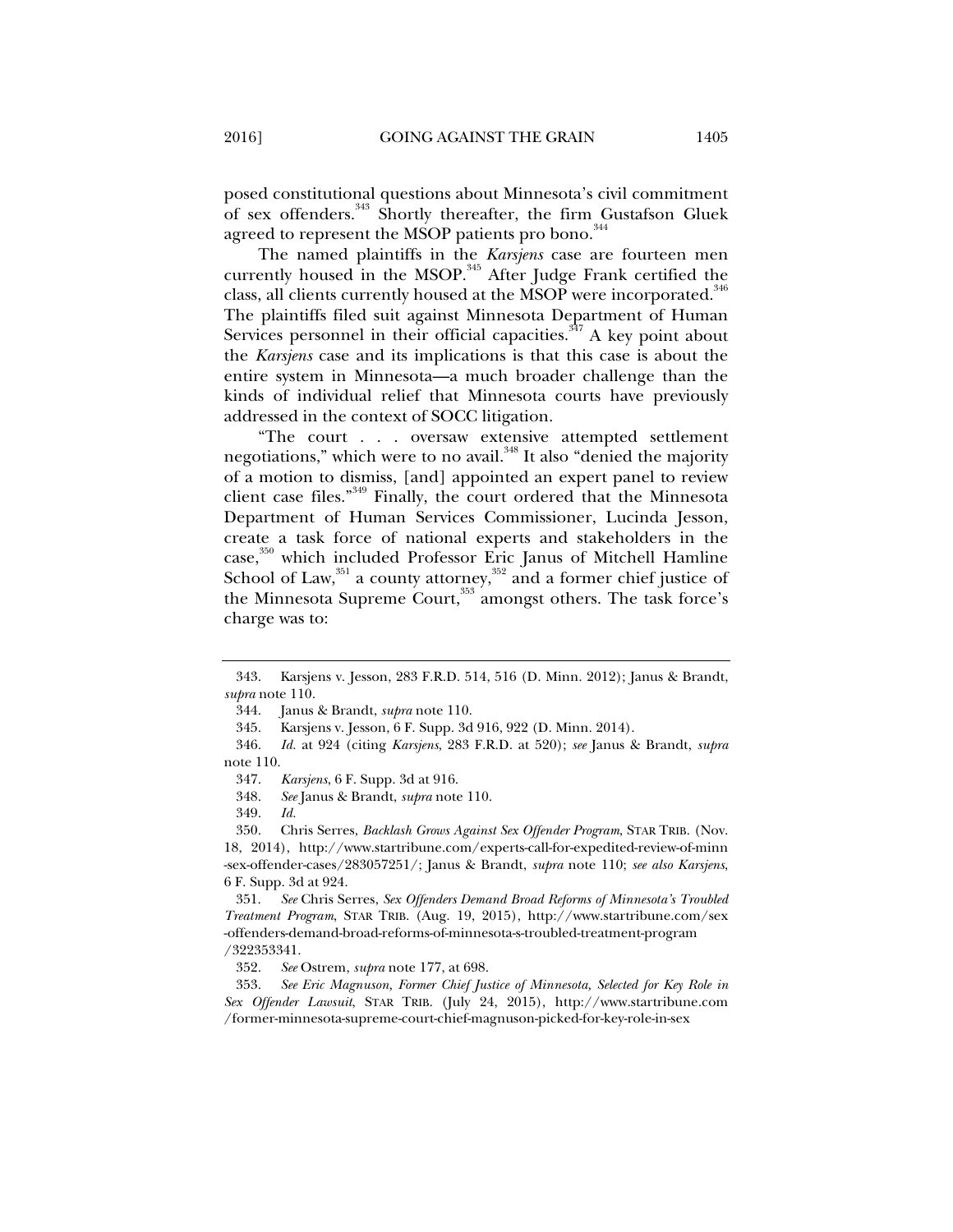posed constitutional questions about Minnesota's civil commitment of sex offenders.[343] Shortly thereafter, the firm Gustafson Gluek agreed to represent the MSOP patients pro bono.[344]

The named plaintiffs in the *Karsjens* case are fourteen men currently housed in the MSOP.[345] After Judge Frank certified the class, all clients currently housed at the MSOP were incorporated.[346] The plaintiffs filed suit against Minnesota Department of Human Services personnel in their official capacities.[347] A key point about the *Karsjens* case and its implications is that this case is about the entire system in Minnesota—a much broader challenge than the kinds of individual relief that Minnesota courts have previously addressed in the context of SOCC litigation.

"The court . . . oversaw extensive attempted settlement negotiations," which were to no avail.[348] It also "denied the majority of a motion to dismiss, [and] appointed an expert panel to review client case files."[349] Finally, the court ordered that the Minnesota Department of Human Services Commissioner, Lucinda Jesson, create a task force of national experts and stakeholders in the case,[350] which included Professor Eric Janus of Mitchell Hamline School of Law,[351] a county attorney,[352] and a former chief justice of the Minnesota Supreme Court,[353] amongst others. The task force's charge was to:

---

343. Karsjens v. Jesson, 283 F.R.D. 514, 516 (D. Minn. 2012); Janus & Brandt, *supra* note 110.

344. Janus & Brandt, *supra* note 110.

345. Karsjens v. Jesson, 6 F. Supp. 3d 916, 922 (D. Minn. 2014).

346. *Id.* at 924 (citing *Karsjens*, 283 F.R.D. at 520); *see* Janus & Brandt, *supra* note 110.

347. *Karsjens*, 6 F. Supp. 3d at 916.

348. *See* Janus & Brandt, *supra* note 110.

349. *Id.*

350. Chris Serres, *Backlash Grows Against Sex Offender Program*, STAR TRIB. (Nov. 18, 2014), http://www.startribune.com/experts-call-for-expedited-review-of-minn-sex-offender-cases/283057251/; Janus & Brandt, *supra* note 110; *see also Karsjens*, 6 F. Supp. 3d at 924.

351. *See* Chris Serres, *Sex Offenders Demand Broad Reforms of Minnesota's Troubled Treatment Program*, STAR TRIB. (Aug. 19, 2015), http://www.startribune.com/sex-offenders-demand-broad-reforms-of-minnesota-s-troubled-treatment-program/322353341.

352. *See* Ostrem, *supra* note 177, at 698.

353. *See Eric Magnuson, Former Chief Justice of Minnesota, Selected for Key Role in Sex Offender Lawsuit*, STAR TRIB. (July 24, 2015), http://www.startribune.com/former-minnesota-supreme-court-chief-magnuson-picked-for-key-role-in-sex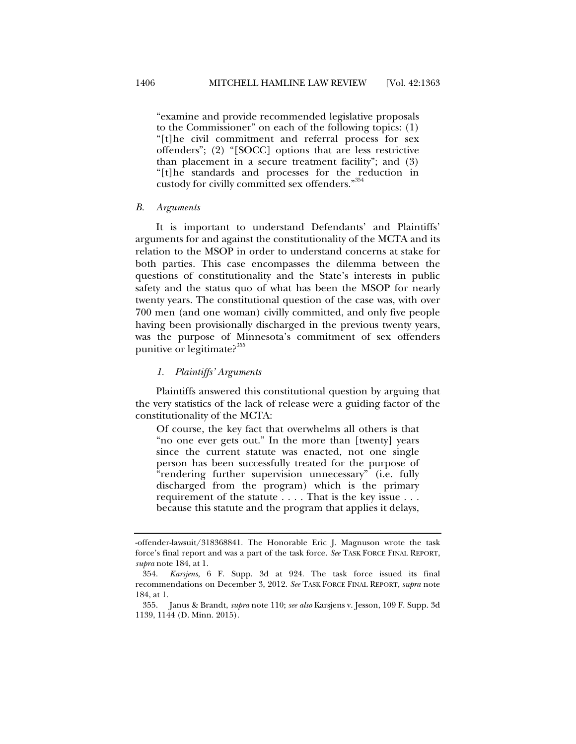"examine and provide recommended legislative proposals to the Commissioner" on each of the following topics: (1) "[t]he civil commitment and referral process for sex offenders"; (2) "[SOCC] options that are less restrictive than placement in a secure treatment facility"; and (3) "[t]he standards and processes for the reduction in custody for civilly committed sex offenders."[354]

### *B. Arguments*

It is important to understand Defendants' and Plaintiffs' arguments for and against the constitutionality of the MCTA and its relation to the MSOP in order to understand concerns at stake for both parties. This case encompasses the dilemma between the questions of constitutionality and the State's interests in public safety and the status quo of what has been the MSOP for nearly twenty years. The constitutional question of the case was, with over 700 men (and one woman) civilly committed, and only five people having been provisionally discharged in the previous twenty years, was the purpose of Minnesota's commitment of sex offenders punitive or legitimate?[355]

#### *1. Plaintiffs' Arguments*

Plaintiffs answered this constitutional question by arguing that the very statistics of the lack of release were a guiding factor of the constitutionality of the MCTA:

> Of course, the key fact that overwhelms all others is that "no one ever gets out." In the more than [twenty] years since the current statute was enacted, not one single person has been successfully treated for the purpose of "rendering further supervision unnecessary" (i.e. fully discharged from the program) which is the primary requirement of the statute . . . . That is the key issue . . . because this statute and the program that applies it delays,

---

-offender-lawsuit/318368841. The Honorable Eric J. Magnuson wrote the task force's final report and was a part of the task force. *See* TASK FORCE FINAL REPORT, *supra* note 184, at 1.

354. *Karsjens*, 6 F. Supp. 3d at 924. The task force issued its final recommendations on December 3, 2012. *See* TASK FORCE FINAL REPORT, *supra* note 184, at 1.

355. Janus & Brandt, *supra* note 110; *see also* Karsjens v. Jesson, 109 F. Supp. 3d 1139, 1144 (D. Minn. 2015).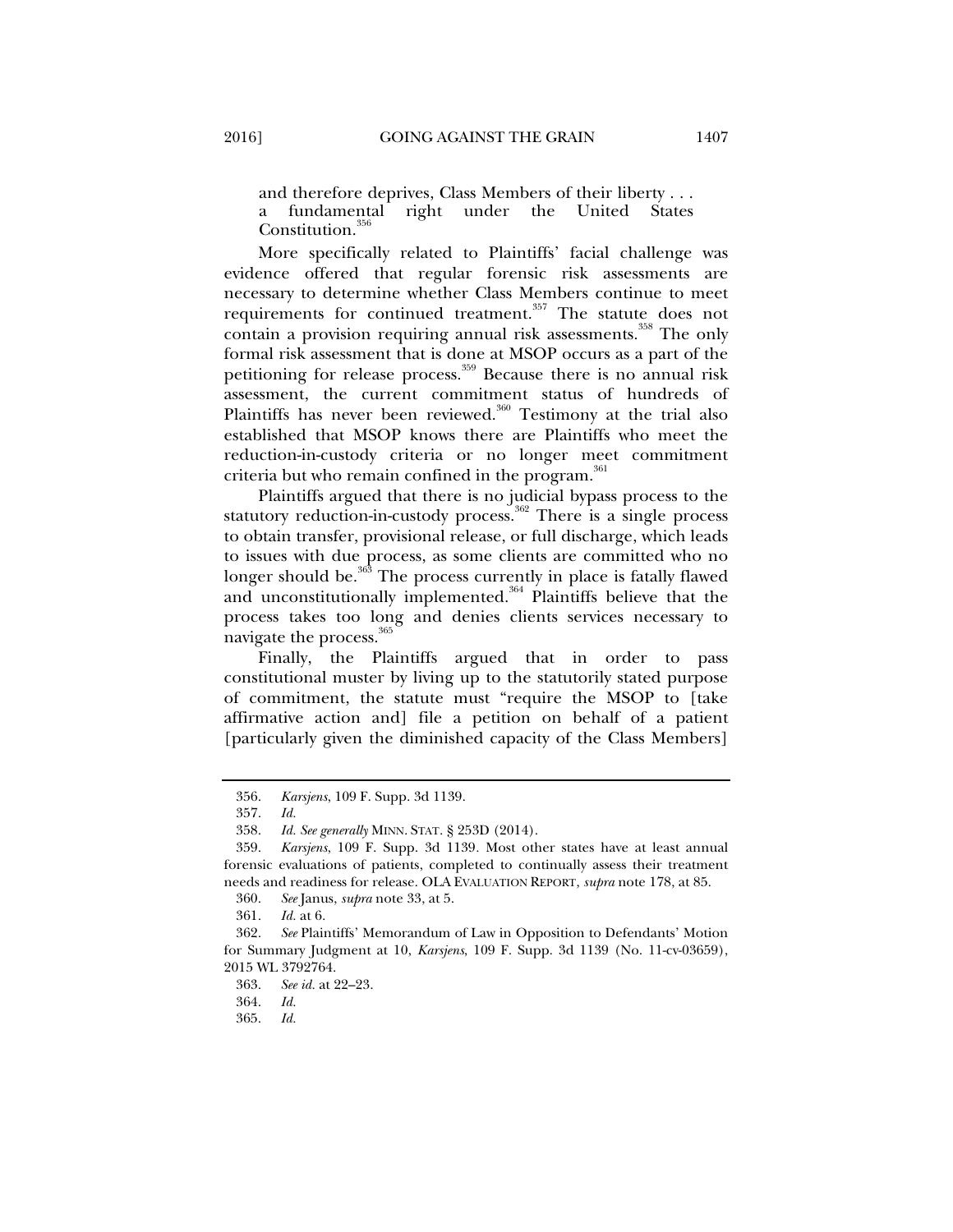and therefore deprives, Class Members of their liberty . . . a fundamental right under the United States Constitution.[356]

More specifically related to Plaintiffs' facial challenge was evidence offered that regular forensic risk assessments are necessary to determine whether Class Members continue to meet requirements for continued treatment.[357] The statute does not contain a provision requiring annual risk assessments.[358] The only formal risk assessment that is done at MSOP occurs as a part of the petitioning for release process.[359] Because there is no annual risk assessment, the current commitment status of hundreds of Plaintiffs has never been reviewed.[360] Testimony at the trial also established that MSOP knows there are Plaintiffs who meet the reduction-in-custody criteria or no longer meet commitment criteria but who remain confined in the program.[361]

Plaintiffs argued that there is no judicial bypass process to the statutory reduction-in-custody process.[362] There is a single process to obtain transfer, provisional release, or full discharge, which leads to issues with due process, as some clients are committed who no longer should be.[363] The process currently in place is fatally flawed and unconstitutionally implemented.[364] Plaintiffs believe that the process takes too long and denies clients services necessary to navigate the process.[365]

Finally, the Plaintiffs argued that in order to pass constitutional muster by living up to the statutorily stated purpose of commitment, the statute must "require the MSOP to [take affirmative action and] file a petition on behalf of a patient [particularly given the diminished capacity of the Class Members]

---

356. *Karsjens*, 109 F. Supp. 3d 1139.

357. *Id.*

358. *Id. See generally* MINN. STAT. § 253D (2014).

359. *Karsjens*, 109 F. Supp. 3d 1139. Most other states have at least annual forensic evaluations of patients, completed to continually assess their treatment needs and readiness for release. OLA EVALUATION REPORT, *supra* note 178, at 85.

360. *See* Janus, *supra* note 33, at 5.

361. *Id.* at 6.

362. *See* Plaintiffs' Memorandum of Law in Opposition to Defendants' Motion for Summary Judgment at 10, *Karsjens*, 109 F. Supp. 3d 1139 (No. 11-cv-03659), 2015 WL 3792764.

363. *See id.* at 22–23.

364. *Id.*

365. *Id.*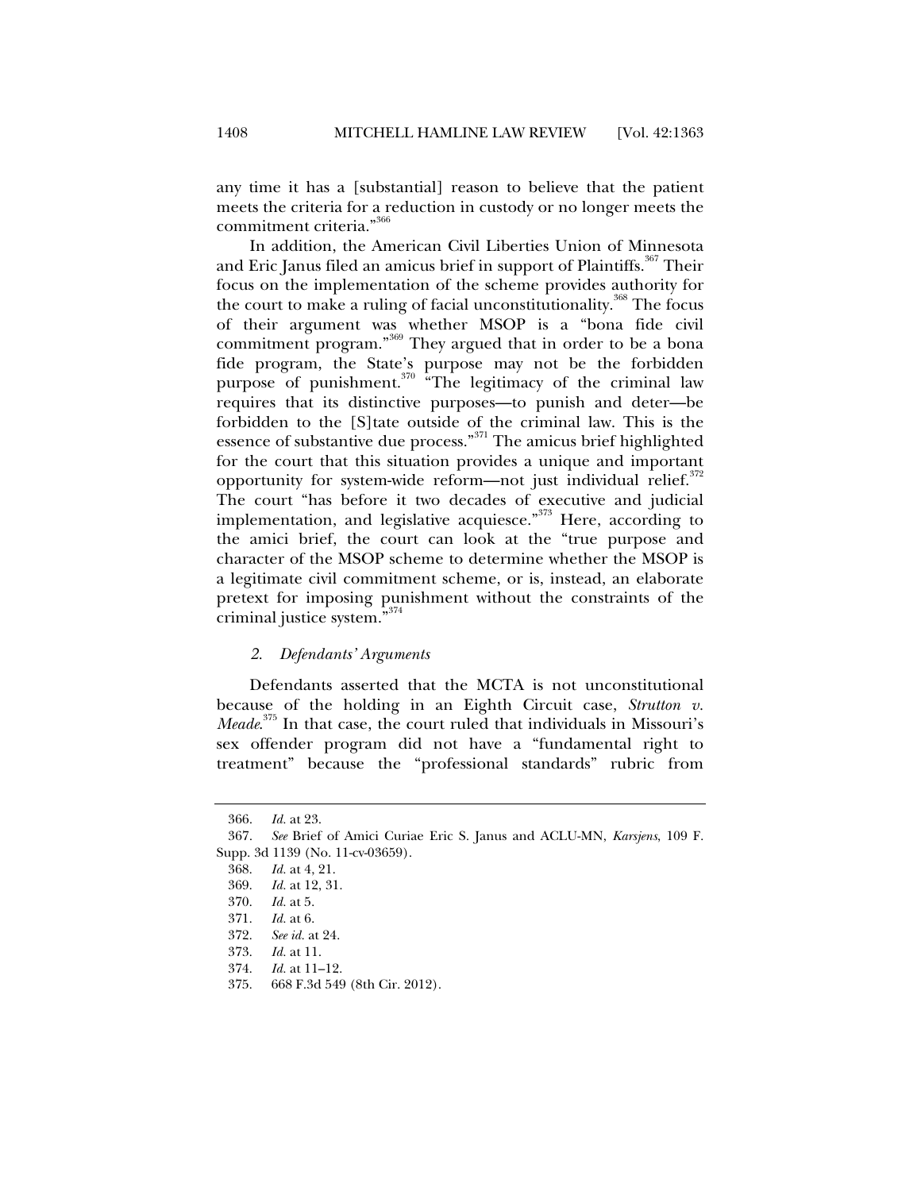any time it has a [substantial] reason to believe that the patient meets the criteria for a reduction in custody or no longer meets the commitment criteria."[366]

In addition, the American Civil Liberties Union of Minnesota and Eric Janus filed an amicus brief in support of Plaintiffs.[367] Their focus on the implementation of the scheme provides authority for the court to make a ruling of facial unconstitutionality.[368] The focus of their argument was whether MSOP is a "bona fide civil commitment program."[369] They argued that in order to be a bona fide program, the State's purpose may not be the forbidden purpose of punishment.[370] "The legitimacy of the criminal law requires that its distinctive purposes—to punish and deter—be forbidden to the [S]tate outside of the criminal law. This is the essence of substantive due process."[371] The amicus brief highlighted for the court that this situation provides a unique and important opportunity for system-wide reform—not just individual relief.[372] The court "has before it two decades of executive and judicial implementation, and legislative acquiesce."[373] Here, according to the amici brief, the court can look at the "true purpose and character of the MSOP scheme to determine whether the MSOP is a legitimate civil commitment scheme, or is, instead, an elaborate pretext for imposing punishment without the constraints of the criminal justice system."[374]

### *2. Defendants' Arguments*

Defendants asserted that the MCTA is not unconstitutional because of the holding in an Eighth Circuit case, *Strutton v. Meade*.[375] In that case, the court ruled that individuals in Missouri's sex offender program did not have a "fundamental right to treatment" because the "professional standards" rubric from

---

366. *Id.* at 23.

367. *See* Brief of Amici Curiae Eric S. Janus and ACLU-MN, *Karsjens*, 109 F. Supp. 3d 1139 (No. 11-cv-03659).

368. *Id.* at 4, 21.

369. *Id.* at 12, 31.

370. *Id.* at 5.

371. *Id.* at 6.

372. *See id.* at 24.

373. *Id.* at 11.

374. *Id.* at 11–12.

375. 668 F.3d 549 (8th Cir. 2012).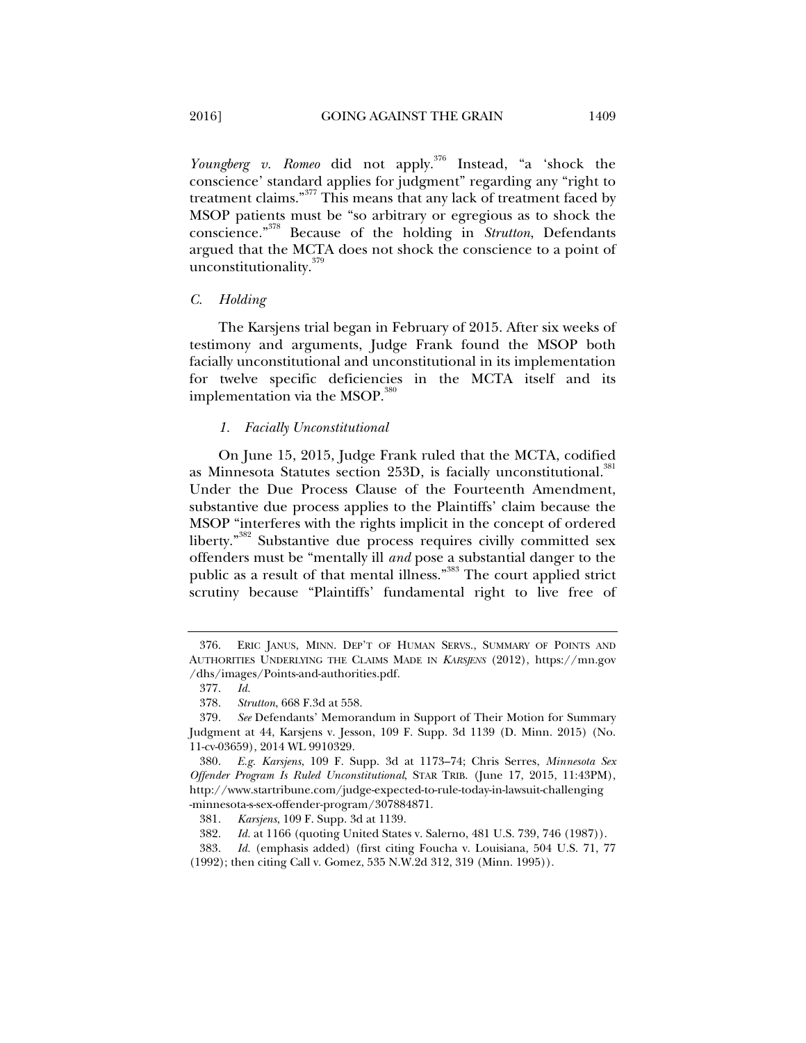*Youngberg v. Romeo* did not apply.[376] Instead, "a 'shock the conscience' standard applies for judgment" regarding any "right to treatment claims."[377] This means that any lack of treatment faced by MSOP patients must be "so arbitrary or egregious as to shock the conscience."[378] Because of the holding in *Strutton*, Defendants argued that the MCTA does not shock the conscience to a point of unconstitutionality.[379]

### *C. Holding*

The Karsjens trial began in February of 2015. After six weeks of testimony and arguments, Judge Frank found the MSOP both facially unconstitutional and unconstitutional in its implementation for twelve specific deficiencies in the MCTA itself and its implementation via the MSOP.[380]

#### *1. Facially Unconstitutional*

On June 15, 2015, Judge Frank ruled that the MCTA, codified as Minnesota Statutes section 253D, is facially unconstitutional.[381] Under the Due Process Clause of the Fourteenth Amendment, substantive due process applies to the Plaintiffs' claim because the MSOP "interferes with the rights implicit in the concept of ordered liberty."[382] Substantive due process requires civilly committed sex offenders must be "mentally ill *and* pose a substantial danger to the public as a result of that mental illness."[383] The court applied strict scrutiny because "Plaintiffs' fundamental right to live free of

---

376. ERIC JANUS, MINN. DEP'T OF HUMAN SERVS., SUMMARY OF POINTS AND AUTHORITIES UNDERLYING THE CLAIMS MADE IN *KARSJENS* (2012), https://mn.gov/dhs/images/Points-and-authorities.pdf.

377. *Id.*

378. *Strutton*, 668 F.3d at 558.

379. *See* Defendants' Memorandum in Support of Their Motion for Summary Judgment at 44, Karsjens v. Jesson, 109 F. Supp. 3d 1139 (D. Minn. 2015) (No. 11-cv-03659), 2014 WL 9910329.

380. *E.g. Karsjens*, 109 F. Supp. 3d at 1173–74; Chris Serres, *Minnesota Sex Offender Program Is Ruled Unconstitutional*, STAR TRIB. (June 17, 2015, 11:43PM), http://www.startribune.com/judge-expected-to-rule-today-in-lawsuit-challenging-minnesota-s-sex-offender-program/307884871.

381. *Karsjens*, 109 F. Supp. 3d at 1139.

382. *Id.* at 1166 (quoting United States v. Salerno, 481 U.S. 739, 746 (1987)).

383. *Id.* (emphasis added) (first citing Foucha v. Louisiana, 504 U.S. 71, 77 (1992); then citing Call v. Gomez, 535 N.W.2d 312, 319 (Minn. 1995)).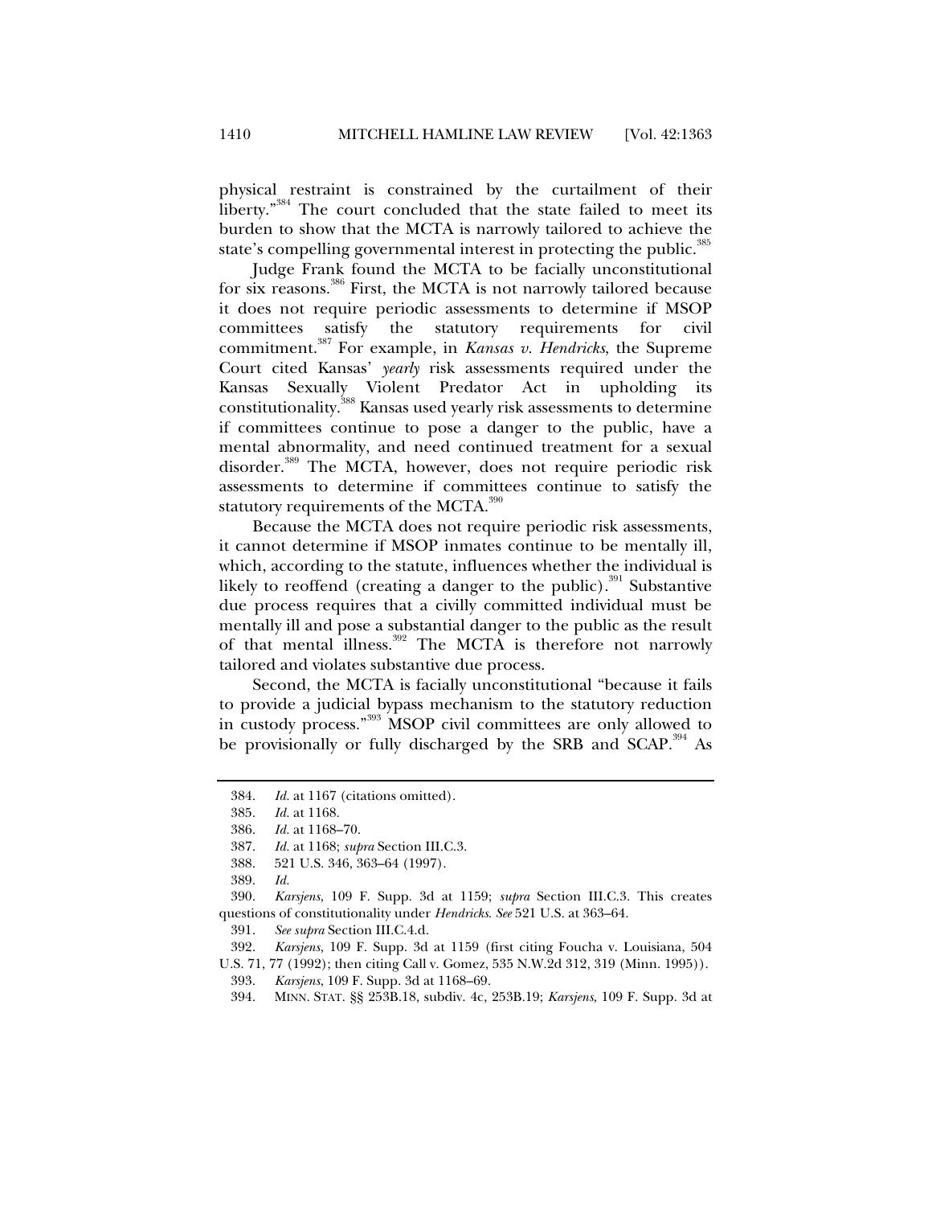physical restraint is constrained by the curtailment of their liberty."[384] The court concluded that the state failed to meet its burden to show that the MCTA is narrowly tailored to achieve the state's compelling governmental interest in protecting the public.[385]

Judge Frank found the MCTA to be facially unconstitutional for six reasons.[386] First, the MCTA is not narrowly tailored because it does not require periodic assessments to determine if MSOP committees satisfy the statutory requirements for civil commitment.[387] For example, in *Kansas v. Hendricks*, the Supreme Court cited Kansas' *yearly* risk assessments required under the Kansas Sexually Violent Predator Act in upholding its constitutionality.[388] Kansas used yearly risk assessments to determine if committees continue to pose a danger to the public, have a mental abnormality, and need continued treatment for a sexual disorder.[389] The MCTA, however, does not require periodic risk assessments to determine if committees continue to satisfy the statutory requirements of the MCTA.[390]

Because the MCTA does not require periodic risk assessments, it cannot determine if MSOP inmates continue to be mentally ill, which, according to the statute, influences whether the individual is likely to reoffend (creating a danger to the public).[391] Substantive due process requires that a civilly committed individual must be mentally ill and pose a substantial danger to the public as the result of that mental illness.[392] The MCTA is therefore not narrowly tailored and violates substantive due process.

Second, the MCTA is facially unconstitutional "because it fails to provide a judicial bypass mechanism to the statutory reduction in custody process."[393] MSOP civil committees are only allowed to be provisionally or fully discharged by the SRB and SCAP.[394] As

---

384. *Id.* at 1167 (citations omitted).

385. *Id.* at 1168.

386. *Id.* at 1168–70.

387. *Id.* at 1168; *supra* Section III.C.3.

388. 521 U.S. 346, 363–64 (1997).

389. *Id.*

390. *Karsjens*, 109 F. Supp. 3d at 1159; *supra* Section III.C.3. This creates questions of constitutionality under *Hendricks*. *See* 521 U.S. at 363–64.

391. *See supra* Section III.C.4.d.

392. *Karsjens*, 109 F. Supp. 3d at 1159 (first citing Foucha v. Louisiana, 504 U.S. 71, 77 (1992); then citing Call v. Gomez, 535 N.W.2d 312, 319 (Minn. 1995)).

393. *Karsjens*, 109 F. Supp. 3d at 1168–69.

394. MINN. STAT. §§ 253B.18, subdiv. 4c, 253B.19; *Karsjens*, 109 F. Supp. 3d at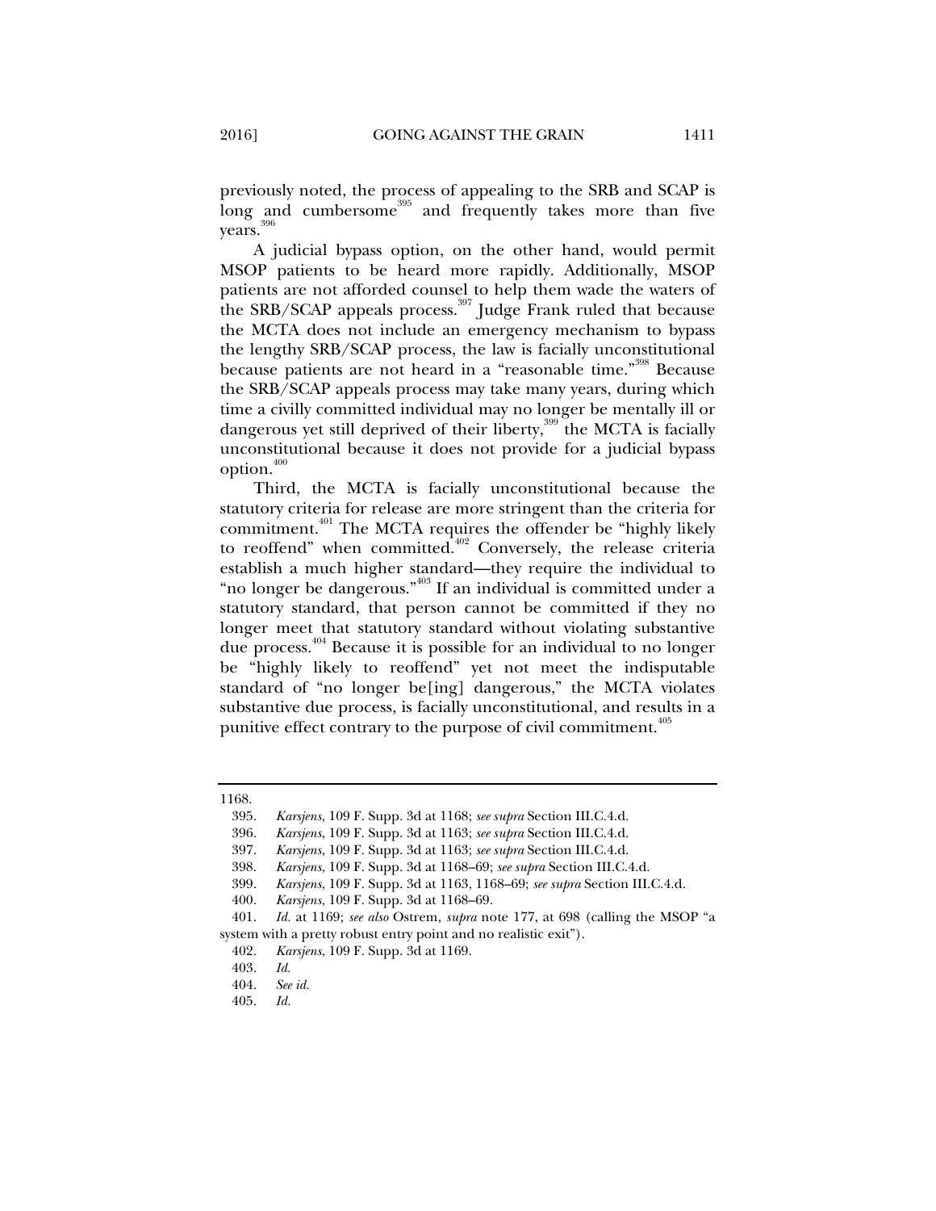previously noted, the process of appealing to the SRB and SCAP is long and cumbersome[395] and frequently takes more than five years.[396]

A judicial bypass option, on the other hand, would permit MSOP patients to be heard more rapidly. Additionally, MSOP patients are not afforded counsel to help them wade the waters of the SRB/SCAP appeals process.[397] Judge Frank ruled that because the MCTA does not include an emergency mechanism to bypass the lengthy SRB/SCAP process, the law is facially unconstitutional because patients are not heard in a "reasonable time."[398] Because the SRB/SCAP appeals process may take many years, during which time a civilly committed individual may no longer be mentally ill or dangerous yet still deprived of their liberty,[399] the MCTA is facially unconstitutional because it does not provide for a judicial bypass option.[400]

Third, the MCTA is facially unconstitutional because the statutory criteria for release are more stringent than the criteria for commitment.[401] The MCTA requires the offender be "highly likely to reoffend" when committed.[402] Conversely, the release criteria establish a much higher standard—they require the individual to "no longer be dangerous."[403] If an individual is committed under a statutory standard, that person cannot be committed if they no longer meet that statutory standard without violating substantive due process.[404] Because it is possible for an individual to no longer be "highly likely to reoffend" yet not meet the indisputable standard of "no longer be[ing] dangerous," the MCTA violates substantive due process, is facially unconstitutional, and results in a punitive effect contrary to the purpose of civil commitment.[405]

---

1168.

395. *Karsjens*, 109 F. Supp. 3d at 1168; *see supra* Section III.C.4.d.

396. *Karsjens*, 109 F. Supp. 3d at 1163; *see supra* Section III.C.4.d.

397. *Karsjens*, 109 F. Supp. 3d at 1163; *see supra* Section III.C.4.d.

398. *Karsjens*, 109 F. Supp. 3d at 1168–69; *see supra* Section III.C.4.d.

399. *Karsjens*, 109 F. Supp. 3d at 1163, 1168–69; *see supra* Section III.C.4.d.

400. *Karsjens*, 109 F. Supp. 3d at 1168–69.

401. *Id.* at 1169; *see also* Ostrem, *supra* note 177, at 698 (calling the MSOP "a system with a pretty robust entry point and no realistic exit").

402. *Karsjens*, 109 F. Supp. 3d at 1169.

403. *Id.*

404. *See id.*

405. *Id.*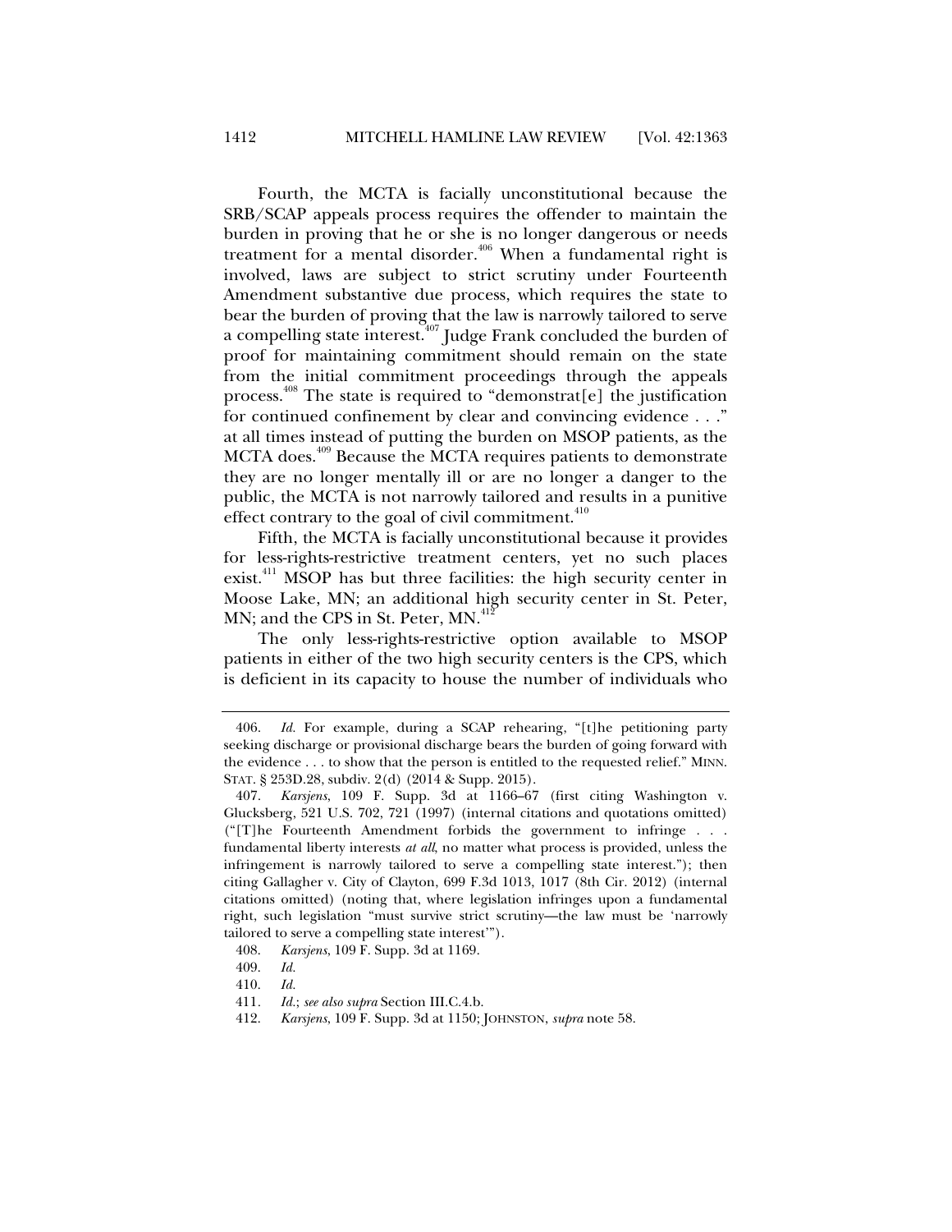Fourth, the MCTA is facially unconstitutional because the SRB/SCAP appeals process requires the offender to maintain the burden in proving that he or she is no longer dangerous or needs treatment for a mental disorder.[406] When a fundamental right is involved, laws are subject to strict scrutiny under Fourteenth Amendment substantive due process, which requires the state to bear the burden of proving that the law is narrowly tailored to serve a compelling state interest.[407] Judge Frank concluded the burden of proof for maintaining commitment should remain on the state from the initial commitment proceedings through the appeals process.[408] The state is required to "demonstrat[e] the justification for continued confinement by clear and convincing evidence . . ." at all times instead of putting the burden on MSOP patients, as the MCTA does.[409] Because the MCTA requires patients to demonstrate they are no longer mentally ill or are no longer a danger to the public, the MCTA is not narrowly tailored and results in a punitive effect contrary to the goal of civil commitment.[410]

Fifth, the MCTA is facially unconstitutional because it provides for less-rights-restrictive treatment centers, yet no such places exist.[411] MSOP has but three facilities: the high security center in Moose Lake, MN; an additional high security center in St. Peter, MN; and the CPS in St. Peter, MN.[412]

The only less-rights-restrictive option available to MSOP patients in either of the two high security centers is the CPS, which is deficient in its capacity to house the number of individuals who

---

406. *Id.* For example, during a SCAP rehearing, "[t]he petitioning party seeking discharge or provisional discharge bears the burden of going forward with the evidence . . . to show that the person is entitled to the requested relief." MINN. STAT. § 253D.28, subdiv. 2(d) (2014 & Supp. 2015).

407. *Karsjens*, 109 F. Supp. 3d at 1166–67 (first citing Washington v. Glucksberg, 521 U.S. 702, 721 (1997) (internal citations and quotations omitted) ("[T]he Fourteenth Amendment forbids the government to infringe . . . fundamental liberty interests *at all*, no matter what process is provided, unless the infringement is narrowly tailored to serve a compelling state interest."); then citing Gallagher v. City of Clayton, 699 F.3d 1013, 1017 (8th Cir. 2012) (internal citations omitted) (noting that, where legislation infringes upon a fundamental right, such legislation "must survive strict scrutiny—the law must be 'narrowly tailored to serve a compelling state interest'").

408. *Karsjens*, 109 F. Supp. 3d at 1169.

409. *Id.*

410. *Id.*

411. *Id.*; *see also supra* Section III.C.4.b.

412. *Karsjens*, 109 F. Supp. 3d at 1150; JOHNSTON, *supra* note 58.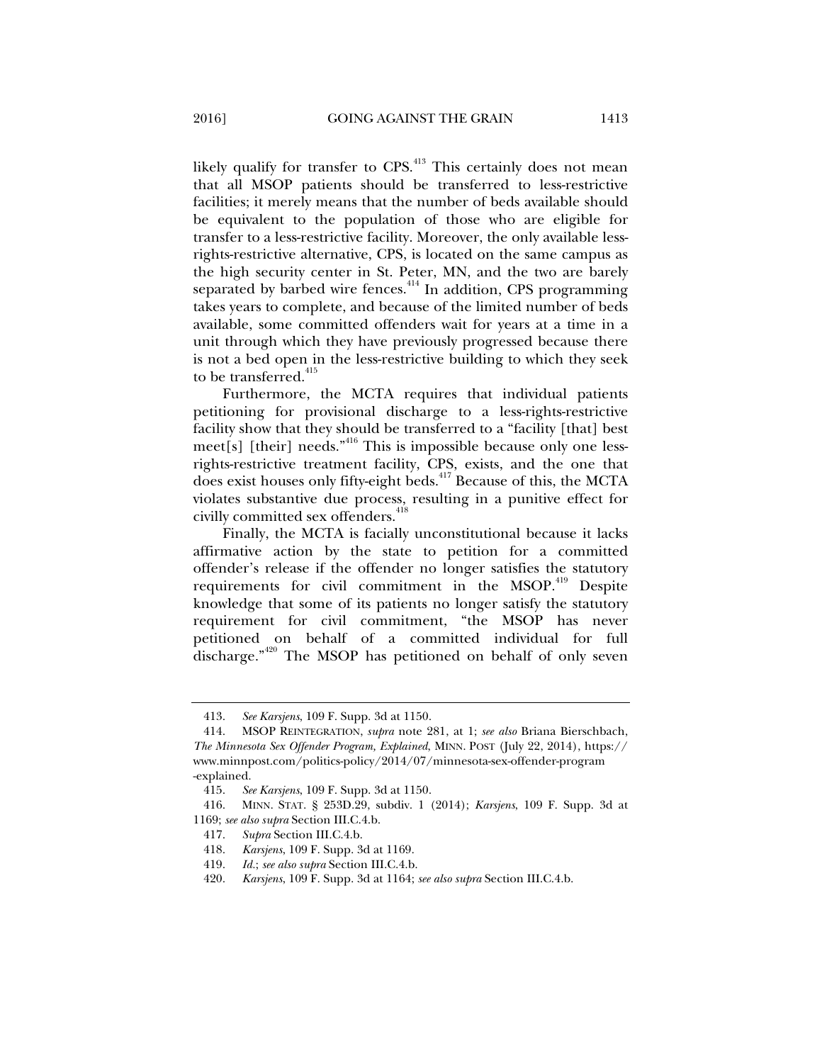likely qualify for transfer to CPS.[413] This certainly does not mean that all MSOP patients should be transferred to less-restrictive facilities; it merely means that the number of beds available should be equivalent to the population of those who are eligible for transfer to a less-restrictive facility. Moreover, the only available less-rights-restrictive alternative, CPS, is located on the same campus as the high security center in St. Peter, MN, and the two are barely separated by barbed wire fences.[414] In addition, CPS programming takes years to complete, and because of the limited number of beds available, some committed offenders wait for years at a time in a unit through which they have previously progressed because there is not a bed open in the less-restrictive building to which they seek to be transferred.[415]

Furthermore, the MCTA requires that individual patients petitioning for provisional discharge to a less-rights-restrictive facility show that they should be transferred to a "facility [that] best meet[s] [their] needs."[416] This is impossible because only one less-rights-restrictive treatment facility, CPS, exists, and the one that does exist houses only fifty-eight beds.[417] Because of this, the MCTA violates substantive due process, resulting in a punitive effect for civilly committed sex offenders.[418]

Finally, the MCTA is facially unconstitutional because it lacks affirmative action by the state to petition for a committed offender's release if the offender no longer satisfies the statutory requirements for civil commitment in the MSOP.[419] Despite knowledge that some of its patients no longer satisfy the statutory requirement for civil commitment, "the MSOP has never petitioned on behalf of a committed individual for full discharge."[420] The MSOP has petitioned on behalf of only seven

---

413. *See Karsjens*, 109 F. Supp. 3d at 1150.

414. MSOP REINTEGRATION, *supra* note 281, at 1; *see also* Briana Bierschbach, *The Minnesota Sex Offender Program, Explained*, MINN. POST (July 22, 2014), https://www.minnpost.com/politics-policy/2014/07/minnesota-sex-offender-program-explained.

415. *See Karsjens*, 109 F. Supp. 3d at 1150.

416. MINN. STAT. § 253D.29, subdiv. 1 (2014); *Karsjens*, 109 F. Supp. 3d at 1169; *see also supra* Section III.C.4.b.

417. *Supra* Section III.C.4.b.

418. *Karsjens*, 109 F. Supp. 3d at 1169.

419. *Id.*; *see also supra* Section III.C.4.b.

420. *Karsjens*, 109 F. Supp. 3d at 1164; *see also supra* Section III.C.4.b.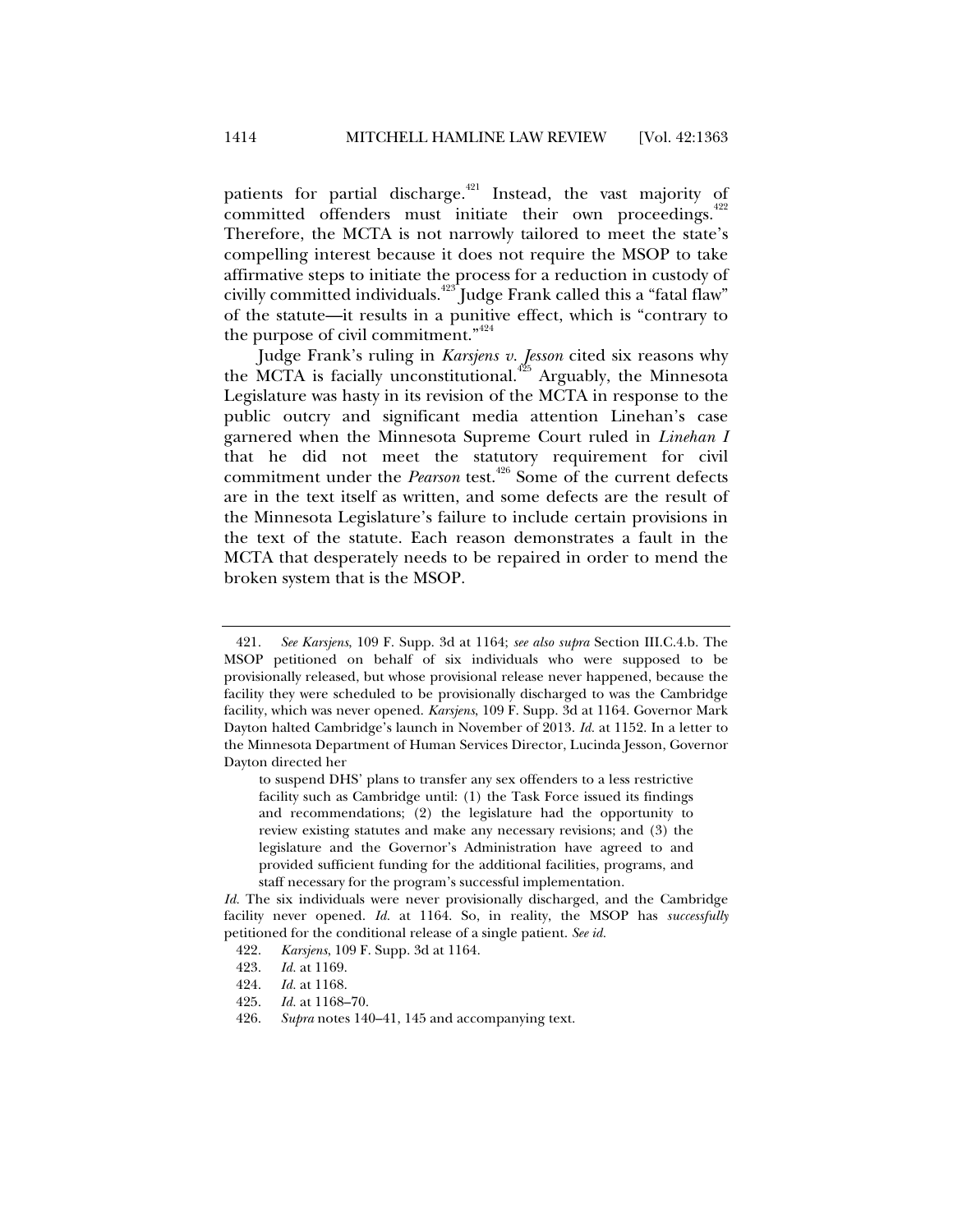patients for partial discharge.[421] Instead, the vast majority of committed offenders must initiate their own proceedings.[422] Therefore, the MCTA is not narrowly tailored to meet the state's compelling interest because it does not require the MSOP to take affirmative steps to initiate the process for a reduction in custody of civilly committed individuals.[423] Judge Frank called this a "fatal flaw" of the statute—it results in a punitive effect, which is "contrary to the purpose of civil commitment."[424]

Judge Frank's ruling in *Karsjens v. Jesson* cited six reasons why the MCTA is facially unconstitutional.[425] Arguably, the Minnesota Legislature was hasty in its revision of the MCTA in response to the public outcry and significant media attention Linehan's case garnered when the Minnesota Supreme Court ruled in *Linehan I* that he did not meet the statutory requirement for civil commitment under the *Pearson* test.[426] Some of the current defects are in the text itself as written, and some defects are the result of the Minnesota Legislature's failure to include certain provisions in the text of the statute. Each reason demonstrates a fault in the MCTA that desperately needs to be repaired in order to mend the broken system that is the MSOP.

---

421. *See Karsjens*, 109 F. Supp. 3d at 1164; *see also supra* Section III.C.4.b. The MSOP petitioned on behalf of six individuals who were supposed to be provisionally released, but whose provisional release never happened, because the facility they were scheduled to be provisionally discharged to was the Cambridge facility, which was never opened. *Karsjens*, 109 F. Supp. 3d at 1164. Governor Mark Dayton halted Cambridge's launch in November of 2013. *Id.* at 1152. In a letter to the Minnesota Department of Human Services Director, Lucinda Jesson, Governor Dayton directed her

> to suspend DHS' plans to transfer any sex offenders to a less restrictive facility such as Cambridge until: (1) the Task Force issued its findings and recommendations; (2) the legislature had the opportunity to review existing statutes and make any necessary revisions; and (3) the legislature and the Governor's Administration have agreed to and provided sufficient funding for the additional facilities, programs, and staff necessary for the program's successful implementation.

*Id.* The six individuals were never provisionally discharged, and the Cambridge facility never opened. *Id.* at 1164. So, in reality, the MSOP has *successfully* petitioned for the conditional release of a single patient. *See id.*

422. *Karsjens*, 109 F. Supp. 3d at 1164.

423. *Id.* at 1169.

424. *Id.* at 1168.

425. *Id.* at 1168–70.

426. *Supra* notes 140–41, 145 and accompanying text.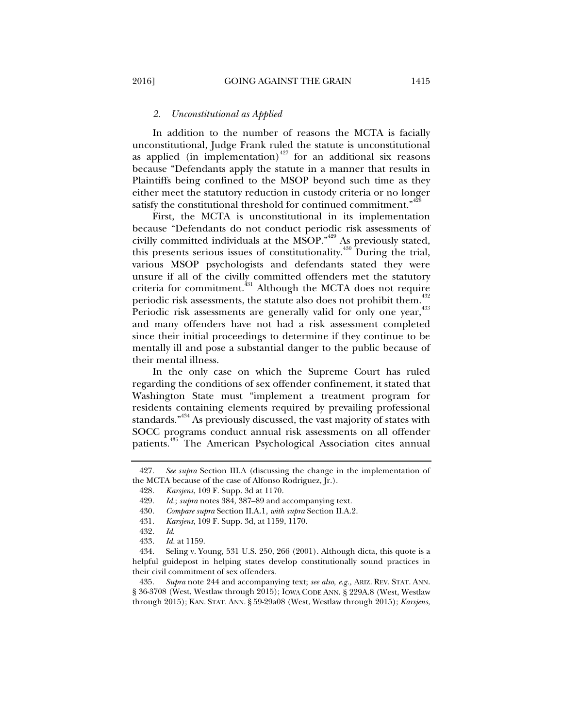### 2. *Unconstitutional as Applied*

In addition to the number of reasons the MCTA is facially unconstitutional, Judge Frank ruled the statute is unconstitutional as applied (in implementation)[427] for an additional six reasons because "Defendants apply the statute in a manner that results in Plaintiffs being confined to the MSOP beyond such time as they either meet the statutory reduction in custody criteria or no longer satisfy the constitutional threshold for continued commitment."[428]

First, the MCTA is unconstitutional in its implementation because "Defendants do not conduct periodic risk assessments of civilly committed individuals at the MSOP."[429] As previously stated, this presents serious issues of constitutionality.[430] During the trial, various MSOP psychologists and defendants stated they were unsure if all of the civilly committed offenders met the statutory criteria for commitment.[431] Although the MCTA does not require periodic risk assessments, the statute also does not prohibit them.[432] Periodic risk assessments are generally valid for only one year,[433] and many offenders have not had a risk assessment completed since their initial proceedings to determine if they continue to be mentally ill and pose a substantial danger to the public because of their mental illness.

In the only case on which the Supreme Court has ruled regarding the conditions of sex offender confinement, it stated that Washington State must "implement a treatment program for residents containing elements required by prevailing professional standards."[434] As previously discussed, the vast majority of states with SOCC programs conduct annual risk assessments on all offender patients.[435] The American Psychological Association cites annual

---

427. *See supra* Section III.A (discussing the change in the implementation of the MCTA because of the case of Alfonso Rodriguez, Jr.).

428. *Karsjens*, 109 F. Supp. 3d at 1170.

429. *Id.*; *supra* notes 384, 387–89 and accompanying text.

430. *Compare supra* Section II.A.1*, with supra* Section II.A.2.

431. *Karsjens*, 109 F. Supp. 3d, at 1159, 1170.

432. *Id.*

433. *Id.* at 1159.

434. Seling v. Young, 531 U.S. 250, 266 (2001). Although dicta, this quote is a helpful guidepost in helping states develop constitutionally sound practices in their civil commitment of sex offenders.

435. *Supra* note 244 and accompanying text; *see also, e.g.*, ARIZ. REV. STAT. ANN. § 36-3708 (West, Westlaw through 2015); IOWA CODE ANN. § 229A.8 (West, Westlaw through 2015); KAN. STAT. ANN. § 59-29a08 (West, Westlaw through 2015); *Karsjens*,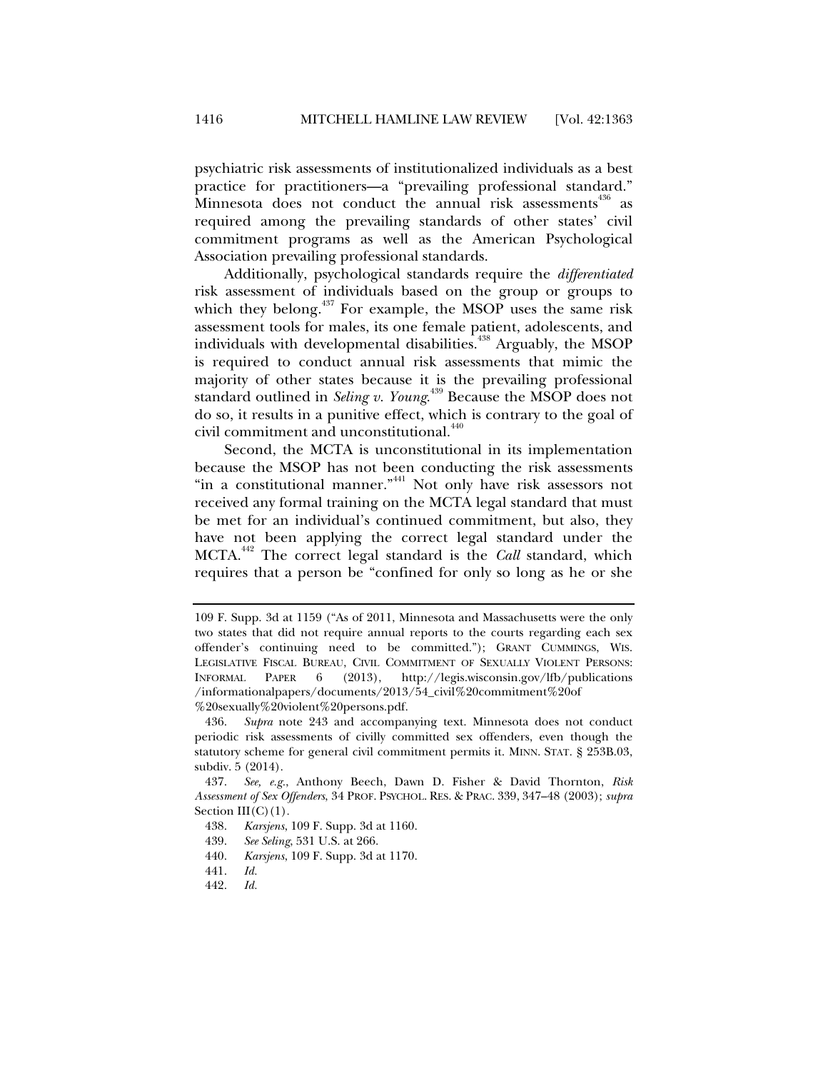psychiatric risk assessments of institutionalized individuals as a best practice for practitioners—a "prevailing professional standard." Minnesota does not conduct the annual risk assessments[436] as required among the prevailing standards of other states' civil commitment programs as well as the American Psychological Association prevailing professional standards.

Additionally, psychological standards require the *differentiated* risk assessment of individuals based on the group or groups to which they belong.[437] For example, the MSOP uses the same risk assessment tools for males, its one female patient, adolescents, and individuals with developmental disabilities.[438] Arguably, the MSOP is required to conduct annual risk assessments that mimic the majority of other states because it is the prevailing professional standard outlined in *Seling v. Young*.[439] Because the MSOP does not do so, it results in a punitive effect, which is contrary to the goal of civil commitment and unconstitutional.[440]

Second, the MCTA is unconstitutional in its implementation because the MSOP has not been conducting the risk assessments "in a constitutional manner."[441] Not only have risk assessors not received any formal training on the MCTA legal standard that must be met for an individual's continued commitment, but also, they have not been applying the correct legal standard under the MCTA.[442] The correct legal standard is the *Call* standard, which requires that a person be "confined for only so long as he or she

---

109 F. Supp. 3d at 1159 ("As of 2011, Minnesota and Massachusetts were the only two states that did not require annual reports to the courts regarding each sex offender's continuing need to be committed."); GRANT CUMMINGS, WIS. LEGISLATIVE FISCAL BUREAU, CIVIL COMMITMENT OF SEXUALLY VIOLENT PERSONS: INFORMAL PAPER 6 (2013), http://legis.wisconsin.gov/lfb/publications/informationalpapers/documents/2013/54_civil%20commitment%20of%20sexually%20violent%20persons.pdf.

436. *Supra* note 243 and accompanying text. Minnesota does not conduct periodic risk assessments of civilly committed sex offenders, even though the statutory scheme for general civil commitment permits it. MINN. STAT. § 253B.03, subdiv. 5 (2014).

437. *See, e.g.*, Anthony Beech, Dawn D. Fisher & David Thornton, *Risk Assessment of Sex Offenders*, 34 PROF. PSYCHOL. RES. & PRAC. 339, 347–48 (2003); *supra* Section III(C)(1).

438. *Karsjens*, 109 F. Supp. 3d at 1160.

439. *See Seling*, 531 U.S. at 266.

440. *Karsjens*, 109 F. Supp. 3d at 1170.

441. *Id.*

442. *Id.*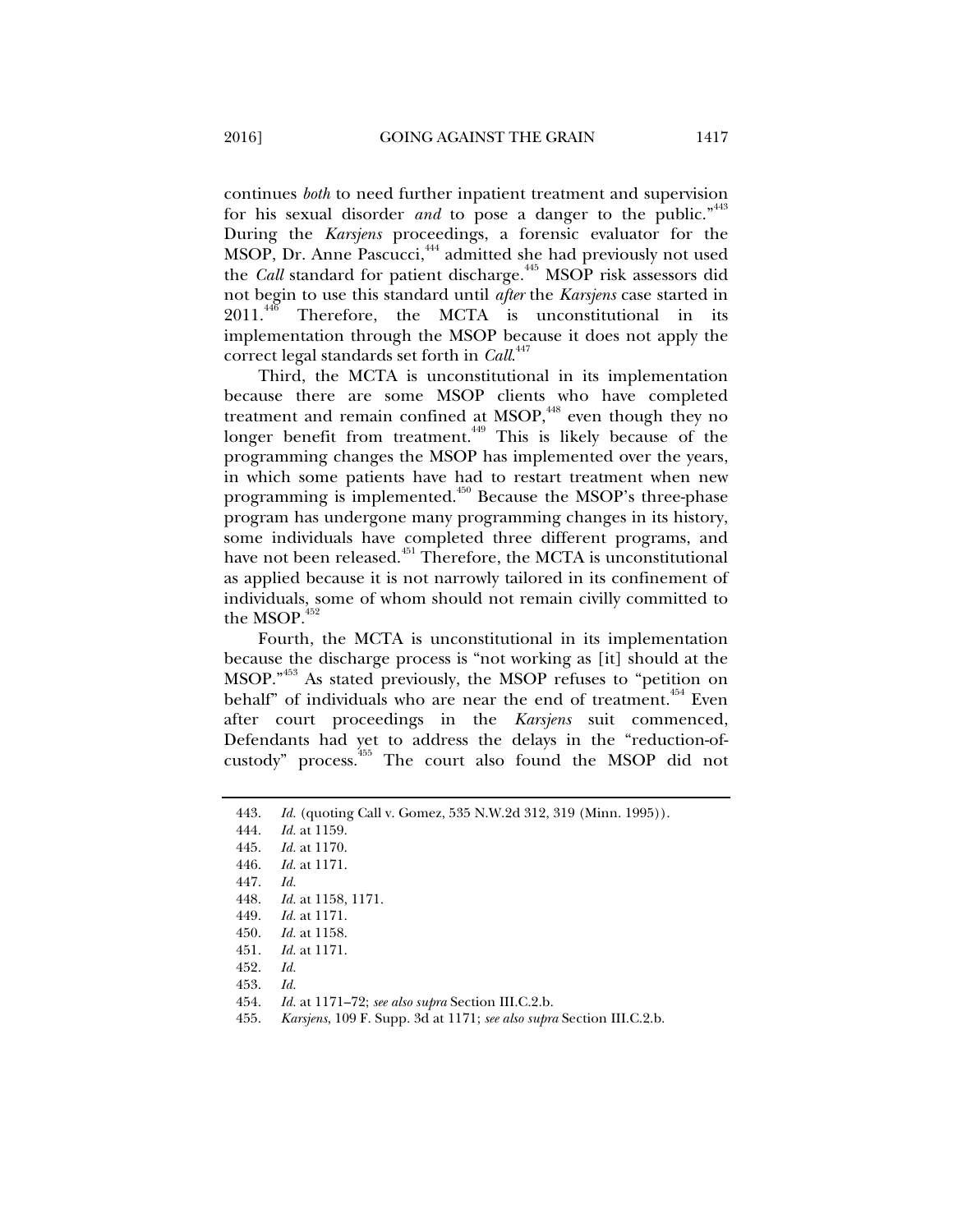continues *both* to need further inpatient treatment and supervision for his sexual disorder *and* to pose a danger to the public."[443] During the *Karsjens* proceedings, a forensic evaluator for the MSOP, Dr. Anne Pascucci,[444] admitted she had previously not used the *Call* standard for patient discharge.[445] MSOP risk assessors did not begin to use this standard until *after* the *Karsjens* case started in 2011.[446] Therefore, the MCTA is unconstitutional in its implementation through the MSOP because it does not apply the correct legal standards set forth in *Call*.[447]

Third, the MCTA is unconstitutional in its implementation because there are some MSOP clients who have completed treatment and remain confined at MSOP,[448] even though they no longer benefit from treatment.[449] This is likely because of the programming changes the MSOP has implemented over the years, in which some patients have had to restart treatment when new programming is implemented.[450] Because the MSOP's three-phase program has undergone many programming changes in its history, some individuals have completed three different programs, and have not been released.[451] Therefore, the MCTA is unconstitutional as applied because it is not narrowly tailored in its confinement of individuals, some of whom should not remain civilly committed to the MSOP.[452]

Fourth, the MCTA is unconstitutional in its implementation because the discharge process is "not working as [it] should at the MSOP."[453] As stated previously, the MSOP refuses to "petition on behalf" of individuals who are near the end of treatment.[454] Even after court proceedings in the *Karsjens* suit commenced, Defendants had yet to address the delays in the "reduction-of-custody" process.[455] The court also found the MSOP did not

---

443. *Id.* (quoting Call v. Gomez, 535 N.W.2d 312, 319 (Minn. 1995)).

444. *Id.* at 1159.

445. *Id.* at 1170.

446. *Id.* at 1171.

447. *Id.*

448. *Id.* at 1158, 1171.

449. *Id.* at 1171.

450. *Id.* at 1158.

451. *Id.* at 1171.

452. *Id.*

453. *Id.*

454. *Id.* at 1171–72; *see also supra* Section III.C.2.b.

455. *Karsjens*, 109 F. Supp. 3d at 1171; *see also supra* Section III.C.2.b.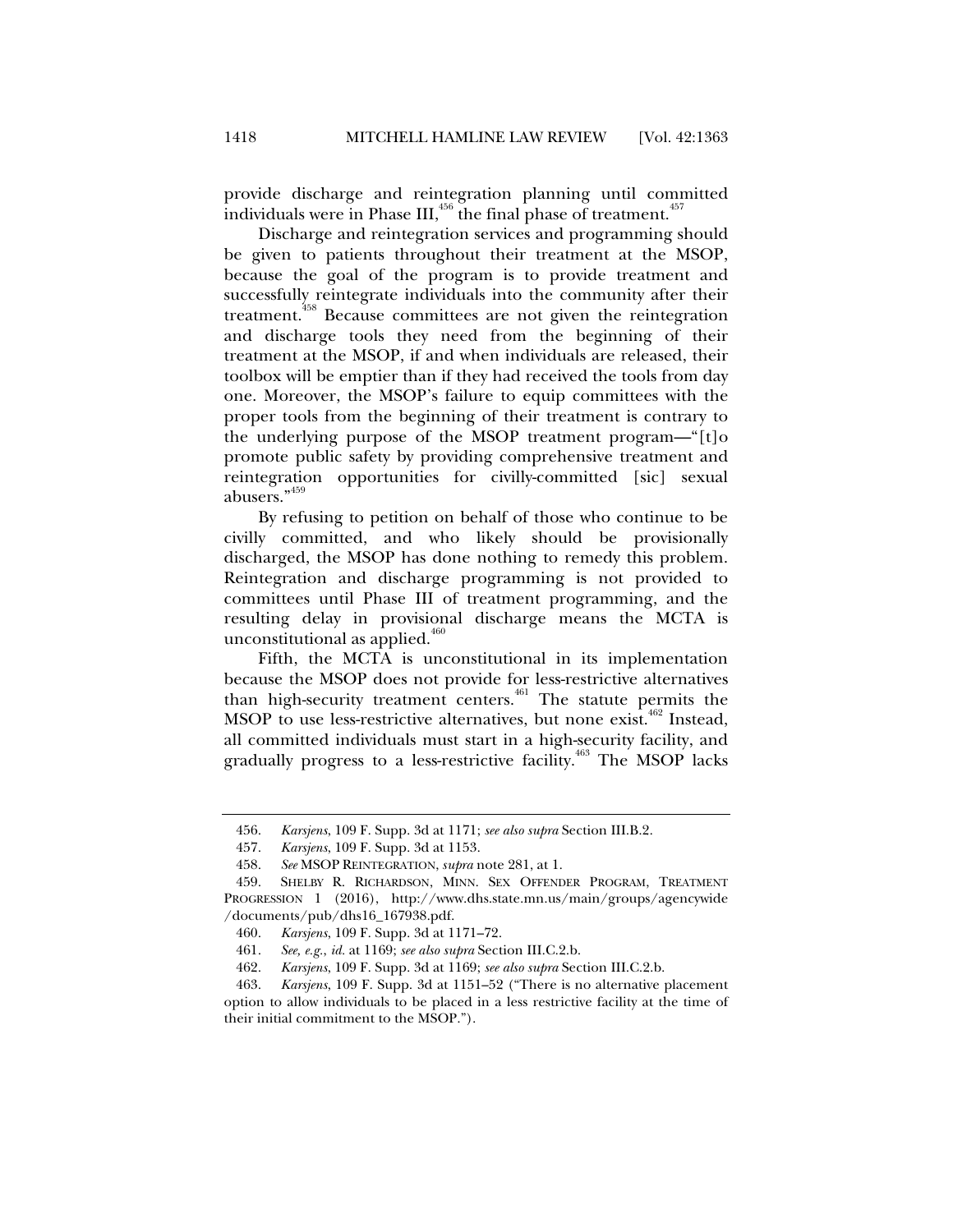provide discharge and reintegration planning until committed individuals were in Phase III,[456] the final phase of treatment.[457]

Discharge and reintegration services and programming should be given to patients throughout their treatment at the MSOP, because the goal of the program is to provide treatment and successfully reintegrate individuals into the community after their treatment.[458] Because committees are not given the reintegration and discharge tools they need from the beginning of their treatment at the MSOP, if and when individuals are released, their toolbox will be emptier than if they had received the tools from day one. Moreover, the MSOP's failure to equip committees with the proper tools from the beginning of their treatment is contrary to the underlying purpose of the MSOP treatment program—"[t]o promote public safety by providing comprehensive treatment and reintegration opportunities for civilly-committed [sic] sexual abusers."[459]

By refusing to petition on behalf of those who continue to be civilly committed, and who likely should be provisionally discharged, the MSOP has done nothing to remedy this problem. Reintegration and discharge programming is not provided to committees until Phase III of treatment programming, and the resulting delay in provisional discharge means the MCTA is unconstitutional as applied.[460]

Fifth, the MCTA is unconstitutional in its implementation because the MSOP does not provide for less-restrictive alternatives than high-security treatment centers.[461] The statute permits the MSOP to use less-restrictive alternatives, but none exist.[462] Instead, all committed individuals must start in a high-security facility, and gradually progress to a less-restrictive facility.[463] The MSOP lacks

---

456. *Karsjens*, 109 F. Supp. 3d at 1171; *see also supra* Section III.B.2.

457. *Karsjens*, 109 F. Supp. 3d at 1153.

458. *See* MSOP REINTEGRATION, *supra* note 281, at 1.

459. SHELBY R. RICHARDSON, MINN. SEX OFFENDER PROGRAM, TREATMENT PROGRESSION 1 (2016), http://www.dhs.state.mn.us/main/groups/agencywide/documents/pub/dhs16_167938.pdf.

460. *Karsjens*, 109 F. Supp. 3d at 1171–72.

461. *See, e.g.*, *id.* at 1169; *see also supra* Section III.C.2.b.

462. *Karsjens*, 109 F. Supp. 3d at 1169; *see also supra* Section III.C.2.b.

463. *Karsjens*, 109 F. Supp. 3d at 1151–52 ("There is no alternative placement option to allow individuals to be placed in a less restrictive facility at the time of their initial commitment to the MSOP.").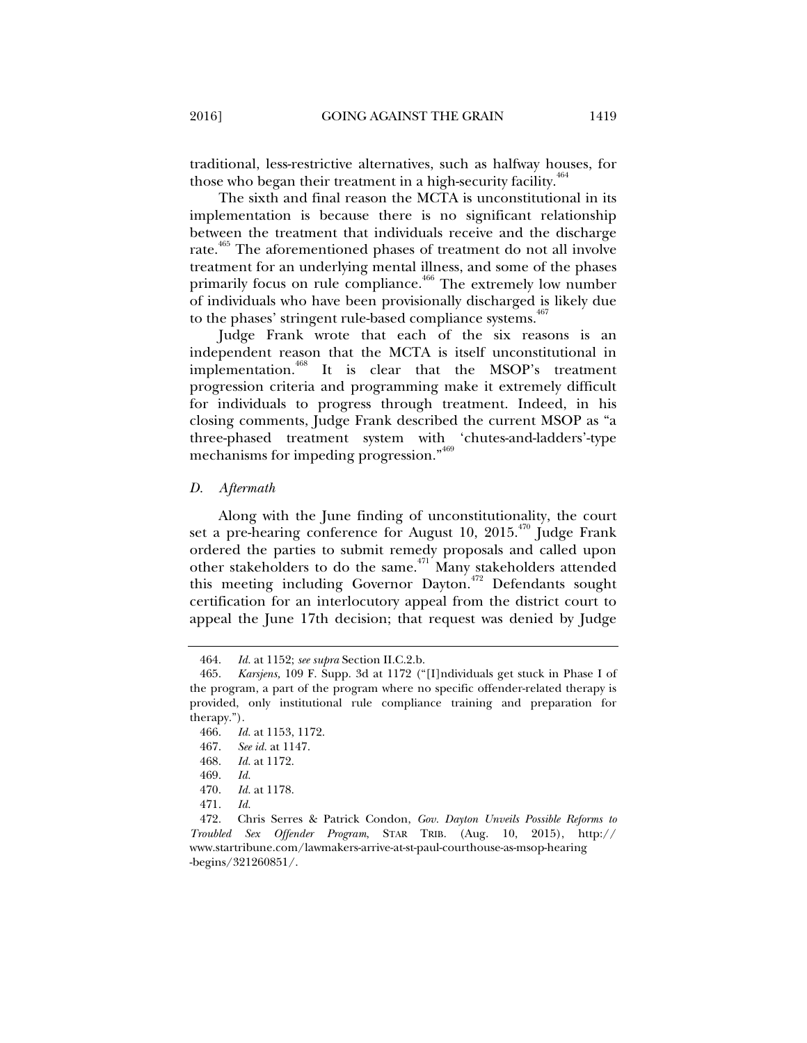traditional, less-restrictive alternatives, such as halfway houses, for those who began their treatment in a high-security facility.[464]

The sixth and final reason the MCTA is unconstitutional in its implementation is because there is no significant relationship between the treatment that individuals receive and the discharge rate.[465] The aforementioned phases of treatment do not all involve treatment for an underlying mental illness, and some of the phases primarily focus on rule compliance.[466] The extremely low number of individuals who have been provisionally discharged is likely due to the phases' stringent rule-based compliance systems.[467]

Judge Frank wrote that each of the six reasons is an independent reason that the MCTA is itself unconstitutional in implementation.[468] It is clear that the MSOP's treatment progression criteria and programming make it extremely difficult for individuals to progress through treatment. Indeed, in his closing comments, Judge Frank described the current MSOP as "a three-phased treatment system with 'chutes-and-ladders'-type mechanisms for impeding progression."[469]

### *D. Aftermath*

Along with the June finding of unconstitutionality, the court set a pre-hearing conference for August 10, 2015.[470] Judge Frank ordered the parties to submit remedy proposals and called upon other stakeholders to do the same.[471] Many stakeholders attended this meeting including Governor Dayton.[472] Defendants sought certification for an interlocutory appeal from the district court to appeal the June 17th decision; that request was denied by Judge

---

464. *Id.* at 1152; *see supra* Section II.C.2.b.

465. *Karsjens,* 109 F. Supp. 3d at 1172 ("[I]ndividuals get stuck in Phase I of the program, a part of the program where no specific offender-related therapy is provided, only institutional rule compliance training and preparation for therapy.").

466. *Id.* at 1153, 1172.

467. *See id.* at 1147.

468. *Id.* at 1172.

469. *Id.*

470. *Id.* at 1178.

471. *Id.*

472. Chris Serres & Patrick Condon, *Gov. Dayton Unveils Possible Reforms to Troubled Sex Offender Program*, STAR TRIB. (Aug. 10, 2015), http://www.startribune.com/lawmakers-arrive-at-st-paul-courthouse-as-msop-hearing-begins/321260851/.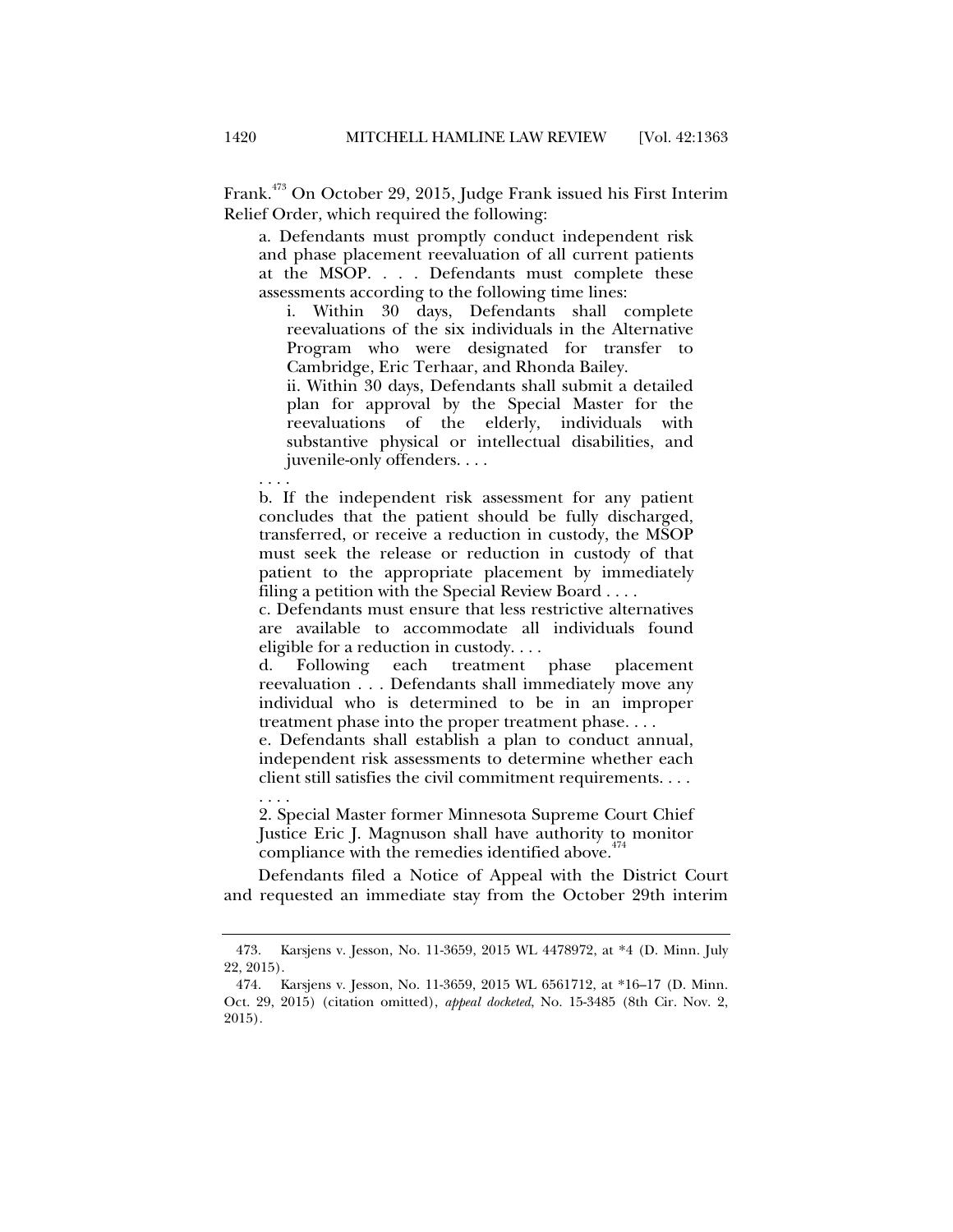Frank.[473] On October 29, 2015, Judge Frank issued his First Interim Relief Order, which required the following:

> a. Defendants must promptly conduct independent risk and phase placement reevaluation of all current patients at the MSOP. . . . Defendants must complete these assessments according to the following time lines:
>
> > i. Within 30 days, Defendants shall complete reevaluations of the six individuals in the Alternative Program who were designated for transfer to Cambridge, Eric Terhaar, and Rhonda Bailey.
> >
> > ii. Within 30 days, Defendants shall submit a detailed plan for approval by the Special Master for the reevaluations of the elderly, individuals with substantive physical or intellectual disabilities, and juvenile-only offenders. . . .
>
> . . . .
>
> b. If the independent risk assessment for any patient concludes that the patient should be fully discharged, transferred, or receive a reduction in custody, the MSOP must seek the release or reduction in custody of that patient to the appropriate placement by immediately filing a petition with the Special Review Board . . . .
>
> c. Defendants must ensure that less restrictive alternatives are available to accommodate all individuals found eligible for a reduction in custody. . . .
>
> d. Following each treatment phase placement reevaluation . . . Defendants shall immediately move any individual who is determined to be in an improper treatment phase into the proper treatment phase. . . .
>
> e. Defendants shall establish a plan to conduct annual, independent risk assessments to determine whether each client still satisfies the civil commitment requirements. . . .
>
> . . . .
>
> 2. Special Master former Minnesota Supreme Court Chief Justice Eric J. Magnuson shall have authority to monitor compliance with the remedies identified above.[474]

Defendants filed a Notice of Appeal with the District Court and requested an immediate stay from the October 29th interim

---

473. Karsjens v. Jesson, No. 11-3659, 2015 WL 4478972, at *4 (D. Minn. July 22, 2015).

474. Karsjens v. Jesson, No. 11-3659, 2015 WL 6561712, at *16–17 (D. Minn. Oct. 29, 2015) (citation omitted), *appeal docketed*, No. 15-3485 (8th Cir. Nov. 2, 2015).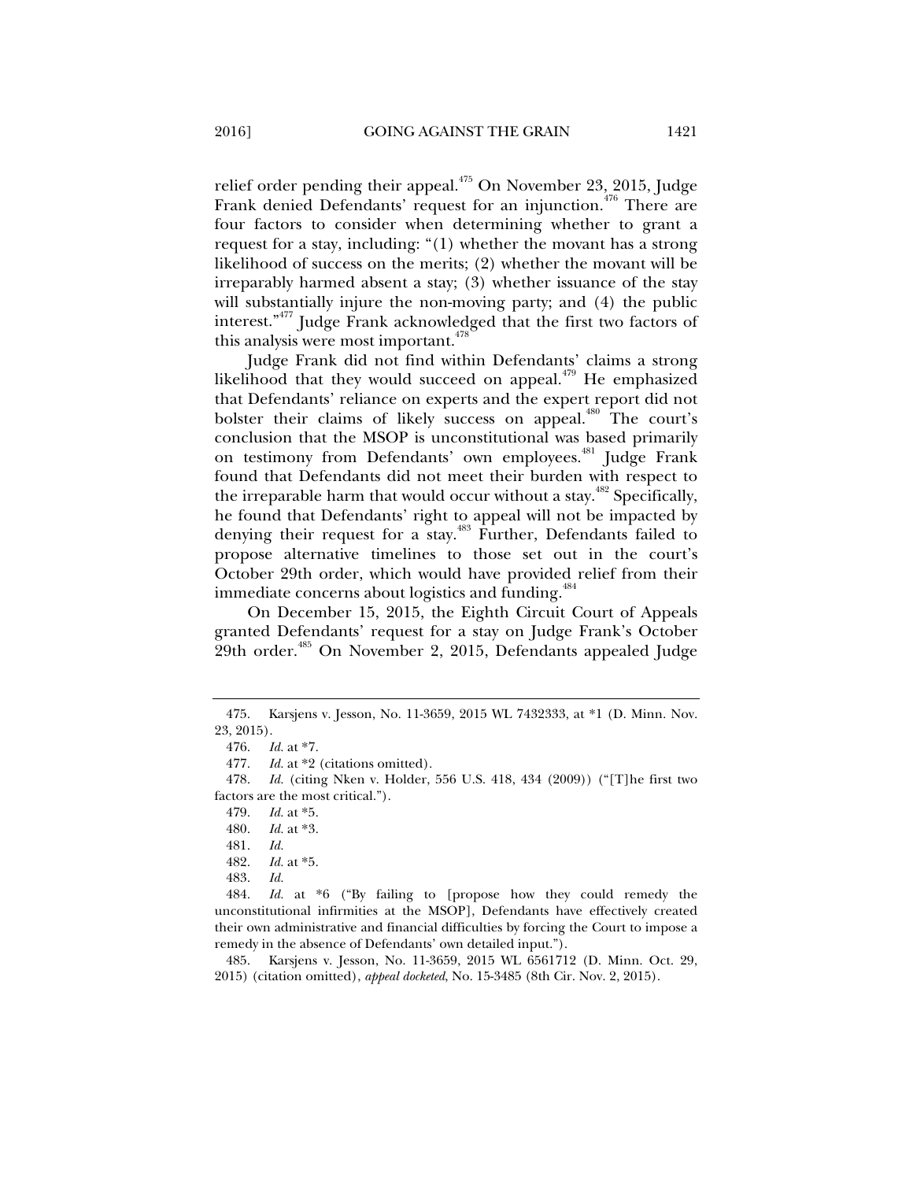relief order pending their appeal.[475] On November 23, 2015, Judge Frank denied Defendants' request for an injunction.[476] There are four factors to consider when determining whether to grant a request for a stay, including: "(1) whether the movant has a strong likelihood of success on the merits; (2) whether the movant will be irreparably harmed absent a stay; (3) whether issuance of the stay will substantially injure the non-moving party; and (4) the public interest."[477] Judge Frank acknowledged that the first two factors of this analysis were most important.[478]

Judge Frank did not find within Defendants' claims a strong likelihood that they would succeed on appeal.[479] He emphasized that Defendants' reliance on experts and the expert report did not bolster their claims of likely success on appeal.[480] The court's conclusion that the MSOP is unconstitutional was based primarily on testimony from Defendants' own employees.[481] Judge Frank found that Defendants did not meet their burden with respect to the irreparable harm that would occur without a stay.[482] Specifically, he found that Defendants' right to appeal will not be impacted by denying their request for a stay.[483] Further, Defendants failed to propose alternative timelines to those set out in the court's October 29th order, which would have provided relief from their immediate concerns about logistics and funding.[484]

On December 15, 2015, the Eighth Circuit Court of Appeals granted Defendants' request for a stay on Judge Frank's October 29th order.[485] On November 2, 2015, Defendants appealed Judge

---

475. Karsjens v. Jesson, No. 11-3659, 2015 WL 7432333, at *1 (D. Minn. Nov. 23, 2015).

476. *Id.* at *7.

477. *Id.* at *2 (citations omitted).

478. *Id.* (citing Nken v. Holder, 556 U.S. 418, 434 (2009)) ("[T]he first two factors are the most critical.").

479. *Id.* at *5.

480. *Id.* at *3.

481. *Id.*

482. *Id.* at *5.

483. *Id.*

484. *Id.* at *6 ("By failing to [propose how they could remedy the unconstitutional infirmities at the MSOP], Defendants have effectively created their own administrative and financial difficulties by forcing the Court to impose a remedy in the absence of Defendants' own detailed input.").

485. Karsjens v. Jesson, No. 11-3659, 2015 WL 6561712 (D. Minn. Oct. 29, 2015) (citation omitted), *appeal docketed*, No. 15-3485 (8th Cir. Nov. 2, 2015).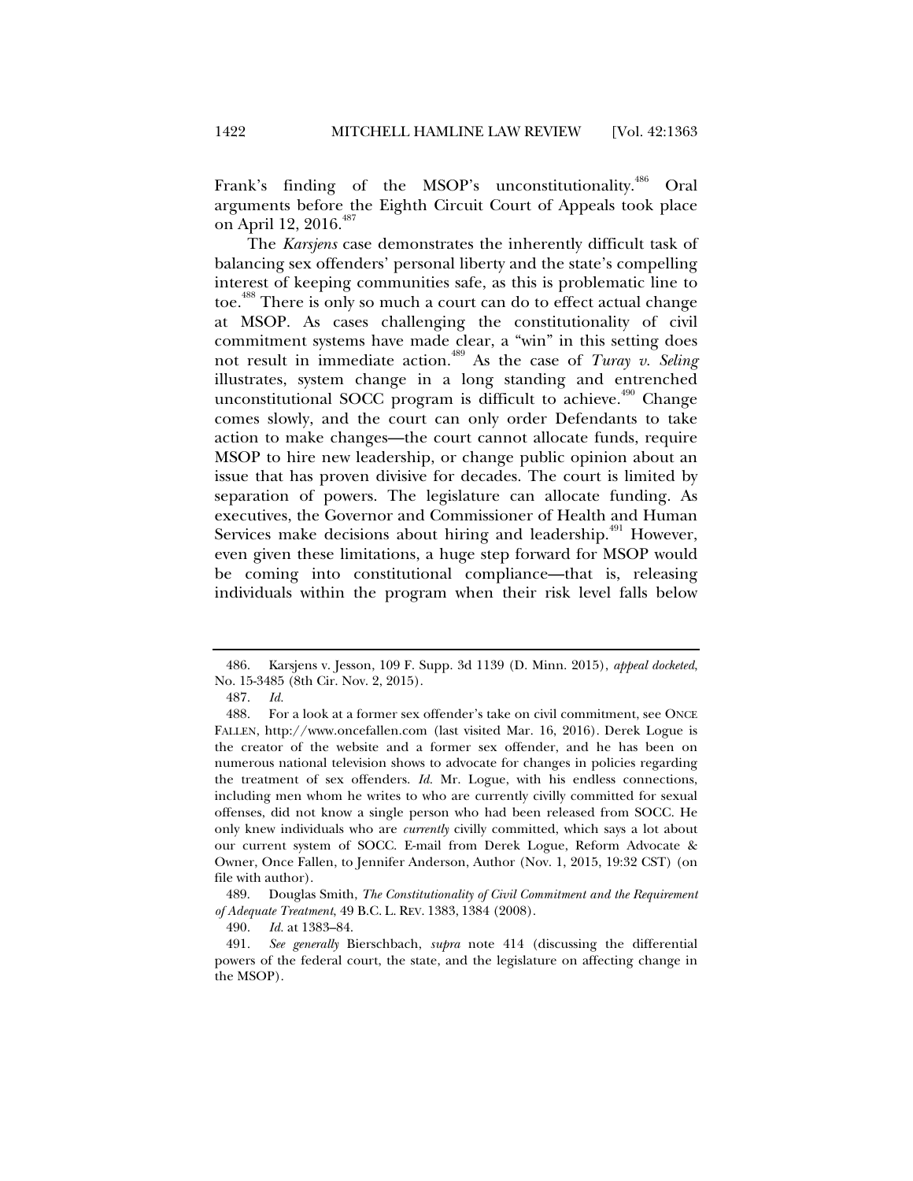Frank's finding of the MSOP's unconstitutionality.[486] Oral arguments before the Eighth Circuit Court of Appeals took place on April 12, 2016.[487]

The *Karsjens* case demonstrates the inherently difficult task of balancing sex offenders' personal liberty and the state's compelling interest of keeping communities safe, as this is problematic line to toe.[488] There is only so much a court can do to effect actual change at MSOP. As cases challenging the constitutionality of civil commitment systems have made clear, a "win" in this setting does not result in immediate action.[489] As the case of *Turay v. Seling* illustrates, system change in a long standing and entrenched unconstitutional SOCC program is difficult to achieve.[490] Change comes slowly, and the court can only order Defendants to take action to make changes—the court cannot allocate funds, require MSOP to hire new leadership, or change public opinion about an issue that has proven divisive for decades. The court is limited by separation of powers. The legislature can allocate funding. As executives, the Governor and Commissioner of Health and Human Services make decisions about hiring and leadership.[491] However, even given these limitations, a huge step forward for MSOP would be coming into constitutional compliance—that is, releasing individuals within the program when their risk level falls below

---

486. Karsjens v. Jesson, 109 F. Supp. 3d 1139 (D. Minn. 2015), *appeal docketed*, No. 15-3485 (8th Cir. Nov. 2, 2015).

487. *Id.*

488. For a look at a former sex offender's take on civil commitment, see ONCE FALLEN, http://www.oncefallen.com (last visited Mar. 16, 2016). Derek Logue is the creator of the website and a former sex offender, and he has been on numerous national television shows to advocate for changes in policies regarding the treatment of sex offenders. *Id.* Mr. Logue, with his endless connections, including men whom he writes to who are currently civilly committed for sexual offenses, did not know a single person who had been released from SOCC. He only knew individuals who are *currently* civilly committed, which says a lot about our current system of SOCC. E-mail from Derek Logue, Reform Advocate & Owner, Once Fallen, to Jennifer Anderson, Author (Nov. 1, 2015, 19:32 CST) (on file with author).

489. Douglas Smith, *The Constitutionality of Civil Commitment and the Requirement of Adequate Treatment*, 49 B.C. L. REV. 1383, 1384 (2008).

490. *Id.* at 1383–84.

491. *See generally* Bierschbach, *supra* note 414 (discussing the differential powers of the federal court, the state, and the legislature on affecting change in the MSOP).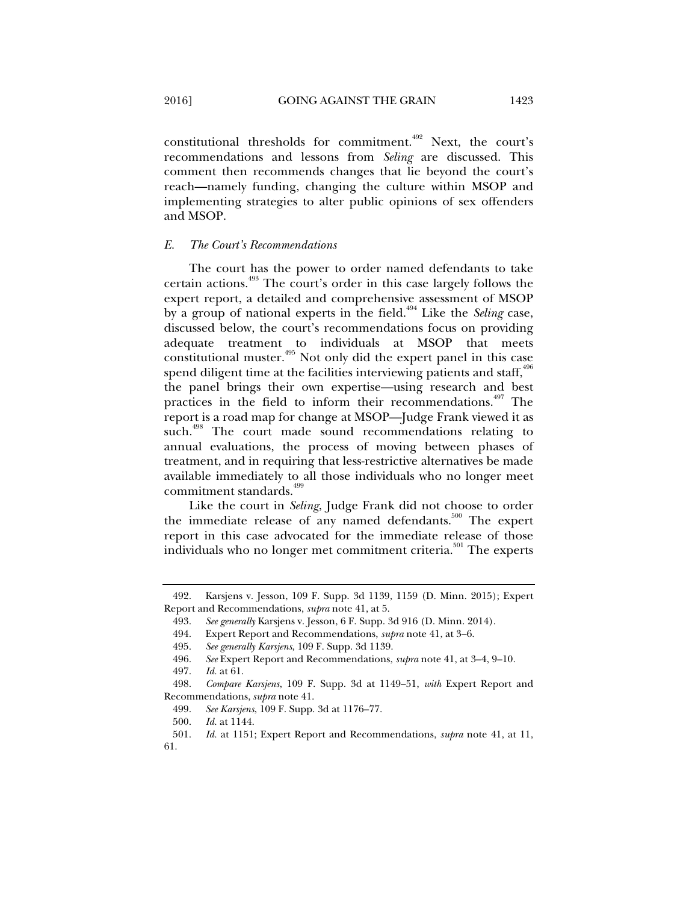constitutional thresholds for commitment.[492] Next, the court's recommendations and lessons from *Seling* are discussed. This comment then recommends changes that lie beyond the court's reach—namely funding, changing the culture within MSOP and implementing strategies to alter public opinions of sex offenders and MSOP.

### *E. The Court's Recommendations*

The court has the power to order named defendants to take certain actions.[493] The court's order in this case largely follows the expert report, a detailed and comprehensive assessment of MSOP by a group of national experts in the field.[494] Like the *Seling* case, discussed below, the court's recommendations focus on providing adequate treatment to individuals at MSOP that meets constitutional muster.[495] Not only did the expert panel in this case spend diligent time at the facilities interviewing patients and staff,[496] the panel brings their own expertise—using research and best practices in the field to inform their recommendations.[497] The report is a road map for change at MSOP—Judge Frank viewed it as such.[498] The court made sound recommendations relating to annual evaluations, the process of moving between phases of treatment, and in requiring that less-restrictive alternatives be made available immediately to all those individuals who no longer meet commitment standards.[499]

Like the court in *Seling*, Judge Frank did not choose to order the immediate release of any named defendants.[500] The expert report in this case advocated for the immediate release of those individuals who no longer met commitment criteria.[501] The experts

---

492. Karsjens v. Jesson, 109 F. Supp. 3d 1139, 1159 (D. Minn. 2015); Expert Report and Recommendations, *supra* note 41, at 5.

493. *See generally* Karsjens v. Jesson, 6 F. Supp. 3d 916 (D. Minn. 2014).

494. Expert Report and Recommendations, *supra* note 41, at 3–6.

495. *See generally Karsjens*, 109 F. Supp. 3d 1139.

496. *See* Expert Report and Recommendations, *supra* note 41, at 3–4, 9–10.

497. *Id.* at 61.

498. *Compare Karsjens*, 109 F. Supp. 3d at 1149–51, *with* Expert Report and Recommendations, *supra* note 41.

499. *See Karsjens*, 109 F. Supp. 3d at 1176–77.

500. *Id.* at 1144.

501. *Id.* at 1151; Expert Report and Recommendations, *supra* note 41, at 11, 61.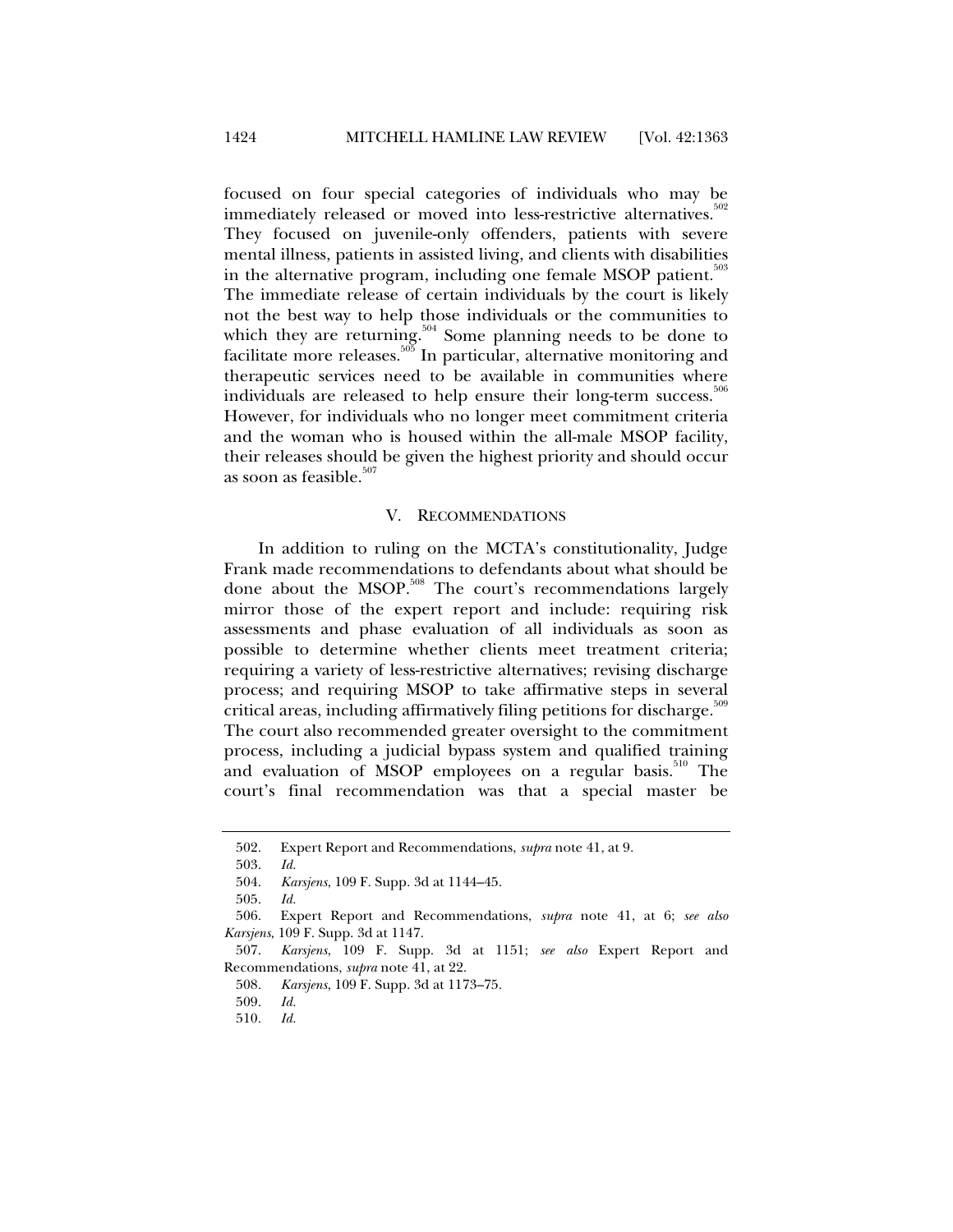focused on four special categories of individuals who may be immediately released or moved into less-restrictive alternatives.[502] They focused on juvenile-only offenders, patients with severe mental illness, patients in assisted living, and clients with disabilities in the alternative program, including one female MSOP patient.[503] The immediate release of certain individuals by the court is likely not the best way to help those individuals or the communities to which they are returning.[504] Some planning needs to be done to facilitate more releases.[505] In particular, alternative monitoring and therapeutic services need to be available in communities where individuals are released to help ensure their long-term success.[506] However, for individuals who no longer meet commitment criteria and the woman who is housed within the all-male MSOP facility, their releases should be given the highest priority and should occur as soon as feasible.[507]

## V. RECOMMENDATIONS

In addition to ruling on the MCTA's constitutionality, Judge Frank made recommendations to defendants about what should be done about the MSOP.[508] The court's recommendations largely mirror those of the expert report and include: requiring risk assessments and phase evaluation of all individuals as soon as possible to determine whether clients meet treatment criteria; requiring a variety of less-restrictive alternatives; revising discharge process; and requiring MSOP to take affirmative steps in several critical areas, including affirmatively filing petitions for discharge.[509] The court also recommended greater oversight to the commitment process, including a judicial bypass system and qualified training and evaluation of MSOP employees on a regular basis.[510] The court's final recommendation was that a special master be

---

502. Expert Report and Recommendations, *supra* note 41, at 9.

503. *Id.*

504. *Karsjens*, 109 F. Supp. 3d at 1144–45.

505. *Id.*

506. Expert Report and Recommendations, *supra* note 41, at 6; *see also* *Karsjens*, 109 F. Supp. 3d at 1147.

507. *Karsjens*, 109 F. Supp. 3d at 1151; *see also* Expert Report and Recommendations, *supra* note 41, at 22.

508. *Karsjens*, 109 F. Supp. 3d at 1173–75.

509. *Id.*

510. *Id.*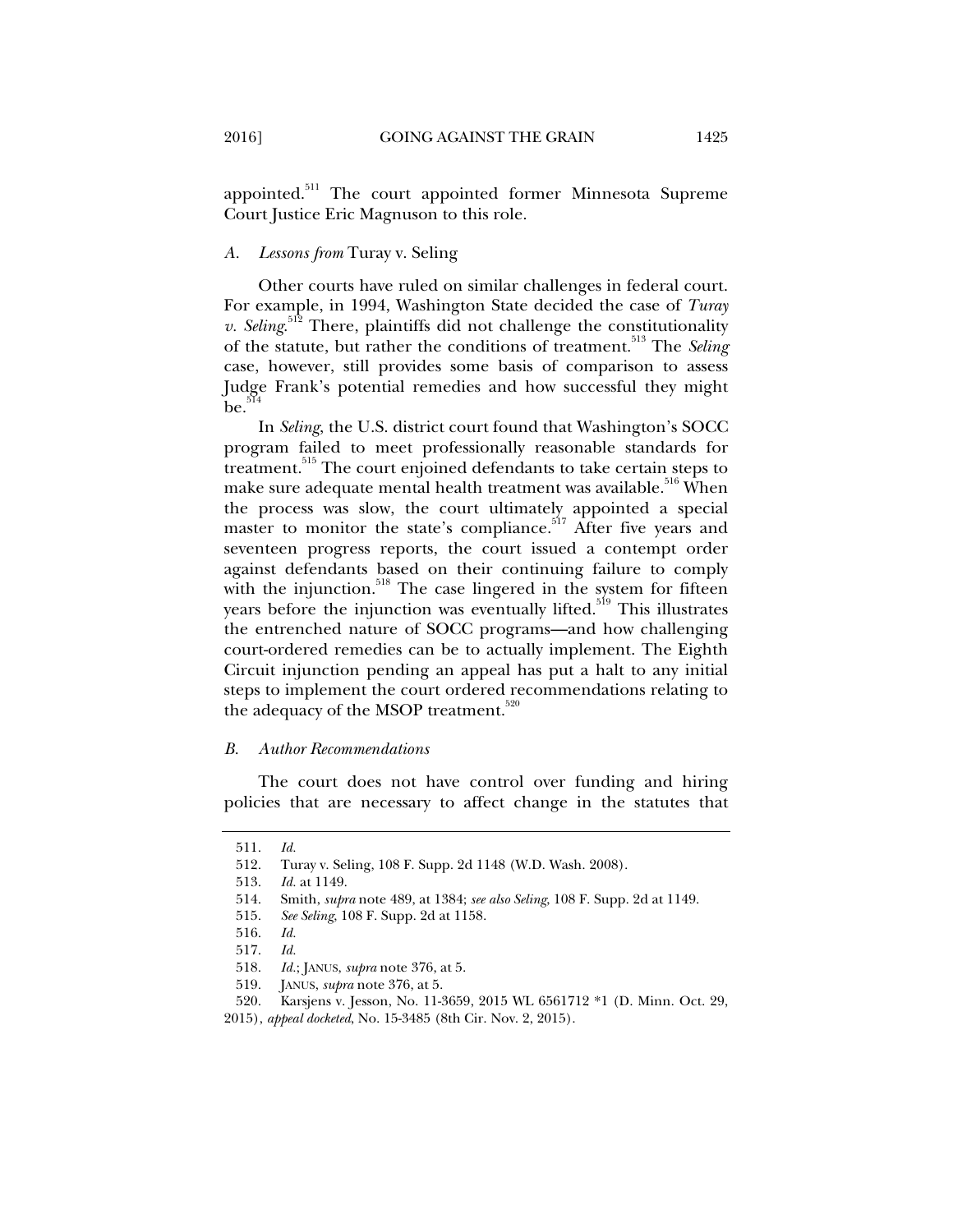appointed.[511] The court appointed former Minnesota Supreme Court Justice Eric Magnuson to this role.

### *A. Lessons from* Turay v. Seling

Other courts have ruled on similar challenges in federal court. For example, in 1994, Washington State decided the case of *Turay v. Seling*.[512] There, plaintiffs did not challenge the constitutionality of the statute, but rather the conditions of treatment.[513] The *Seling* case, however, still provides some basis of comparison to assess Judge Frank's potential remedies and how successful they might be.[514]

In *Seling*, the U.S. district court found that Washington's SOCC program failed to meet professionally reasonable standards for treatment.[515] The court enjoined defendants to take certain steps to make sure adequate mental health treatment was available.[516] When the process was slow, the court ultimately appointed a special master to monitor the state's compliance.[517] After five years and seventeen progress reports, the court issued a contempt order against defendants based on their continuing failure to comply with the injunction.[518] The case lingered in the system for fifteen years before the injunction was eventually lifted.[519] This illustrates the entrenched nature of SOCC programs—and how challenging court-ordered remedies can be to actually implement. The Eighth Circuit injunction pending an appeal has put a halt to any initial steps to implement the court ordered recommendations relating to the adequacy of the MSOP treatment.[520]

### *B. Author Recommendations*

The court does not have control over funding and hiring policies that are necessary to affect change in the statutes that

---

511. *Id.*

512. Turay v. Seling, 108 F. Supp. 2d 1148 (W.D. Wash. 2008).

513. *Id.* at 1149.

514. Smith, *supra* note 489, at 1384; *see also Seling*, 108 F. Supp. 2d at 1149.

515. *See Seling*, 108 F. Supp. 2d at 1158.

516. *Id.*

517. *Id.*

518. *Id.*; JANUS, *supra* note 376, at 5.

519. JANUS, *supra* note 376, at 5.

520. Karsjens v. Jesson, No. 11-3659, 2015 WL 6561712 *1 (D. Minn. Oct. 29, 2015), *appeal docketed*, No. 15-3485 (8th Cir. Nov. 2, 2015).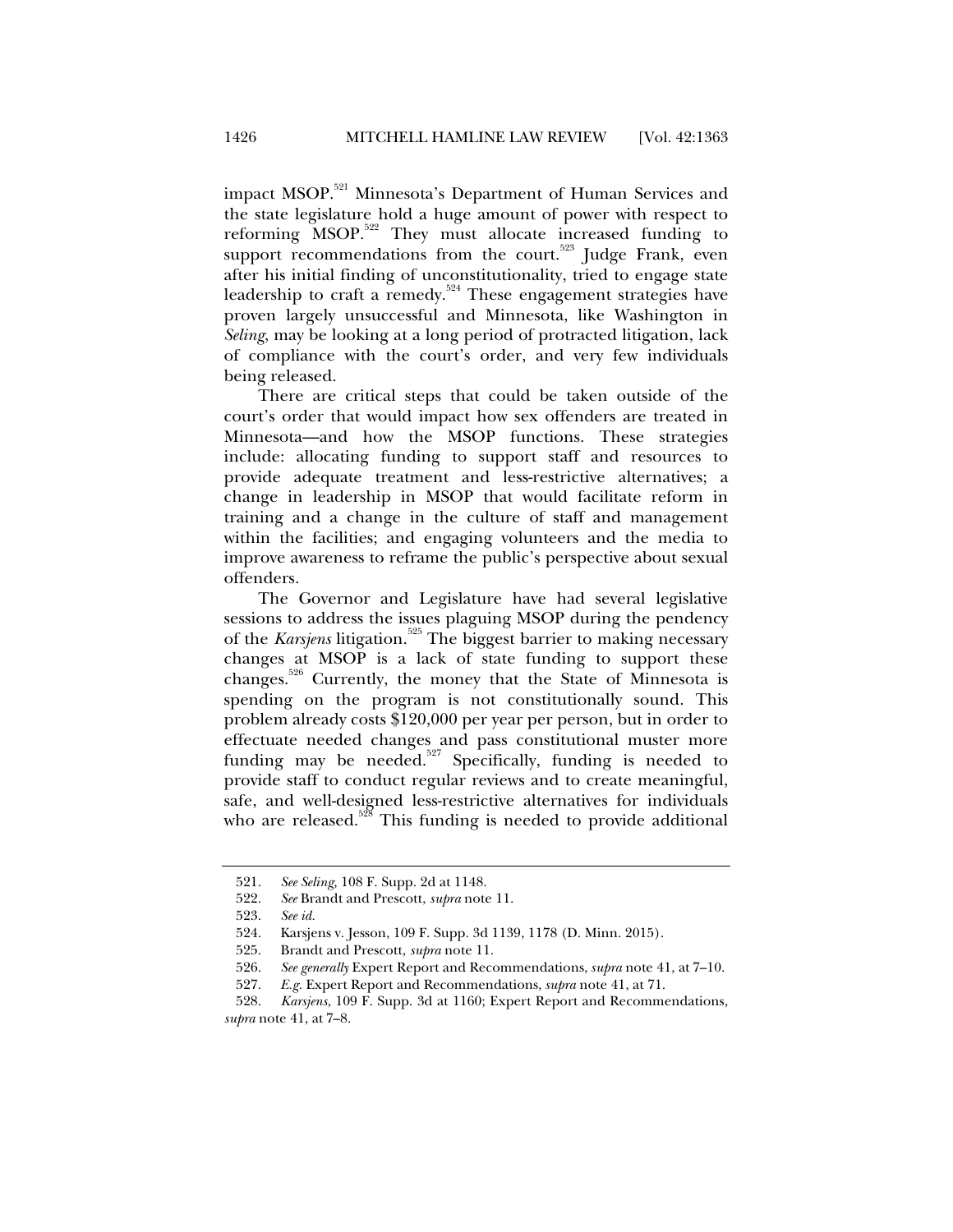impact MSOP.[521] Minnesota's Department of Human Services and the state legislature hold a huge amount of power with respect to reforming MSOP.[522] They must allocate increased funding to support recommendations from the court.[523] Judge Frank, even after his initial finding of unconstitutionality, tried to engage state leadership to craft a remedy.[524] These engagement strategies have proven largely unsuccessful and Minnesota, like Washington in *Seling*, may be looking at a long period of protracted litigation, lack of compliance with the court's order, and very few individuals being released.

There are critical steps that could be taken outside of the court's order that would impact how sex offenders are treated in Minnesota—and how the MSOP functions. These strategies include: allocating funding to support staff and resources to provide adequate treatment and less-restrictive alternatives; a change in leadership in MSOP that would facilitate reform in training and a change in the culture of staff and management within the facilities; and engaging volunteers and the media to improve awareness to reframe the public's perspective about sexual offenders.

The Governor and Legislature have had several legislative sessions to address the issues plaguing MSOP during the pendency of the *Karsjens* litigation.[525] The biggest barrier to making necessary changes at MSOP is a lack of state funding to support these changes.[526] Currently, the money that the State of Minnesota is spending on the program is not constitutionally sound. This problem already costs $120,000 per year per person, but in order to effectuate needed changes and pass constitutional muster more funding may be needed.[527] Specifically, funding is needed to provide staff to conduct regular reviews and to create meaningful, safe, and well-designed less-restrictive alternatives for individuals who are released.[528] This funding is needed to provide additional

---

521. *See Seling*, 108 F. Supp. 2d at 1148.

522. *See* Brandt and Prescott, *supra* note 11.

523. *See id.*

524. Karsjens v. Jesson, 109 F. Supp. 3d 1139, 1178 (D. Minn. 2015).

525. Brandt and Prescott, *supra* note 11.

526. *See generally* Expert Report and Recommendations, *supra* note 41, at 7–10.

527. *E.g.* Expert Report and Recommendations, *supra* note 41, at 71.

528. *Karsjens*, 109 F. Supp. 3d at 1160; Expert Report and Recommendations, *supra* note 41, at 7–8.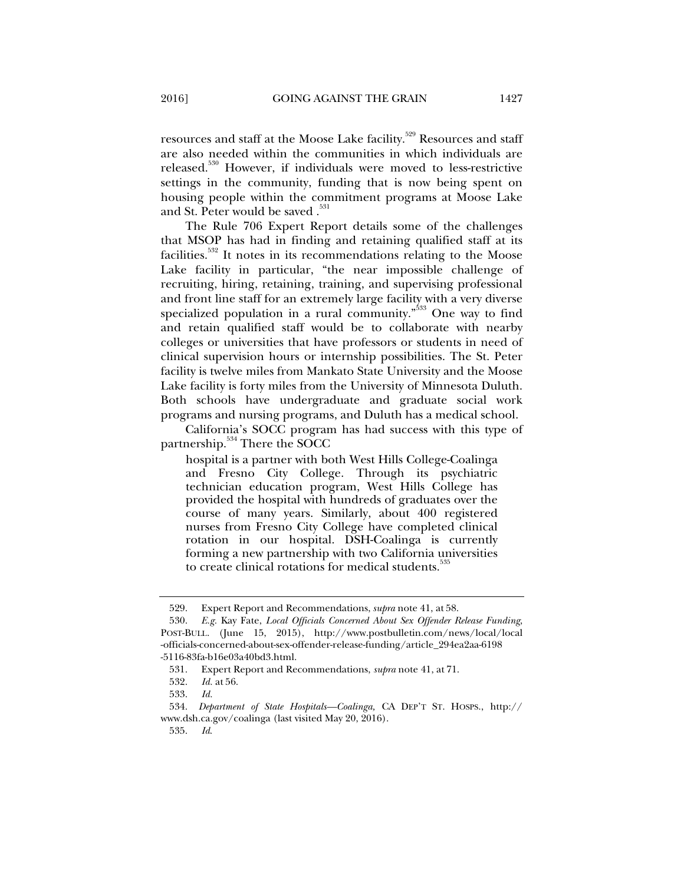resources and staff at the Moose Lake facility.[529] Resources and staff are also needed within the communities in which individuals are released.[530] However, if individuals were moved to less-restrictive settings in the community, funding that is now being spent on housing people within the commitment programs at Moose Lake and St. Peter would be saved .[531]

The Rule 706 Expert Report details some of the challenges that MSOP has had in finding and retaining qualified staff at its facilities.[532] It notes in its recommendations relating to the Moose Lake facility in particular, "the near impossible challenge of recruiting, hiring, retaining, training, and supervising professional and front line staff for an extremely large facility with a very diverse specialized population in a rural community."[533] One way to find and retain qualified staff would be to collaborate with nearby colleges or universities that have professors or students in need of clinical supervision hours or internship possibilities. The St. Peter facility is twelve miles from Mankato State University and the Moose Lake facility is forty miles from the University of Minnesota Duluth. Both schools have undergraduate and graduate social work programs and nursing programs, and Duluth has a medical school.

California's SOCC program has had success with this type of partnership.[534] There the SOCC

> hospital is a partner with both West Hills College-Coalinga and Fresno City College. Through its psychiatric technician education program, West Hills College has provided the hospital with hundreds of graduates over the course of many years. Similarly, about 400 registered nurses from Fresno City College have completed clinical rotation in our hospital. DSH-Coalinga is currently forming a new partnership with two California universities to create clinical rotations for medical students.[535]

---

529. Expert Report and Recommendations, *supra* note 41, at 58.

530. *E.g.* Kay Fate, *Local Officials Concerned About Sex Offender Release Funding*, POST-BULL. (June 15, 2015), http://www.postbulletin.com/news/local/local-officials-concerned-about-sex-offender-release-funding/article_294ea2aa-6198-5116-83fa-b16e03a40bd3.html.

531. Expert Report and Recommendations, *supra* note 41, at 71.

532. *Id.* at 56.

533. *Id.*

534. *Department of State Hospitals—Coalinga*, CA DEP'T ST. HOSPS., http://www.dsh.ca.gov/coalinga (last visited May 20, 2016).

535. *Id.*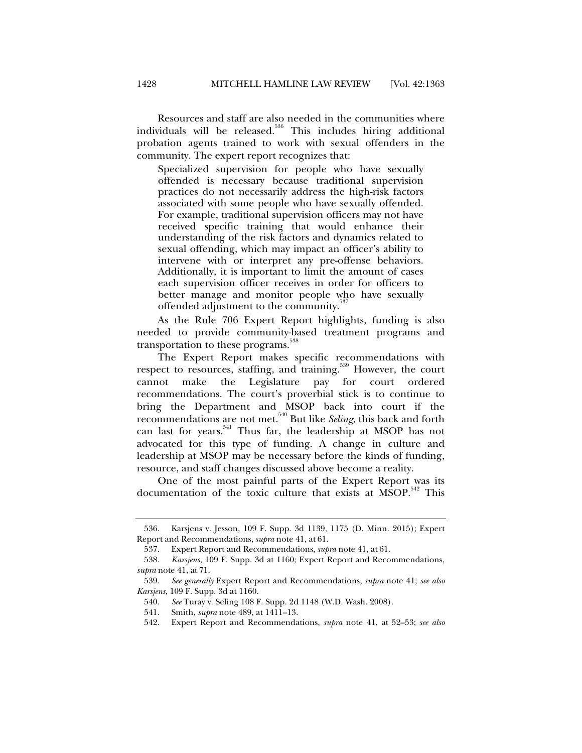Resources and staff are also needed in the communities where individuals will be released.[536] This includes hiring additional probation agents trained to work with sexual offenders in the community. The expert report recognizes that:

> Specialized supervision for people who have sexually offended is necessary because traditional supervision practices do not necessarily address the high-risk factors associated with some people who have sexually offended. For example, traditional supervision officers may not have received specific training that would enhance their understanding of the risk factors and dynamics related to sexual offending, which may impact an officer's ability to intervene with or interpret any pre-offense behaviors. Additionally, it is important to limit the amount of cases each supervision officer receives in order for officers to better manage and monitor people who have sexually offended adjustment to the community.[537]

As the Rule 706 Expert Report highlights, funding is also needed to provide community-based treatment programs and transportation to these programs.[538]

The Expert Report makes specific recommendations with respect to resources, staffing, and training.[539] However, the court cannot make the Legislature pay for court ordered recommendations. The court's proverbial stick is to continue to bring the Department and MSOP back into court if the recommendations are not met.[540] But like *Seling*, this back and forth can last for years.[541] Thus far, the leadership at MSOP has not advocated for this type of funding. A change in culture and leadership at MSOP may be necessary before the kinds of funding, resource, and staff changes discussed above become a reality.

One of the most painful parts of the Expert Report was its documentation of the toxic culture that exists at MSOP.[542] This

---

536. Karsjens v. Jesson, 109 F. Supp. 3d 1139, 1175 (D. Minn. 2015); Expert Report and Recommendations, *supra* note 41, at 61.

537. Expert Report and Recommendations, *supra* note 41, at 61.

538. *Karsjens*, 109 F. Supp. 3d at 1160; Expert Report and Recommendations, *supra* note 41, at 71.

539. *See generally* Expert Report and Recommendations, *supra* note 41; *see also Karsjens*, 109 F. Supp. 3d at 1160.

540. *See* Turay v. Seling 108 F. Supp. 2d 1148 (W.D. Wash. 2008).

541. Smith, *supra* note 489, at 1411–13.

542. Expert Report and Recommendations, *supra* note 41, at 52–53; *see also*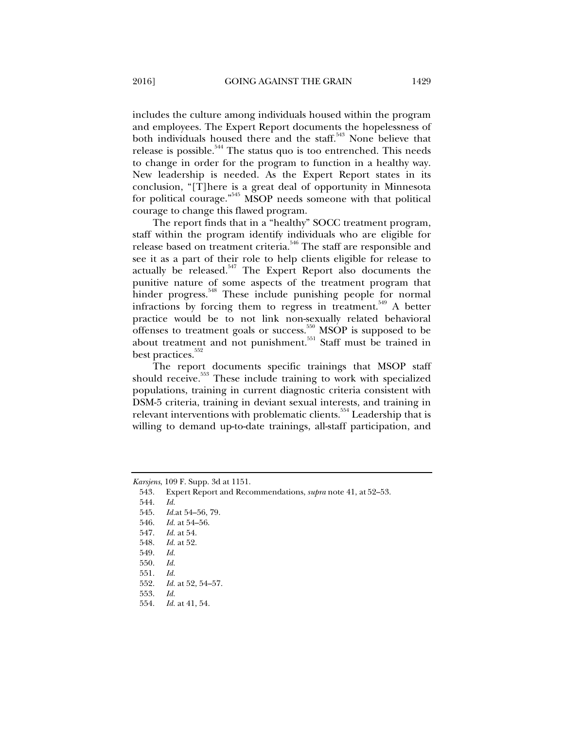includes the culture among individuals housed within the program and employees. The Expert Report documents the hopelessness of both individuals housed there and the staff.[543] None believe that release is possible.[544] The status quo is too entrenched. This needs to change in order for the program to function in a healthy way. New leadership is needed. As the Expert Report states in its conclusion, "[T]here is a great deal of opportunity in Minnesota for political courage."[545] MSOP needs someone with that political courage to change this flawed program.

The report finds that in a "healthy" SOCC treatment program, staff within the program identify individuals who are eligible for release based on treatment criteria.[546] The staff are responsible and see it as a part of their role to help clients eligible for release to actually be released.[547] The Expert Report also documents the punitive nature of some aspects of the treatment program that hinder progress.[548] These include punishing people for normal infractions by forcing them to regress in treatment.[549] A better practice would be to not link non-sexually related behavioral offenses to treatment goals or success.[550] MSOP is supposed to be about treatment and not punishment.[551] Staff must be trained in best practices.[552]

The report documents specific trainings that MSOP staff should receive.[553] These include training to work with specialized populations, training in current diagnostic criteria consistent with DSM-5 criteria, training in deviant sexual interests, and training in relevant interventions with problematic clients.[554] Leadership that is willing to demand up-to-date trainings, all-staff participation, and

---

*Karsjens*, 109 F. Supp. 3d at 1151.

543. Expert Report and Recommendations, *supra* note 41, at 52–53.

544. *Id.*

545. *Id.*at 54–56, 79.

546. *Id.* at 54–56.

547. *Id.* at 54.

548. *Id.* at 52.

549. *Id.*

550. *Id.*

551. *Id.*

552. *Id.* at 52, 54–57.

553. *Id.*

554. *Id.* at 41, 54.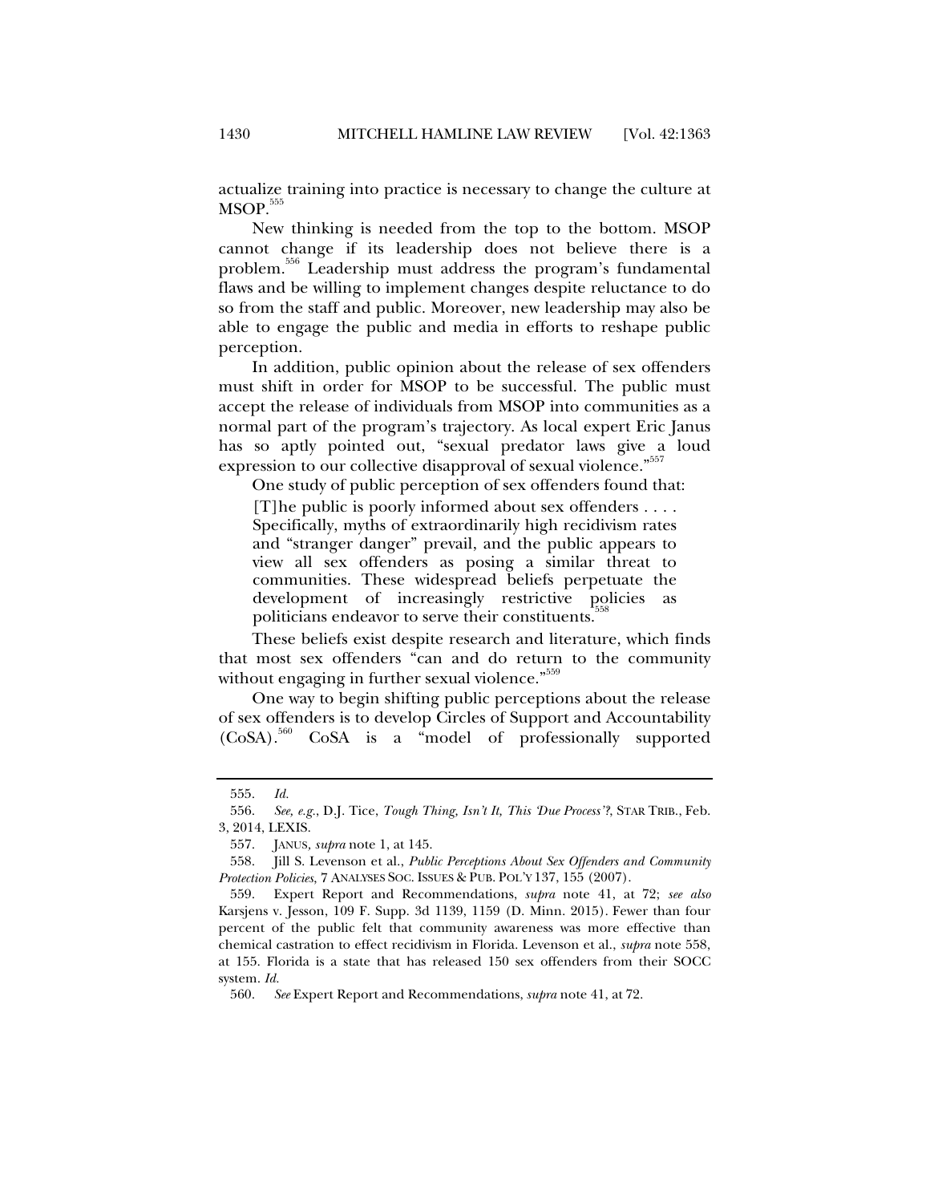actualize training into practice is necessary to change the culture at MSOP.[555]

New thinking is needed from the top to the bottom. MSOP cannot change if its leadership does not believe there is a problem.[556] Leadership must address the program's fundamental flaws and be willing to implement changes despite reluctance to do so from the staff and public. Moreover, new leadership may also be able to engage the public and media in efforts to reshape public perception.

In addition, public opinion about the release of sex offenders must shift in order for MSOP to be successful. The public must accept the release of individuals from MSOP into communities as a normal part of the program's trajectory. As local expert Eric Janus has so aptly pointed out, "sexual predator laws give a loud expression to our collective disapproval of sexual violence."[557]

One study of public perception of sex offenders found that:

> [T]he public is poorly informed about sex offenders . . . . Specifically, myths of extraordinarily high recidivism rates and "stranger danger" prevail, and the public appears to view all sex offenders as posing a similar threat to communities. These widespread beliefs perpetuate the development of increasingly restrictive policies as politicians endeavor to serve their constituents.[558]

These beliefs exist despite research and literature, which finds that most sex offenders "can and do return to the community without engaging in further sexual violence."[559]

One way to begin shifting public perceptions about the release of sex offenders is to develop Circles of Support and Accountability (CoSA).[560] CoSA is a "model of professionally supported

---

555. *Id.*

556. *See, e.g.*, D.J. Tice, *Tough Thing, Isn't It, This 'Due Process'?*, STAR TRIB., Feb. 3, 2014, LEXIS.

557. JANUS, *supra* note 1, at 145.

558. Jill S. Levenson et al., *Public Perceptions About Sex Offenders and Community Protection Policies*, 7 ANALYSES SOC. ISSUES & PUB. POL'Y 137, 155 (2007).

559. Expert Report and Recommendations, *supra* note 41, at 72; *see also* Karsjens v. Jesson, 109 F. Supp. 3d 1139, 1159 (D. Minn. 2015). Fewer than four percent of the public felt that community awareness was more effective than chemical castration to effect recidivism in Florida. Levenson et al., *supra* note 558, at 155. Florida is a state that has released 150 sex offenders from their SOCC system. *Id.*

560. *See* Expert Report and Recommendations, *supra* note 41, at 72.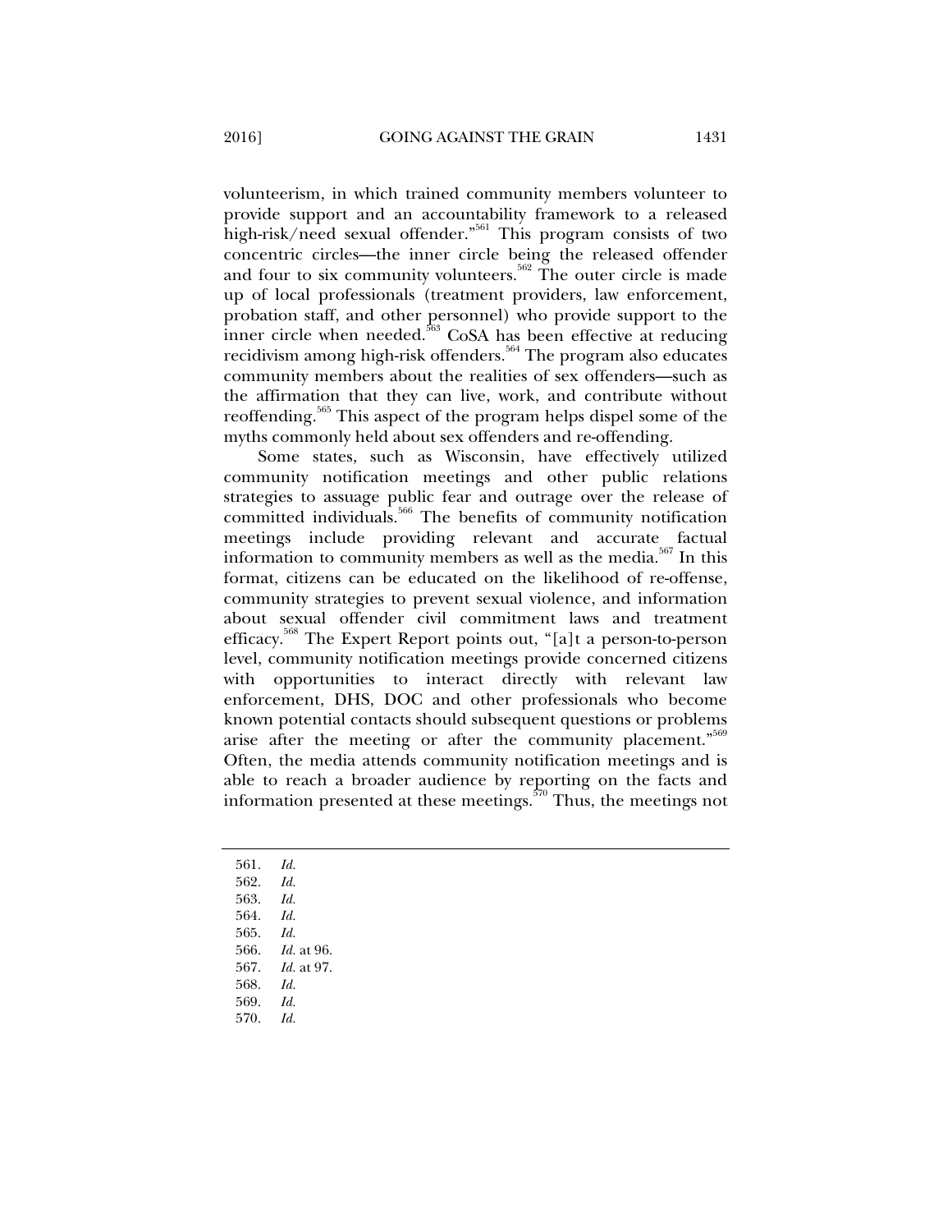volunteerism, in which trained community members volunteer to provide support and an accountability framework to a released high-risk/need sexual offender."[561] This program consists of two concentric circles—the inner circle being the released offender and four to six community volunteers.[562] The outer circle is made up of local professionals (treatment providers, law enforcement, probation staff, and other personnel) who provide support to the inner circle when needed.[563] CoSA has been effective at reducing recidivism among high-risk offenders.[564] The program also educates community members about the realities of sex offenders—such as the affirmation that they can live, work, and contribute without reoffending.[565] This aspect of the program helps dispel some of the myths commonly held about sex offenders and re-offending.

Some states, such as Wisconsin, have effectively utilized community notification meetings and other public relations strategies to assuage public fear and outrage over the release of committed individuals.[566] The benefits of community notification meetings include providing relevant and accurate factual information to community members as well as the media.[567] In this format, citizens can be educated on the likelihood of re-offense, community strategies to prevent sexual violence, and information about sexual offender civil commitment laws and treatment efficacy.[568] The Expert Report points out, "[a]t a person-to-person level, community notification meetings provide concerned citizens with opportunities to interact directly with relevant law enforcement, DHS, DOC and other professionals who become known potential contacts should subsequent questions or problems arise after the meeting or after the community placement."[569] Often, the media attends community notification meetings and is able to reach a broader audience by reporting on the facts and information presented at these meetings.[570] Thus, the meetings not

---

561. *Id.*
562. *Id.*
563. *Id.*
564. *Id.*
565. *Id.*
566. *Id.* at 96.
567. *Id.* at 97.
568. *Id.*
569. *Id.*
570. *Id.*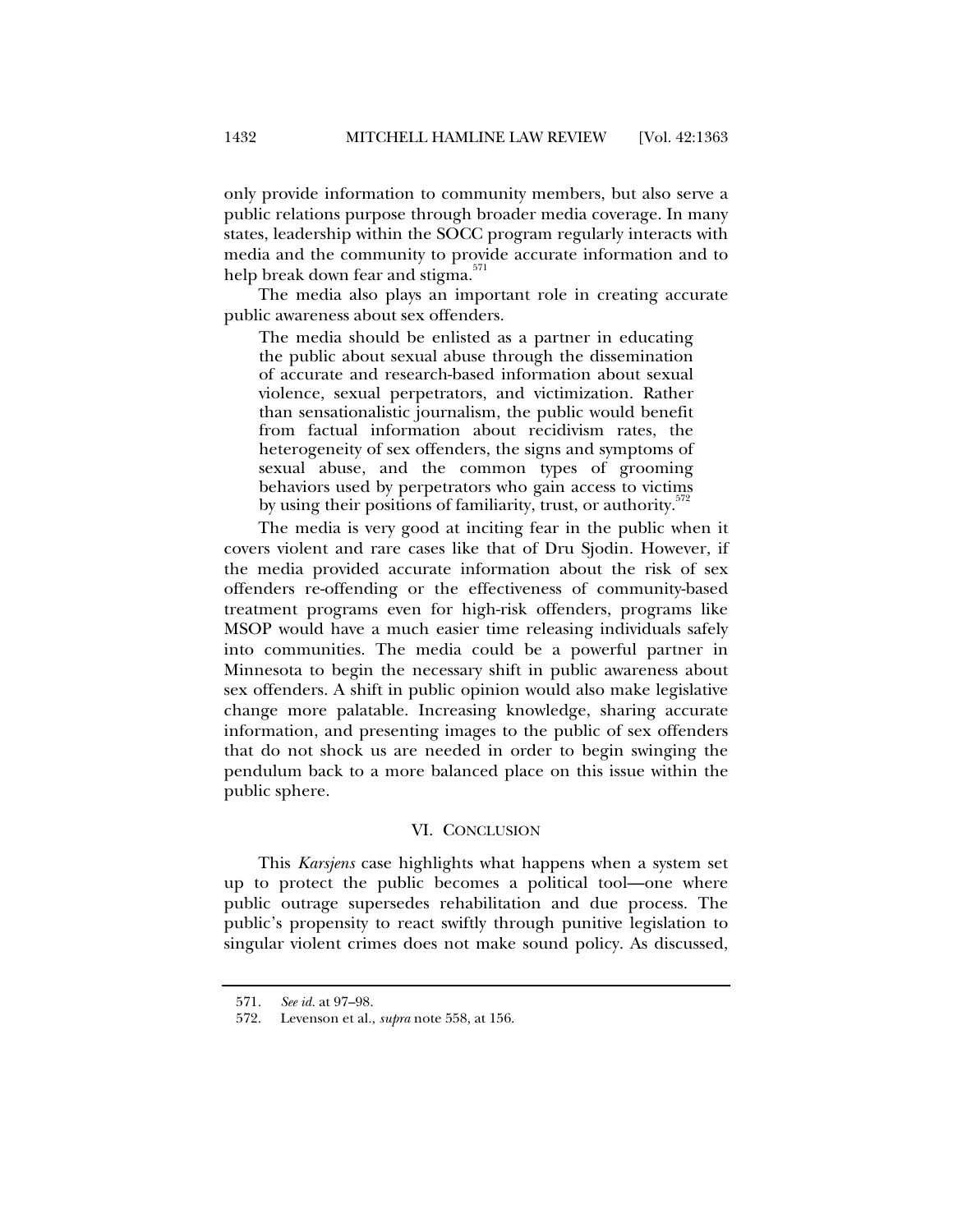only provide information to community members, but also serve a public relations purpose through broader media coverage. In many states, leadership within the SOCC program regularly interacts with media and the community to provide accurate information and to help break down fear and stigma.[571]

The media also plays an important role in creating accurate public awareness about sex offenders.

> The media should be enlisted as a partner in educating the public about sexual abuse through the dissemination of accurate and research-based information about sexual violence, sexual perpetrators, and victimization. Rather than sensationalistic journalism, the public would benefit from factual information about recidivism rates, the heterogeneity of sex offenders, the signs and symptoms of sexual abuse, and the common types of grooming behaviors used by perpetrators who gain access to victims by using their positions of familiarity, trust, or authority.[572]

The media is very good at inciting fear in the public when it covers violent and rare cases like that of Dru Sjodin. However, if the media provided accurate information about the risk of sex offenders re-offending or the effectiveness of community-based treatment programs even for high-risk offenders, programs like MSOP would have a much easier time releasing individuals safely into communities. The media could be a powerful partner in Minnesota to begin the necessary shift in public awareness about sex offenders. A shift in public opinion would also make legislative change more palatable. Increasing knowledge, sharing accurate information, and presenting images to the public of sex offenders that do not shock us are needed in order to begin swinging the pendulum back to a more balanced place on this issue within the public sphere.

## VI. CONCLUSION

This *Karsjens* case highlights what happens when a system set up to protect the public becomes a political tool—one where public outrage supersedes rehabilitation and due process. The public's propensity to react swiftly through punitive legislation to singular violent crimes does not make sound policy. As discussed,

---

571. *See id.* at 97–98.

572. Levenson et al., *supra* note 558, at 156.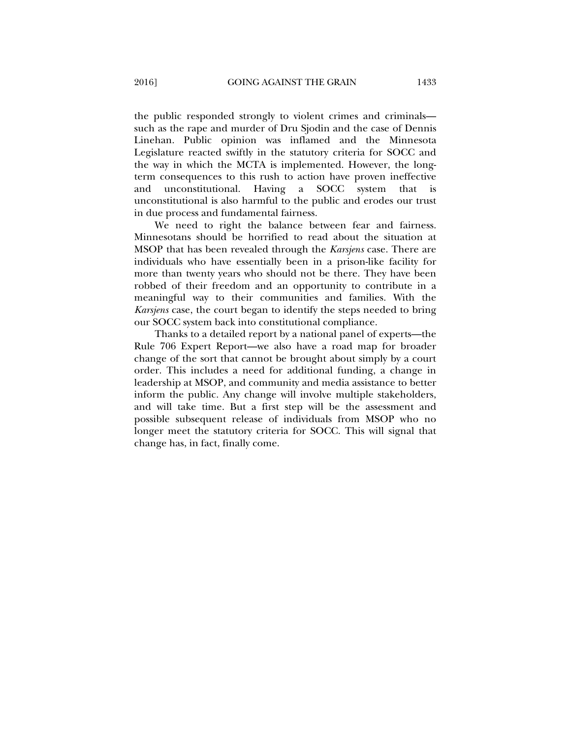the public responded strongly to violent crimes and criminals—such as the rape and murder of Dru Sjodin and the case of Dennis Linehan. Public opinion was inflamed and the Minnesota Legislature reacted swiftly in the statutory criteria for SOCC and the way in which the MCTA is implemented. However, the long-term consequences to this rush to action have proven ineffective and unconstitutional. Having a SOCC system that is unconstitutional is also harmful to the public and erodes our trust in due process and fundamental fairness.

We need to right the balance between fear and fairness. Minnesotans should be horrified to read about the situation at MSOP that has been revealed through the *Karsjens* case. There are individuals who have essentially been in a prison-like facility for more than twenty years who should not be there. They have been robbed of their freedom and an opportunity to contribute in a meaningful way to their communities and families. With the *Karsjens* case, the court began to identify the steps needed to bring our SOCC system back into constitutional compliance.

Thanks to a detailed report by a national panel of experts—the Rule 706 Expert Report—we also have a road map for broader change of the sort that cannot be brought about simply by a court order. This includes a need for additional funding, a change in leadership at MSOP, and community and media assistance to better inform the public. Any change will involve multiple stakeholders, and will take time. But a first step will be the assessment and possible subsequent release of individuals from MSOP who no longer meet the statutory criteria for SOCC. This will signal that change has, in fact, finally come.